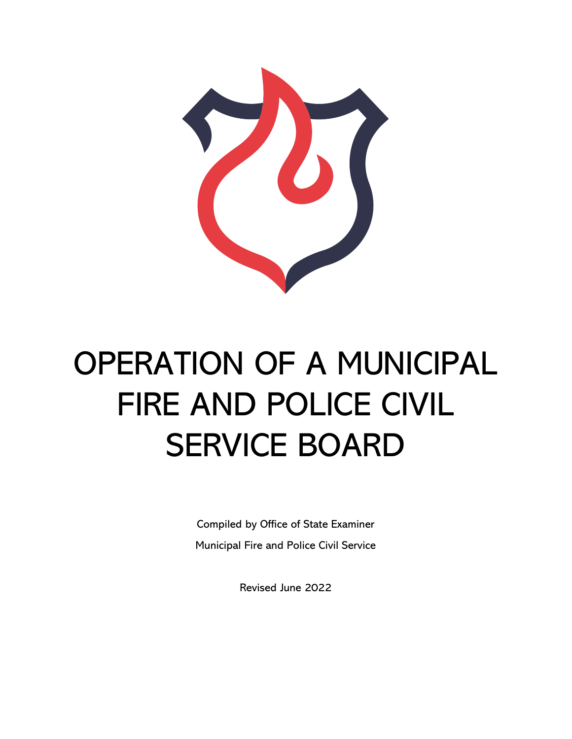# OPERATION OF A MUNICIPAL FIRE AND POLICE CIVIL SERVICE BOARD

Compiled by Office of State Examiner

Municipal Fire and Police Civil Service

Revised June 2022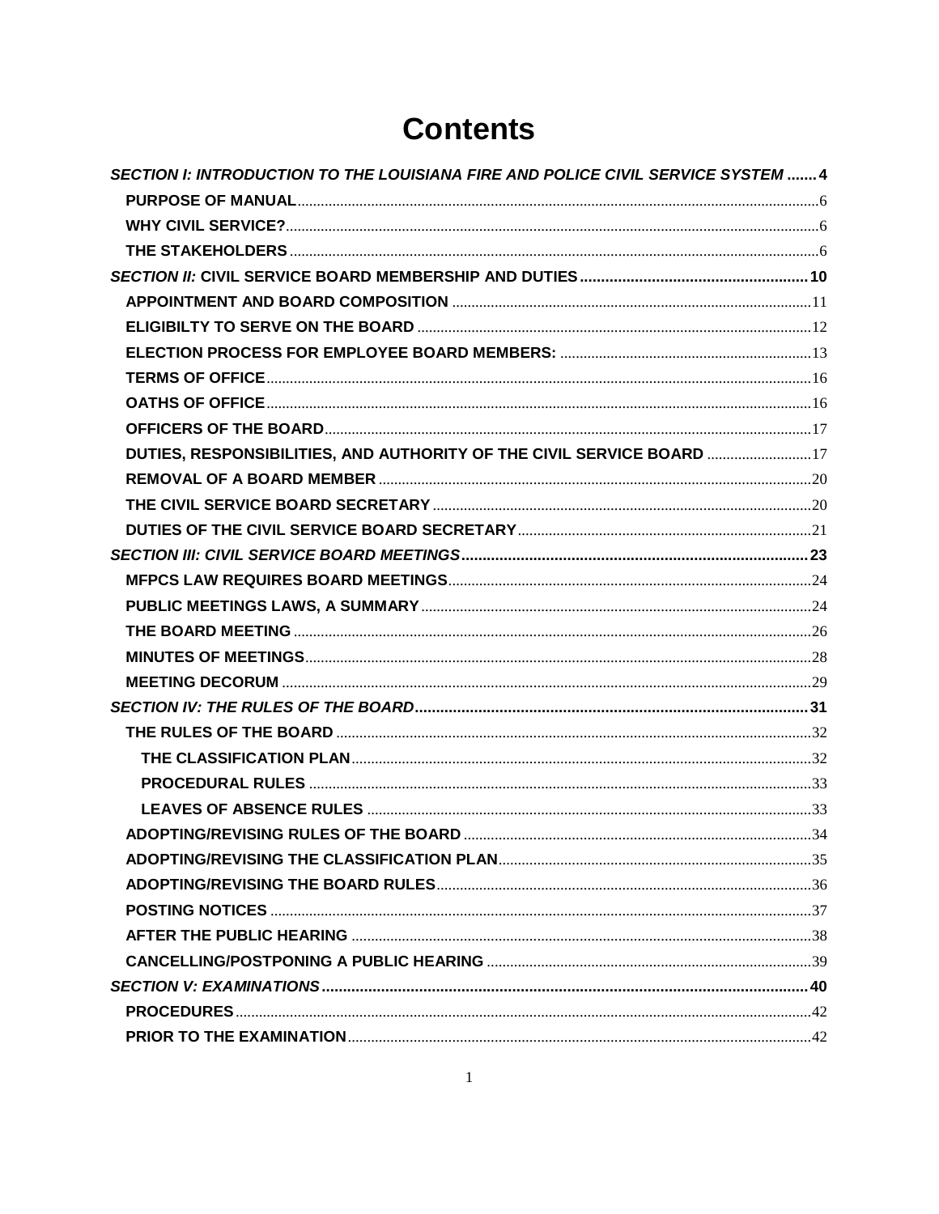# Contents

*SECTION I: INTRODUCTION TO THE LOUISIANA FIRE AND POLICE CIVIL SERVICE SYSTEM* ....... 4

- **PURPOSE OF MANUAL** ....... 6
- **WHY CIVIL SERVICE?** ....... 6
- **THE STAKEHOLDERS** ....... 6

*SECTION II:* **CIVIL SERVICE BOARD MEMBERSHIP AND DUTIES** ....... 10

- **APPOINTMENT AND BOARD COMPOSITION** ....... 11
- **ELIGIBILTY TO SERVE ON THE BOARD** ....... 12
- **ELECTION PROCESS FOR EMPLOYEE BOARD MEMBERS:** ....... 13
- **TERMS OF OFFICE** ....... 16
- **OATHS OF OFFICE** ....... 16
- **OFFICERS OF THE BOARD** ....... 17
- **DUTIES, RESPONSIBILITIES, AND AUTHORITY OF THE CIVIL SERVICE BOARD** ....... 17
- **REMOVAL OF A BOARD MEMBER** ....... 20
- **THE CIVIL SERVICE BOARD SECRETARY** ....... 20
- **DUTIES OF THE CIVIL SERVICE BOARD SECRETARY** ....... 21

*SECTION III: CIVIL SERVICE BOARD MEETINGS* ....... 23

- **MFPCS LAW REQUIRES BOARD MEETINGS** ....... 24
- **PUBLIC MEETINGS LAWS, A SUMMARY** ....... 24
- **THE BOARD MEETING** ....... 26
- **MINUTES OF MEETINGS** ....... 28
- **MEETING DECORUM** ....... 29

*SECTION IV: THE RULES OF THE BOARD* ....... 31

- **THE RULES OF THE BOARD** ....... 32
  - **THE CLASSIFICATION PLAN** ....... 32
  - **PROCEDURAL RULES** ....... 33
  - **LEAVES OF ABSENCE RULES** ....... 33
- **ADOPTING/REVISING RULES OF THE BOARD** ....... 34
- **ADOPTING/REVISING THE CLASSIFICATION PLAN** ....... 35
- **ADOPTING/REVISING THE BOARD RULES** ....... 36
- **POSTING NOTICES** ....... 37
- **AFTER THE PUBLIC HEARING** ....... 38
- **CANCELLING/POSTPONING A PUBLIC HEARING** ....... 39

*SECTION V: EXAMINATIONS* ....... 40

- **PROCEDURES** ....... 42
- **PRIOR TO THE EXAMINATION** ....... 42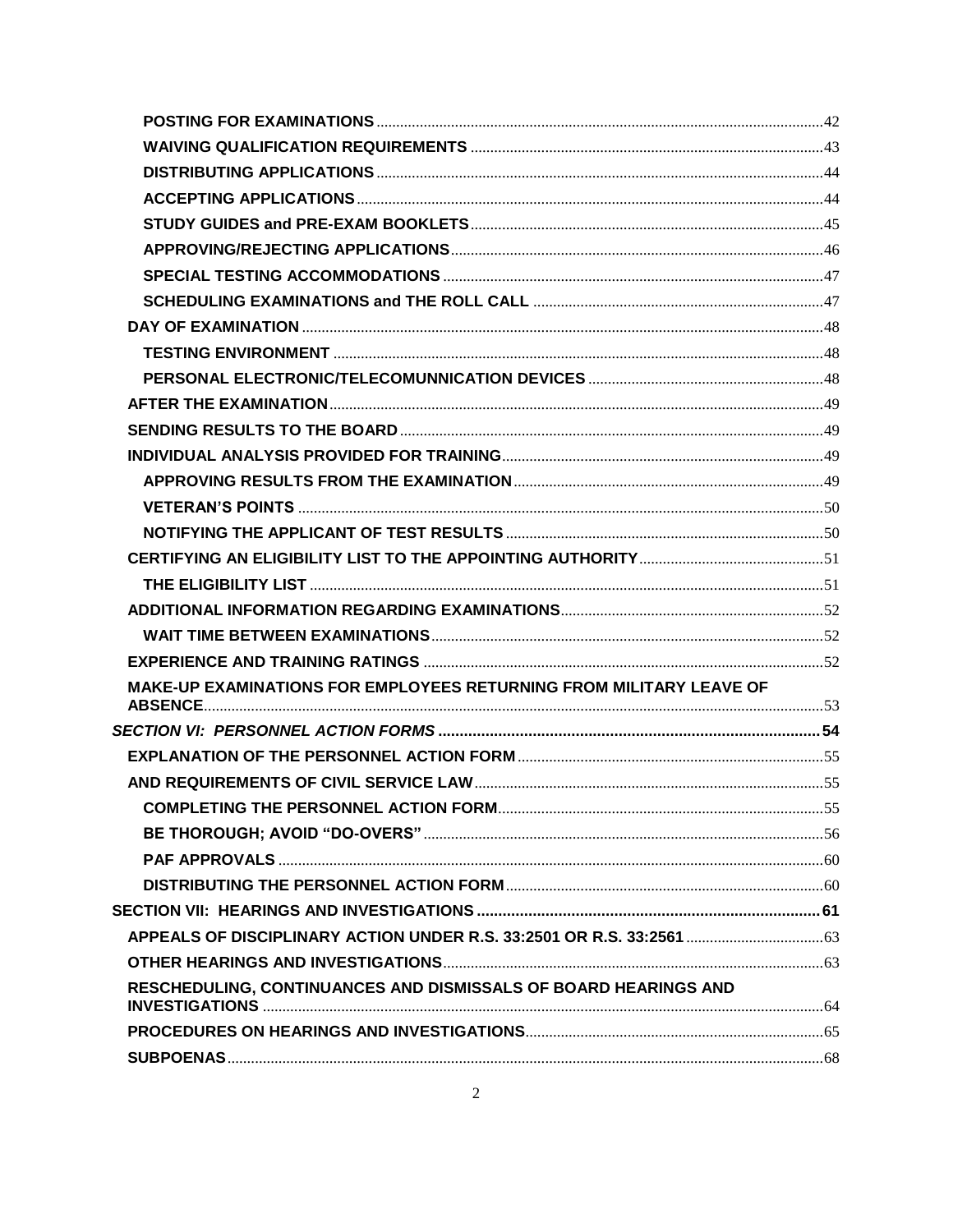- **POSTING FOR EXAMINATIONS** .......... 42
- **WAIVING QUALIFICATION REQUIREMENTS** .......... 43
- **DISTRIBUTING APPLICATIONS** .......... 44
- **ACCEPTING APPLICATIONS** .......... 44
- **STUDY GUIDES and PRE-EXAM BOOKLETS** .......... 45
- **APPROVING/REJECTING APPLICATIONS** .......... 46
- **SPECIAL TESTING ACCOMMODATIONS** .......... 47
- **SCHEDULING EXAMINATIONS and THE ROLL CALL** .......... 47

**DAY OF EXAMINATION** .......... 48

- **TESTING ENVIRONMENT** .......... 48
- **PERSONAL ELECTRONIC/TELECOMUNNICATION DEVICES** .......... 48

**AFTER THE EXAMINATION** .......... 49

**SENDING RESULTS TO THE BOARD** .......... 49

**INDIVIDUAL ANALYSIS PROVIDED FOR TRAINING** .......... 49

- **APPROVING RESULTS FROM THE EXAMINATION** .......... 49
- **VETERAN'S POINTS** .......... 50
- **NOTIFYING THE APPLICANT OF TEST RESULTS** .......... 50

**CERTIFYING AN ELIGIBILITY LIST TO THE APPOINTING AUTHORITY** .......... 51

- **THE ELIGIBILITY LIST** .......... 51

**ADDITIONAL INFORMATION REGARDING EXAMINATIONS** .......... 52

- **WAIT TIME BETWEEN EXAMINATIONS** .......... 52

**EXPERIENCE AND TRAINING RATINGS** .......... 52

**MAKE-UP EXAMINATIONS FOR EMPLOYEES RETURNING FROM MILITARY LEAVE OF ABSENCE** .......... 53

***SECTION VI: PERSONNEL ACTION FORMS*** .......... **54**

**EXPLANATION OF THE PERSONNEL ACTION FORM** .......... 55

**AND REQUIREMENTS OF CIVIL SERVICE LAW** .......... 55

- **COMPLETING THE PERSONNEL ACTION FORM** .......... 55
- **BE THOROUGH; AVOID "DO-OVERS"** .......... 56
- **PAF APPROVALS** .......... 60
- **DISTRIBUTING THE PERSONNEL ACTION FORM** .......... 60

**SECTION VII: HEARINGS AND INVESTIGATIONS** .......... **61**

**APPEALS OF DISCIPLINARY ACTION UNDER R.S. 33:2501 OR R.S. 33:2561** .......... 63

**OTHER HEARINGS AND INVESTIGATIONS** .......... 63

**RESCHEDULING, CONTINUANCES AND DISMISSALS OF BOARD HEARINGS AND INVESTIGATIONS** .......... 64

**PROCEDURES ON HEARINGS AND INVESTIGATIONS** .......... 65

**SUBPOENAS** .......... 68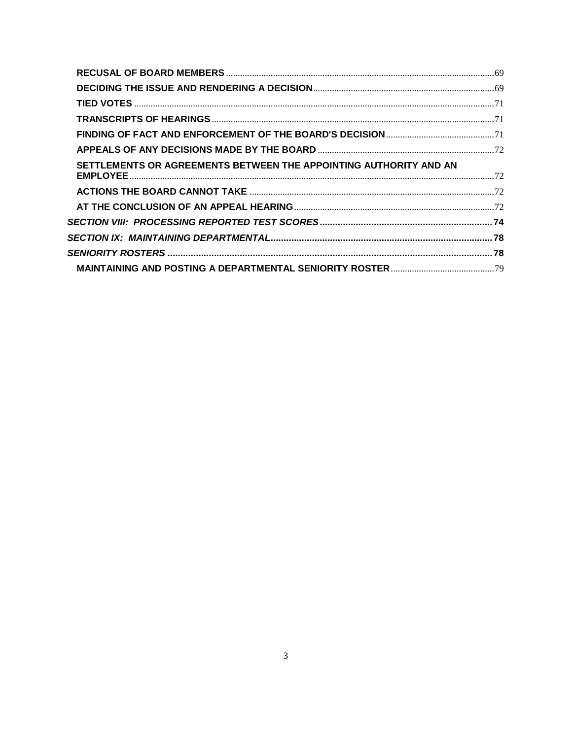**RECUSAL OF BOARD MEMBERS** ........ 69

**DECIDING THE ISSUE AND RENDERING A DECISION** ........ 69

**TIED VOTES** ........ 71

**TRANSCRIPTS OF HEARINGS** ........ 71

**FINDING OF FACT AND ENFORCEMENT OF THE BOARD'S DECISION** ........ 71

**APPEALS OF ANY DECISIONS MADE BY THE BOARD** ........ 72

**SETTLEMENTS OR AGREEMENTS BETWEEN THE APPOINTING AUTHORITY AND AN EMPLOYEE** ........ 72

**ACTIONS THE BOARD CANNOT TAKE** ........ 72

**AT THE CONCLUSION OF AN APPEAL HEARING** ........ 72

***SECTION VIII: PROCESSING REPORTED TEST SCORES*** ........ **74**

***SECTION IX: MAINTAINING DEPARTMENTAL*** ........ **78**

***SENIORITY ROSTERS*** ........ **78**

**MAINTAINING AND POSTING A DEPARTMENTAL SENIORITY ROSTER** ........ 79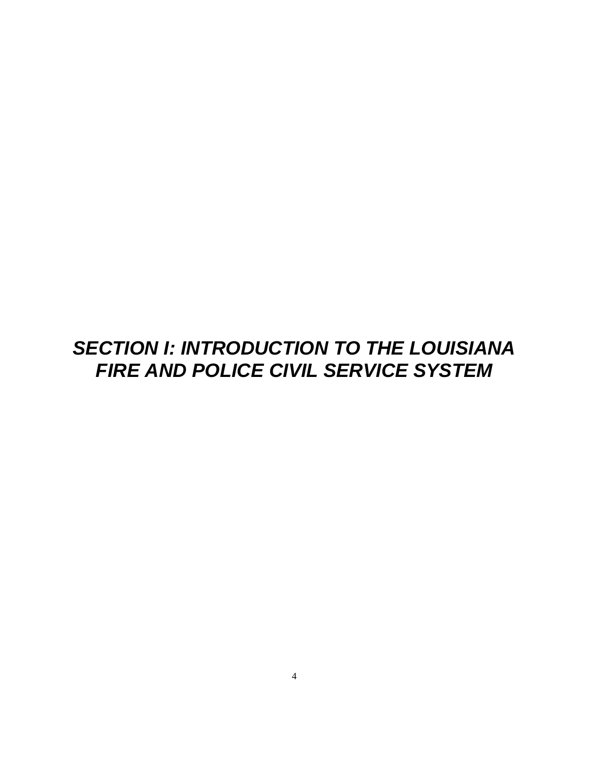# ***SECTION I: INTRODUCTION TO THE LOUISIANA FIRE AND POLICE CIVIL SERVICE SYSTEM***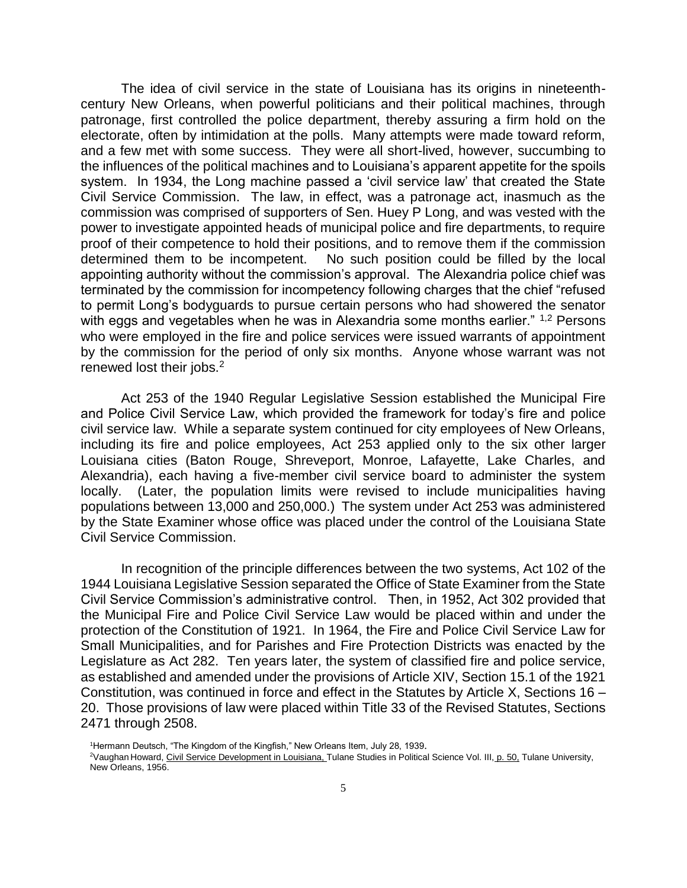The idea of civil service in the state of Louisiana has its origins in nineteenth-century New Orleans, when powerful politicians and their political machines, through patronage, first controlled the police department, thereby assuring a firm hold on the electorate, often by intimidation at the polls. Many attempts were made toward reform, and a few met with some success. They were all short-lived, however, succumbing to the influences of the political machines and to Louisiana's apparent appetite for the spoils system. In 1934, the Long machine passed a 'civil service law' that created the State Civil Service Commission. The law, in effect, was a patronage act, inasmuch as the commission was comprised of supporters of Sen. Huey P Long, and was vested with the power to investigate appointed heads of municipal police and fire departments, to require proof of their competence to hold their positions, and to remove them if the commission determined them to be incompetent. No such position could be filled by the local appointing authority without the commission's approval. The Alexandria police chief was terminated by the commission for incompetency following charges that the chief "refused to permit Long's bodyguards to pursue certain persons who had showered the senator with eggs and vegetables when he was in Alexandria some months earlier." [1,2] Persons who were employed in the fire and police services were issued warrants of appointment by the commission for the period of only six months. Anyone whose warrant was not renewed lost their jobs.[2]

Act 253 of the 1940 Regular Legislative Session established the Municipal Fire and Police Civil Service Law, which provided the framework for today's fire and police civil service law. While a separate system continued for city employees of New Orleans, including its fire and police employees, Act 253 applied only to the six other larger Louisiana cities (Baton Rouge, Shreveport, Monroe, Lafayette, Lake Charles, and Alexandria), each having a five-member civil service board to administer the system locally. (Later, the population limits were revised to include municipalities having populations between 13,000 and 250,000.) The system under Act 253 was administered by the State Examiner whose office was placed under the control of the Louisiana State Civil Service Commission.

In recognition of the principle differences between the two systems, Act 102 of the 1944 Louisiana Legislative Session separated the Office of State Examiner from the State Civil Service Commission's administrative control. Then, in 1952, Act 302 provided that the Municipal Fire and Police Civil Service Law would be placed within and under the protection of the Constitution of 1921. In 1964, the Fire and Police Civil Service Law for Small Municipalities, and for Parishes and Fire Protection Districts was enacted by the Legislature as Act 282. Ten years later, the system of classified fire and police service, as established and amended under the provisions of Article XIV, Section 15.1 of the 1921 Constitution, was continued in force and effect in the Statutes by Article X, Sections 16 – 20. Those provisions of law were placed within Title 33 of the Revised Statutes, Sections 2471 through 2508.

[1] Hermann Deutsch, "The Kingdom of the Kingfish," New Orleans Item, July 28, 1939.

[2] Vaughan Howard, Civil Service Development in Louisiana, Tulane Studies in Political Science Vol. III, p. 50, Tulane University, New Orleans, 1956.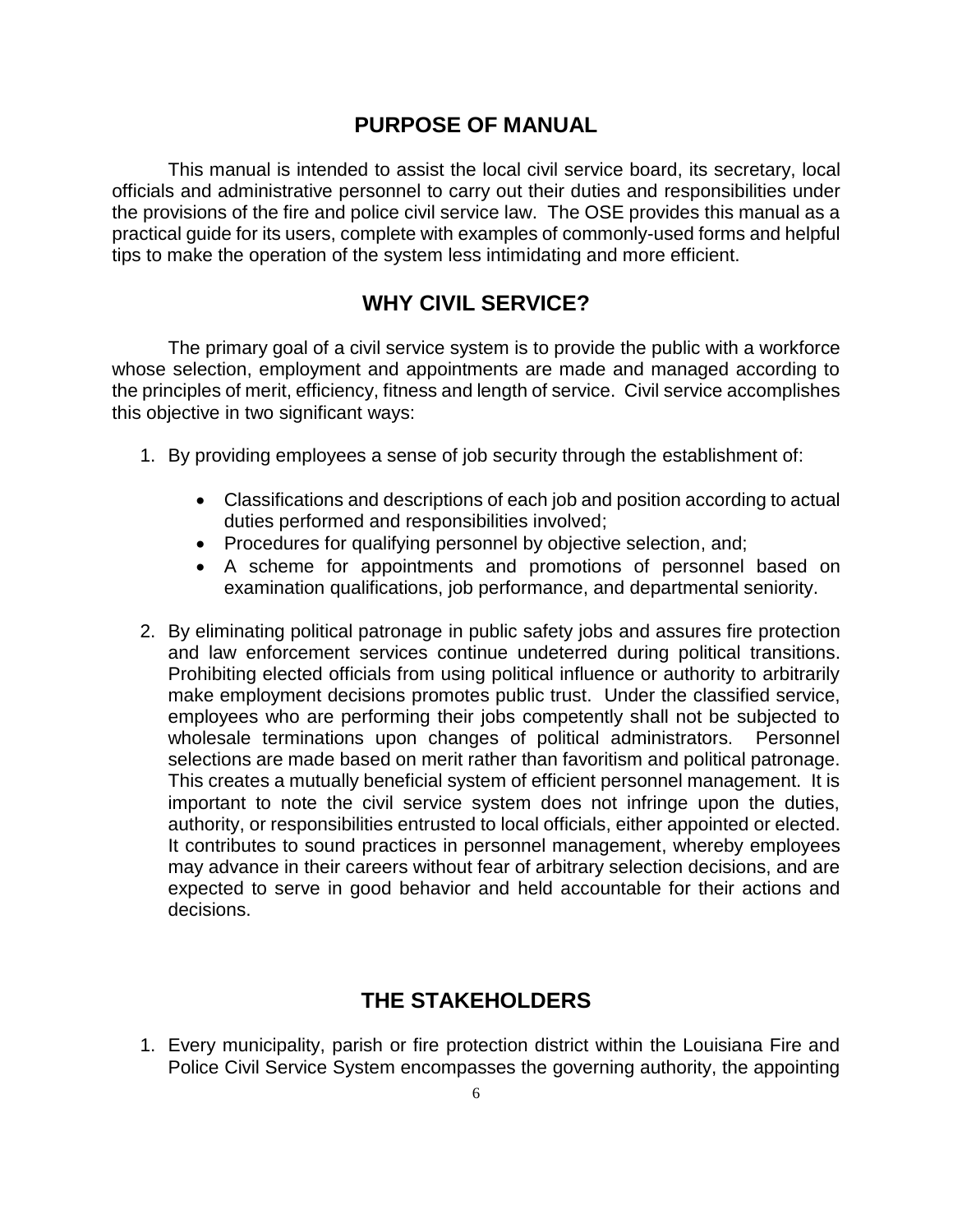## PURPOSE OF MANUAL

This manual is intended to assist the local civil service board, its secretary, local officials and administrative personnel to carry out their duties and responsibilities under the provisions of the fire and police civil service law. The OSE provides this manual as a practical guide for its users, complete with examples of commonly-used forms and helpful tips to make the operation of the system less intimidating and more efficient.

## WHY CIVIL SERVICE?

The primary goal of a civil service system is to provide the public with a workforce whose selection, employment and appointments are made and managed according to the principles of merit, efficiency, fitness and length of service. Civil service accomplishes this objective in two significant ways:

1. By providing employees a sense of job security through the establishment of:

   - Classifications and descriptions of each job and position according to actual duties performed and responsibilities involved;
   - Procedures for qualifying personnel by objective selection, and;
   - A scheme for appointments and promotions of personnel based on examination qualifications, job performance, and departmental seniority.

2. By eliminating political patronage in public safety jobs and assures fire protection and law enforcement services continue undeterred during political transitions. Prohibiting elected officials from using political influence or authority to arbitrarily make employment decisions promotes public trust. Under the classified service, employees who are performing their jobs competently shall not be subjected to wholesale terminations upon changes of political administrators. Personnel selections are made based on merit rather than favoritism and political patronage. This creates a mutually beneficial system of efficient personnel management. It is important to note the civil service system does not infringe upon the duties, authority, or responsibilities entrusted to local officials, either appointed or elected. It contributes to sound practices in personnel management, whereby employees may advance in their careers without fear of arbitrary selection decisions, and are expected to serve in good behavior and held accountable for their actions and decisions.

## THE STAKEHOLDERS

1. Every municipality, parish or fire protection district within the Louisiana Fire and Police Civil Service System encompasses the governing authority, the appointing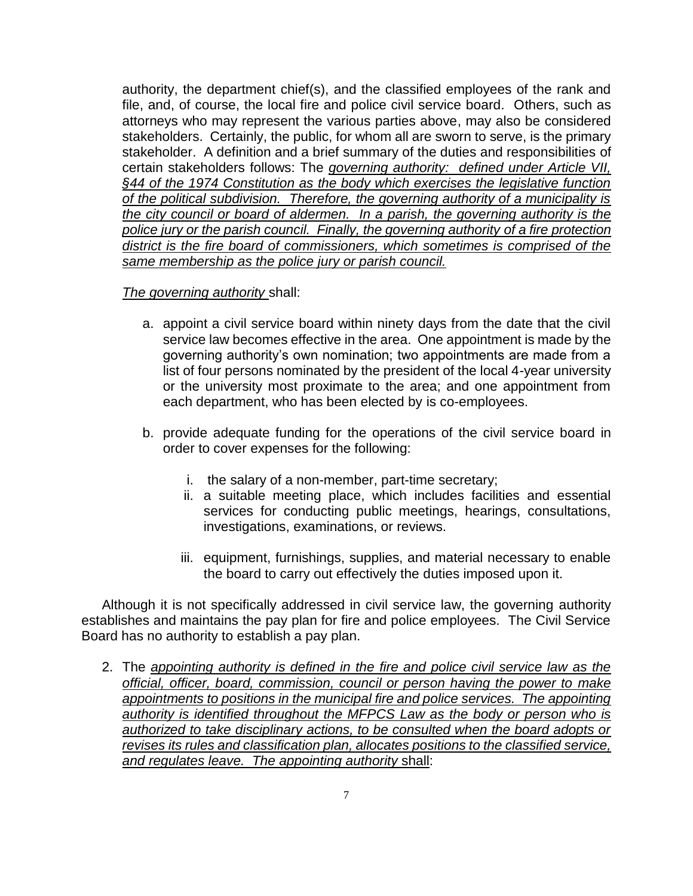authority, the department chief(s), and the classified employees of the rank and file, and, of course, the local fire and police civil service board. Others, such as attorneys who may represent the various parties above, may also be considered stakeholders. Certainly, the public, for whom all are sworn to serve, is the primary stakeholder. A definition and a brief summary of the duties and responsibilities of certain stakeholders follows: The *governing authority: defined under Article VII, §44 of the 1974 Constitution as the body which exercises the legislative function of the political subdivision. Therefore, the governing authority of a municipality is the city council or board of aldermen. In a parish, the governing authority is the police jury or the parish council. Finally, the governing authority of a fire protection district is the fire board of commissioners, which sometimes is comprised of the same membership as the police jury or parish council.*

*The governing authority* shall:

a. appoint a civil service board within ninety days from the date that the civil service law becomes effective in the area. One appointment is made by the governing authority's own nomination; two appointments are made from a list of four persons nominated by the president of the local 4-year university or the university most proximate to the area; and one appointment from each department, who has been elected by is co-employees.

b. provide adequate funding for the operations of the civil service board in order to cover expenses for the following:

   i. the salary of a non-member, part-time secretary;
   ii. a suitable meeting place, which includes facilities and essential services for conducting public meetings, hearings, consultations, investigations, examinations, or reviews.
   iii. equipment, furnishings, supplies, and material necessary to enable the board to carry out effectively the duties imposed upon it.

Although it is not specifically addressed in civil service law, the governing authority establishes and maintains the pay plan for fire and police employees. The Civil Service Board has no authority to establish a pay plan.

2. The *appointing authority is defined in the fire and police civil service law as the official, officer, board, commission, council or person having the power to make appointments to positions in the municipal fire and police services. The appointing authority is identified throughout the MFPCS Law as the body or person who is authorized to take disciplinary actions, to be consulted when the board adopts or revises its rules and classification plan, allocates positions to the classified service, and regulates leave. The appointing authority* shall: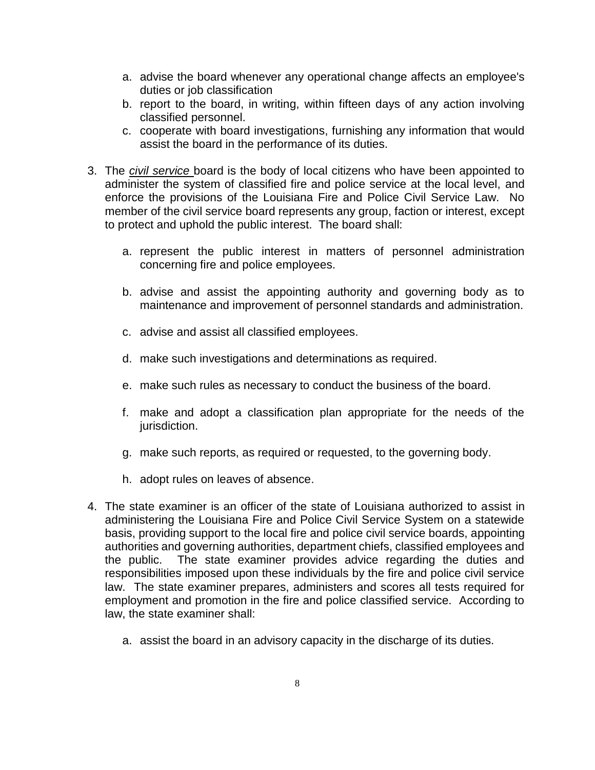a. advise the board whenever any operational change affects an employee's duties or job classification
   b. report to the board, in writing, within fifteen days of any action involving classified personnel.
   c. cooperate with board investigations, furnishing any information that would assist the board in the performance of its duties.

3. The *civil service* board is the body of local citizens who have been appointed to administer the system of classified fire and police service at the local level, and enforce the provisions of the Louisiana Fire and Police Civil Service Law. No member of the civil service board represents any group, faction or interest, except to protect and uphold the public interest. The board shall:

   a. represent the public interest in matters of personnel administration concerning fire and police employees.

   b. advise and assist the appointing authority and governing body as to maintenance and improvement of personnel standards and administration.

   c. advise and assist all classified employees.

   d. make such investigations and determinations as required.

   e. make such rules as necessary to conduct the business of the board.

   f. make and adopt a classification plan appropriate for the needs of the jurisdiction.

   g. make such reports, as required or requested, to the governing body.

   h. adopt rules on leaves of absence.

4. The state examiner is an officer of the state of Louisiana authorized to assist in administering the Louisiana Fire and Police Civil Service System on a statewide basis, providing support to the local fire and police civil service boards, appointing authorities and governing authorities, department chiefs, classified employees and the public. The state examiner provides advice regarding the duties and responsibilities imposed upon these individuals by the fire and police civil service law. The state examiner prepares, administers and scores all tests required for employment and promotion in the fire and police classified service. According to law, the state examiner shall:

   a. assist the board in an advisory capacity in the discharge of its duties.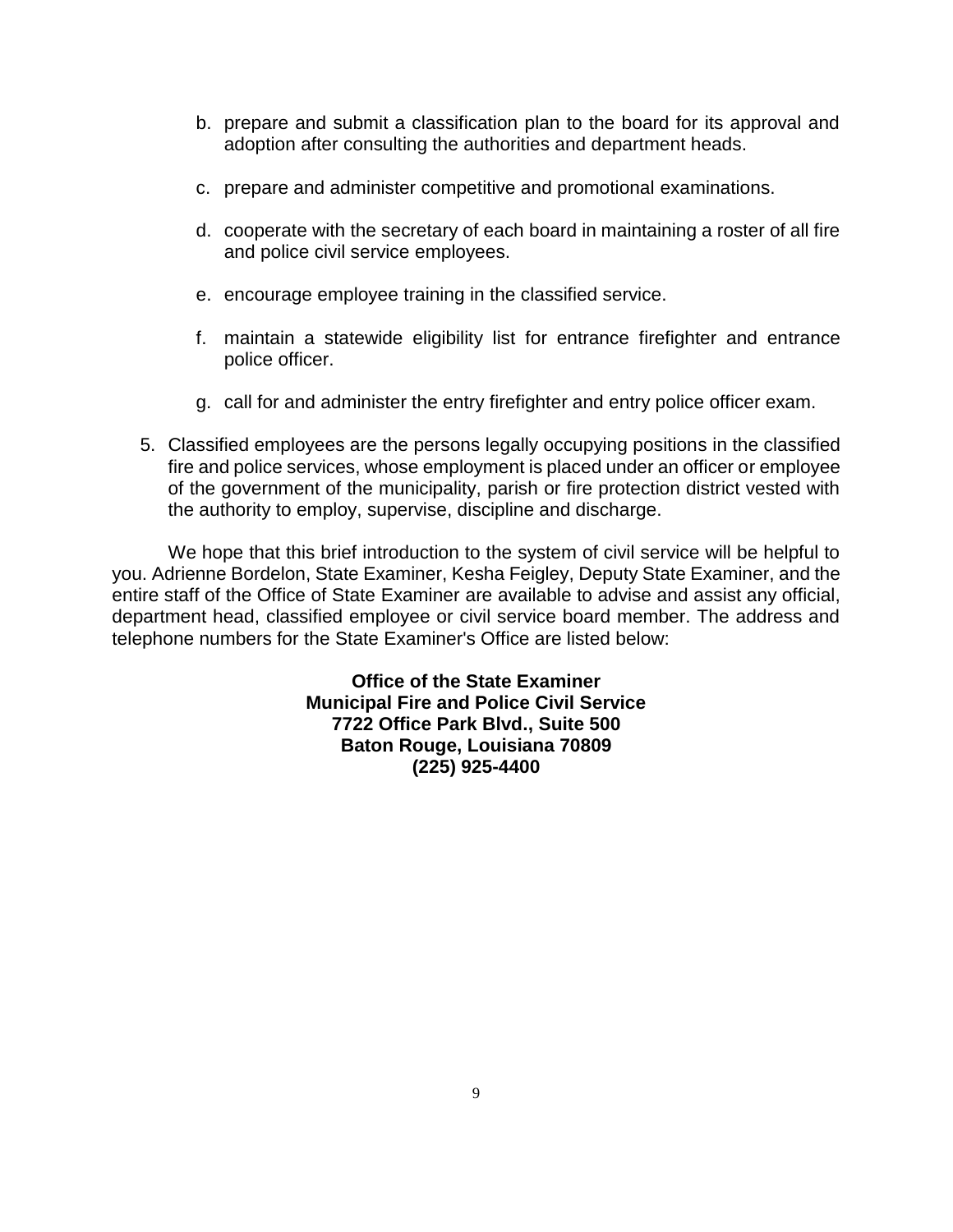b. prepare and submit a classification plan to the board for its approval and adoption after consulting the authorities and department heads.

c. prepare and administer competitive and promotional examinations.

d. cooperate with the secretary of each board in maintaining a roster of all fire and police civil service employees.

e. encourage employee training in the classified service.

f. maintain a statewide eligibility list for entrance firefighter and entrance police officer.

g. call for and administer the entry firefighter and entry police officer exam.

5. Classified employees are the persons legally occupying positions in the classified fire and police services, whose employment is placed under an officer or employee of the government of the municipality, parish or fire protection district vested with the authority to employ, supervise, discipline and discharge.

We hope that this brief introduction to the system of civil service will be helpful to you. Adrienne Bordelon, State Examiner, Kesha Feigley, Deputy State Examiner, and the entire staff of the Office of State Examiner are available to advise and assist any official, department head, classified employee or civil service board member. The address and telephone numbers for the State Examiner's Office are listed below:

**Office of the State Examiner**
**Municipal Fire and Police Civil Service**
**7722 Office Park Blvd., Suite 500**
**Baton Rouge, Louisiana 70809**
**(225) 925-4400**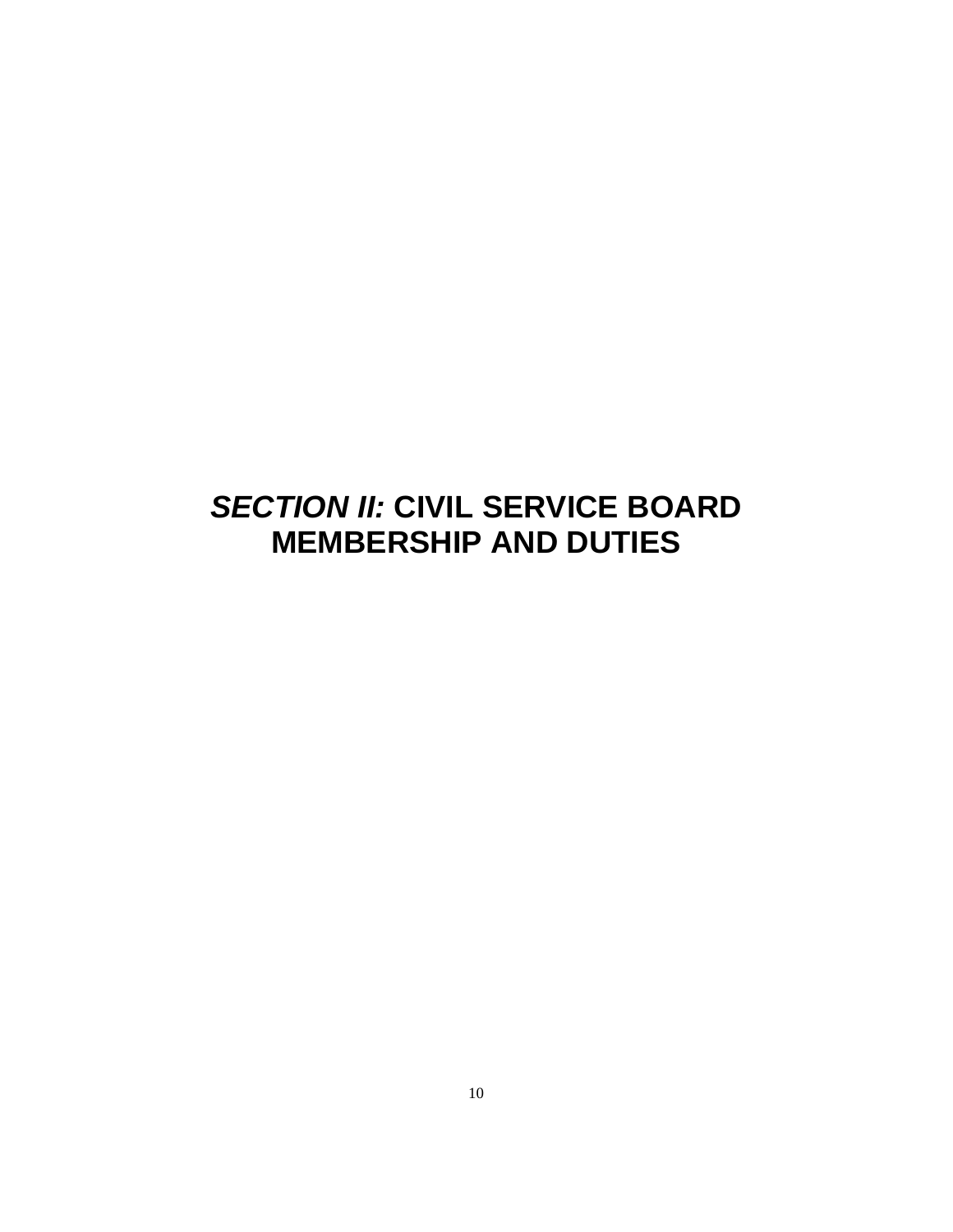# *SECTION II:* CIVIL SERVICE BOARD MEMBERSHIP AND DUTIES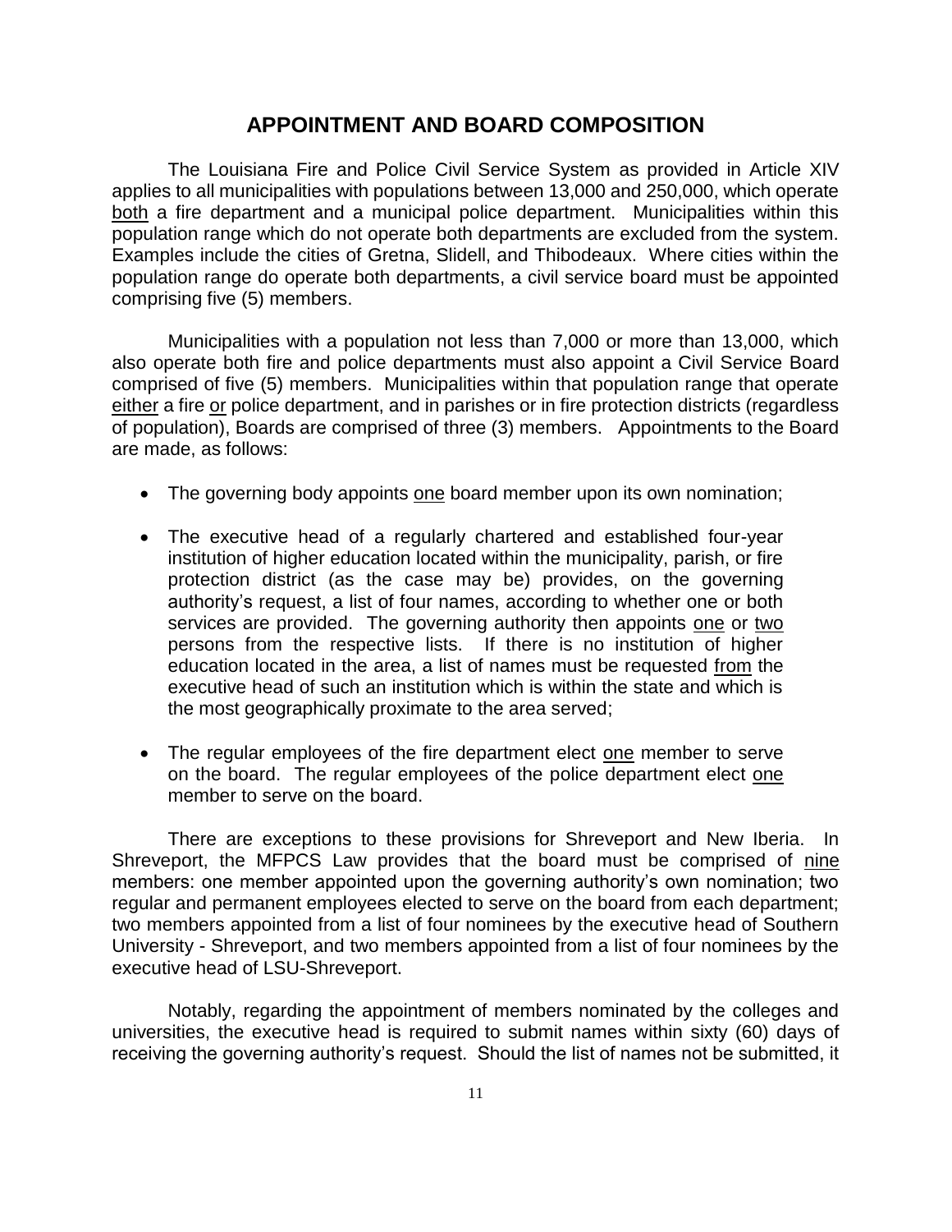## APPOINTMENT AND BOARD COMPOSITION

The Louisiana Fire and Police Civil Service System as provided in Article XIV applies to all municipalities with populations between 13,000 and 250,000, which operate both a fire department and a municipal police department. Municipalities within this population range which do not operate both departments are excluded from the system. Examples include the cities of Gretna, Slidell, and Thibodeaux. Where cities within the population range do operate both departments, a civil service board must be appointed comprising five (5) members.

Municipalities with a population not less than 7,000 or more than 13,000, which also operate both fire and police departments must also appoint a Civil Service Board comprised of five (5) members. Municipalities within that population range that operate either a fire or police department, and in parishes or in fire protection districts (regardless of population), Boards are comprised of three (3) members. Appointments to the Board are made, as follows:

- The governing body appoints one board member upon its own nomination;
- The executive head of a regularly chartered and established four-year institution of higher education located within the municipality, parish, or fire protection district (as the case may be) provides, on the governing authority's request, a list of four names, according to whether one or both services are provided. The governing authority then appoints one or two persons from the respective lists. If there is no institution of higher education located in the area, a list of names must be requested from the executive head of such an institution which is within the state and which is the most geographically proximate to the area served;
- The regular employees of the fire department elect one member to serve on the board. The regular employees of the police department elect one member to serve on the board.

There are exceptions to these provisions for Shreveport and New Iberia. In Shreveport, the MFPCS Law provides that the board must be comprised of nine members: one member appointed upon the governing authority's own nomination; two regular and permanent employees elected to serve on the board from each department; two members appointed from a list of four nominees by the executive head of Southern University - Shreveport, and two members appointed from a list of four nominees by the executive head of LSU-Shreveport.

Notably, regarding the appointment of members nominated by the colleges and universities, the executive head is required to submit names within sixty (60) days of receiving the governing authority's request. Should the list of names not be submitted, it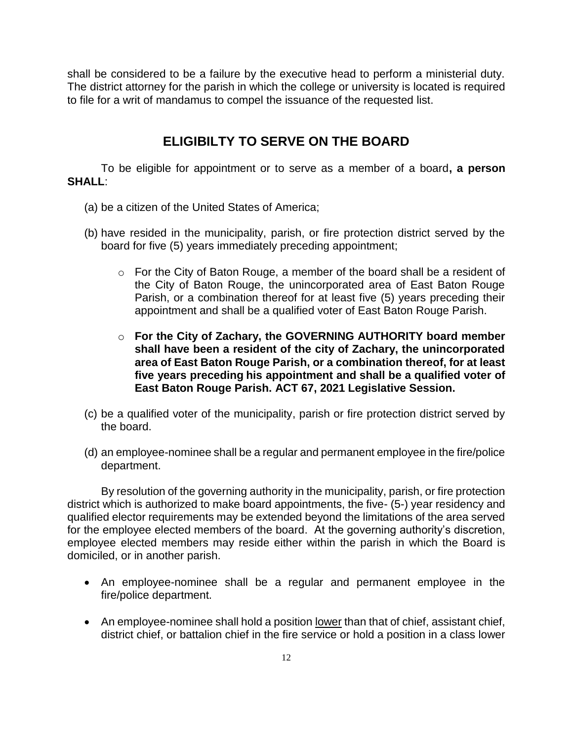shall be considered to be a failure by the executive head to perform a ministerial duty. The district attorney for the parish in which the college or university is located is required to file for a writ of mandamus to compel the issuance of the requested list.

## ELIGIBILTY TO SERVE ON THE BOARD

To be eligible for appointment or to serve as a member of a board**, a person SHALL**:

(a) be a citizen of the United States of America;

(b) have resided in the municipality, parish, or fire protection district served by the board for five (5) years immediately preceding appointment;

- For the City of Baton Rouge, a member of the board shall be a resident of the City of Baton Rouge, the unincorporated area of East Baton Rouge Parish, or a combination thereof for at least five (5) years preceding their appointment and shall be a qualified voter of East Baton Rouge Parish.

- **For the City of Zachary, the GOVERNING AUTHORITY board member shall have been a resident of the city of Zachary, the unincorporated area of East Baton Rouge Parish, or a combination thereof, for at least five years preceding his appointment and shall be a qualified voter of East Baton Rouge Parish. ACT 67, 2021 Legislative Session.**

(c) be a qualified voter of the municipality, parish or fire protection district served by the board.

(d) an employee-nominee shall be a regular and permanent employee in the fire/police department.

By resolution of the governing authority in the municipality, parish, or fire protection district which is authorized to make board appointments, the five- (5-) year residency and qualified elector requirements may be extended beyond the limitations of the area served for the employee elected members of the board. At the governing authority's discretion, employee elected members may reside either within the parish in which the Board is domiciled, or in another parish.

- An employee-nominee shall be a regular and permanent employee in the fire/police department.

- An employee-nominee shall hold a position lower than that of chief, assistant chief, district chief, or battalion chief in the fire service or hold a position in a class lower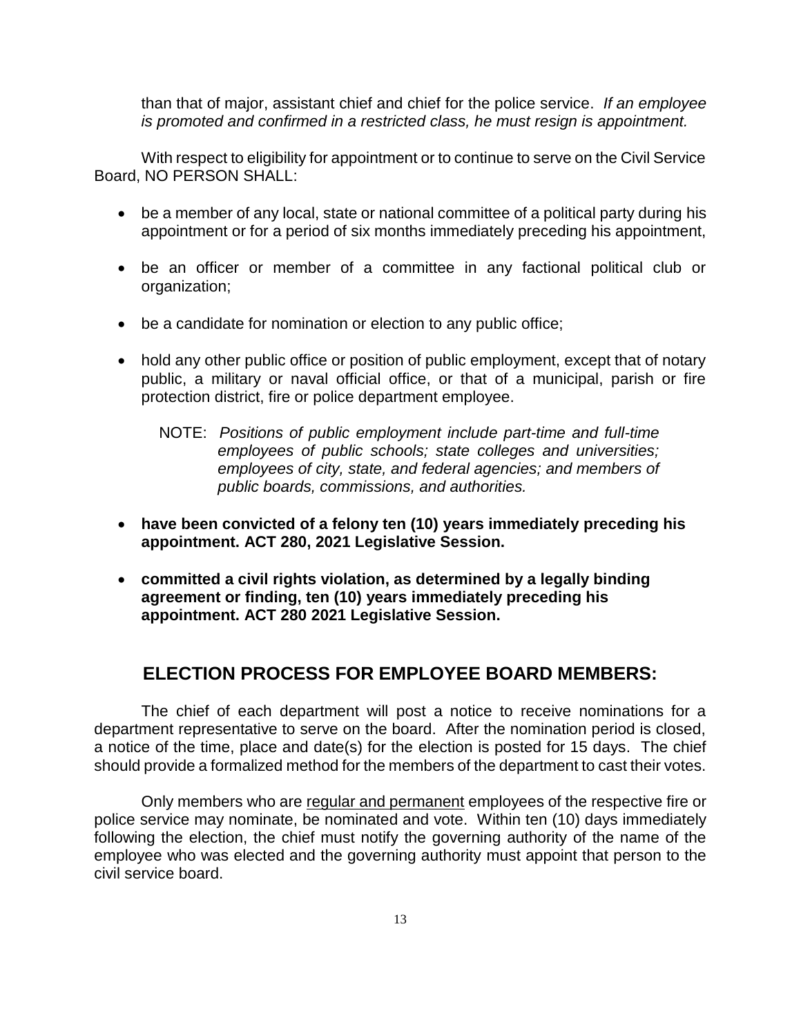than that of major, assistant chief and chief for the police service. *If an employee is promoted and confirmed in a restricted class, he must resign is appointment.*

With respect to eligibility for appointment or to continue to serve on the Civil Service Board, NO PERSON SHALL:

- be a member of any local, state or national committee of a political party during his appointment or for a period of six months immediately preceding his appointment,
- be an officer or member of a committee in any factional political club or organization;
- be a candidate for nomination or election to any public office;
- hold any other public office or position of public employment, except that of notary public, a military or naval official office, or that of a municipal, parish or fire protection district, fire or police department employee.

  NOTE: *Positions of public employment include part-time and full-time employees of public schools; state colleges and universities; employees of city, state, and federal agencies; and members of public boards, commissions, and authorities.*

- **have been convicted of a felony ten (10) years immediately preceding his appointment. ACT 280, 2021 Legislative Session.**
- **committed a civil rights violation, as determined by a legally binding agreement or finding, ten (10) years immediately preceding his appointment. ACT 280 2021 Legislative Session.**

## ELECTION PROCESS FOR EMPLOYEE BOARD MEMBERS:

The chief of each department will post a notice to receive nominations for a department representative to serve on the board. After the nomination period is closed, a notice of the time, place and date(s) for the election is posted for 15 days. The chief should provide a formalized method for the members of the department to cast their votes.

Only members who are regular and permanent employees of the respective fire or police service may nominate, be nominated and vote. Within ten (10) days immediately following the election, the chief must notify the governing authority of the name of the employee who was elected and the governing authority must appoint that person to the civil service board.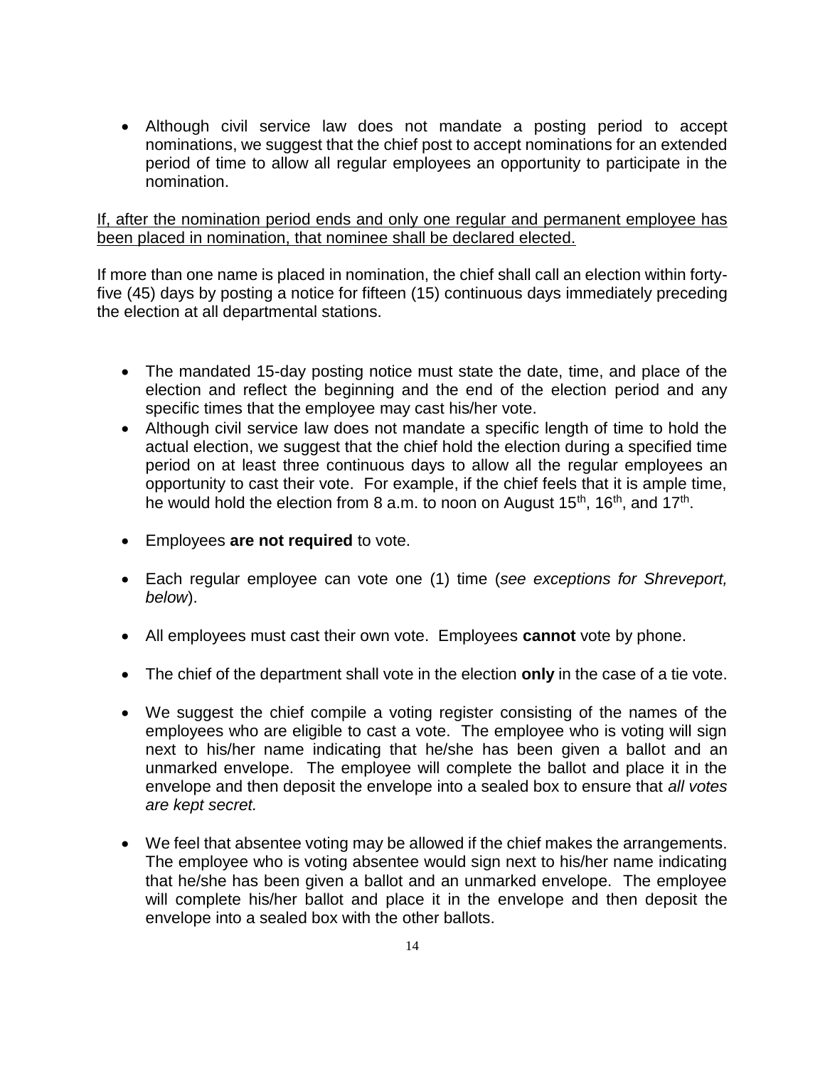- Although civil service law does not mandate a posting period to accept nominations, we suggest that the chief post to accept nominations for an extended period of time to allow all regular employees an opportunity to participate in the nomination.

<u>If, after the nomination period ends and only one regular and permanent employee has been placed in nomination, that nominee shall be declared elected.</u>

If more than one name is placed in nomination, the chief shall call an election within forty-five (45) days by posting a notice for fifteen (15) continuous days immediately preceding the election at all departmental stations.

- The mandated 15-day posting notice must state the date, time, and place of the election and reflect the beginning and the end of the election period and any specific times that the employee may cast his/her vote.
- Although civil service law does not mandate a specific length of time to hold the actual election, we suggest that the chief hold the election during a specified time period on at least three continuous days to allow all the regular employees an opportunity to cast their vote. For example, if the chief feels that it is ample time, he would hold the election from 8 a.m. to noon on August 15th, 16th, and 17th.
- Employees **are not required** to vote.
- Each regular employee can vote one (1) time (*see exceptions for Shreveport, below*).
- All employees must cast their own vote. Employees **cannot** vote by phone.
- The chief of the department shall vote in the election **only** in the case of a tie vote.
- We suggest the chief compile a voting register consisting of the names of the employees who are eligible to cast a vote. The employee who is voting will sign next to his/her name indicating that he/she has been given a ballot and an unmarked envelope. The employee will complete the ballot and place it in the envelope and then deposit the envelope into a sealed box to ensure that *all votes are kept secret.*
- We feel that absentee voting may be allowed if the chief makes the arrangements. The employee who is voting absentee would sign next to his/her name indicating that he/she has been given a ballot and an unmarked envelope. The employee will complete his/her ballot and place it in the envelope and then deposit the envelope into a sealed box with the other ballots.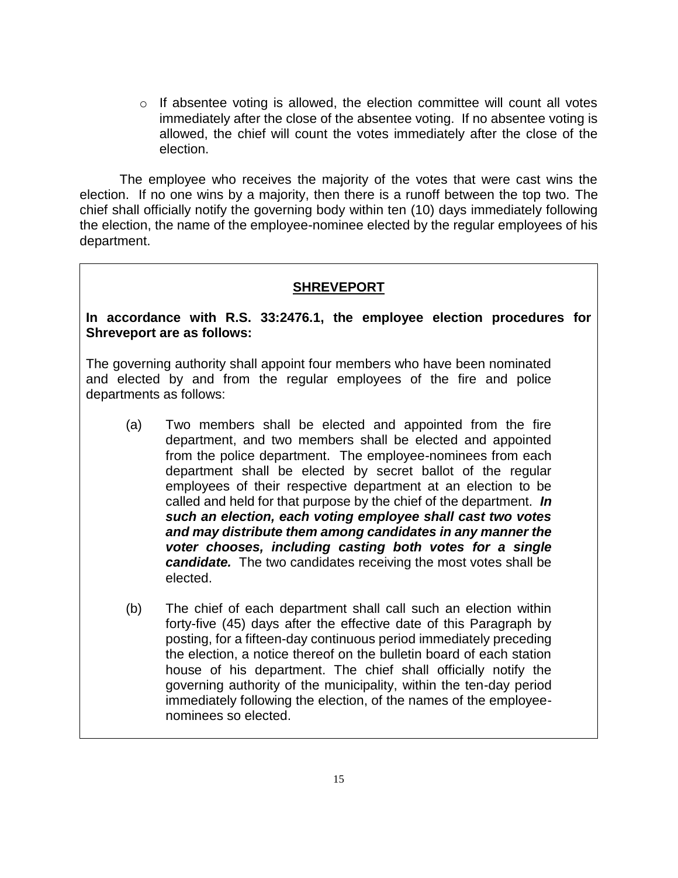- If absentee voting is allowed, the election committee will count all votes immediately after the close of the absentee voting. If no absentee voting is allowed, the chief will count the votes immediately after the close of the election.

The employee who receives the majority of the votes that were cast wins the election. If no one wins by a majority, then there is a runoff between the top two. The chief shall officially notify the governing body within ten (10) days immediately following the election, the name of the employee-nominee elected by the regular employees of his department.

## SHREVEPORT

**In accordance with R.S. 33:2476.1, the employee election procedures for Shreveport are as follows:**

The governing authority shall appoint four members who have been nominated and elected by and from the regular employees of the fire and police departments as follows:

(a) Two members shall be elected and appointed from the fire department, and two members shall be elected and appointed from the police department. The employee-nominees from each department shall be elected by secret ballot of the regular employees of their respective department at an election to be called and held for that purpose by the chief of the department. ***In such an election, each voting employee shall cast two votes and may distribute them among candidates in any manner the voter chooses, including casting both votes for a single candidate.*** The two candidates receiving the most votes shall be elected.

(b) The chief of each department shall call such an election within forty-five (45) days after the effective date of this Paragraph by posting, for a fifteen-day continuous period immediately preceding the election, a notice thereof on the bulletin board of each station house of his department. The chief shall officially notify the governing authority of the municipality, within the ten-day period immediately following the election, of the names of the employee-nominees so elected.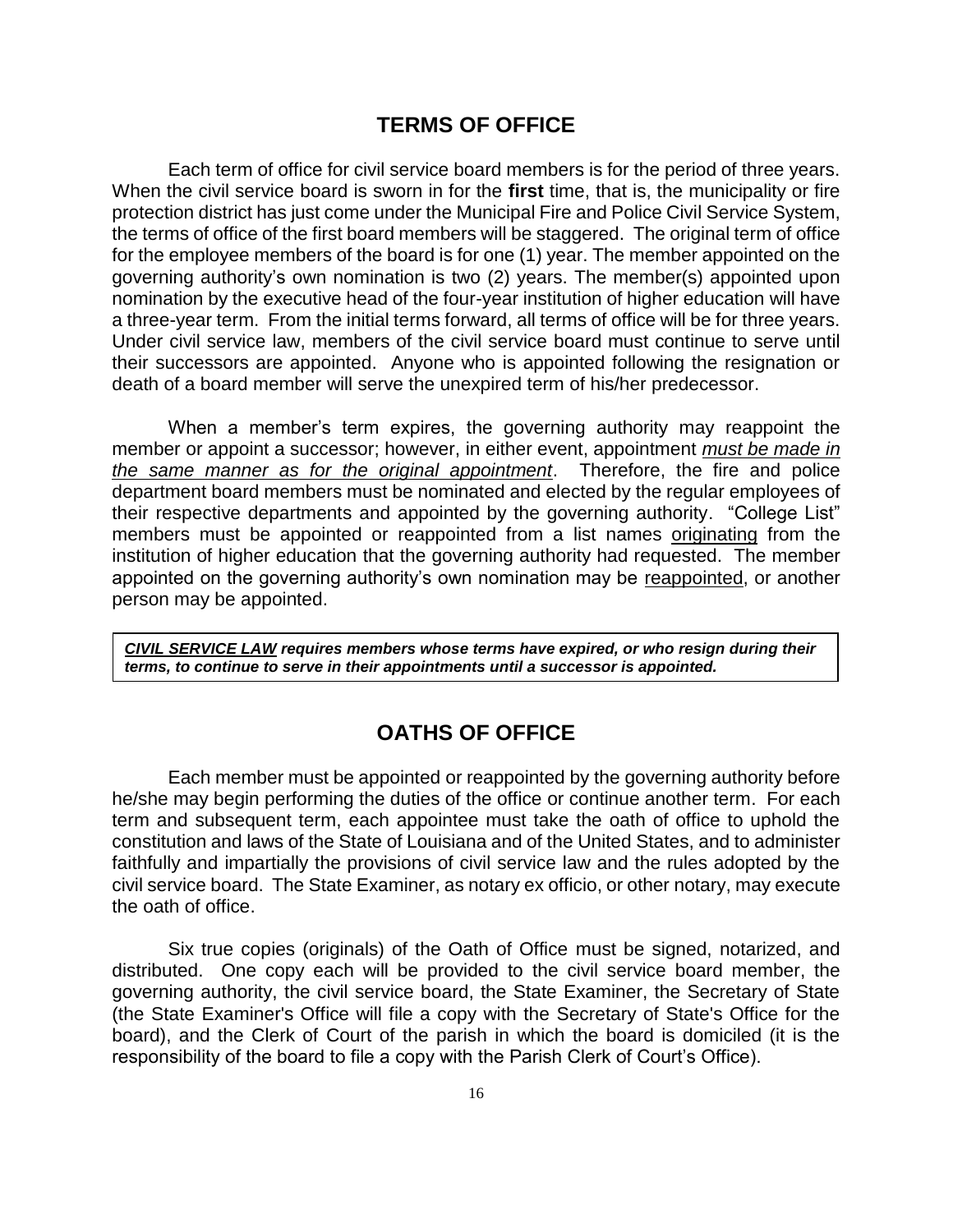## TERMS OF OFFICE

Each term of office for civil service board members is for the period of three years. When the civil service board is sworn in for the **first** time, that is, the municipality or fire protection district has just come under the Municipal Fire and Police Civil Service System, the terms of office of the first board members will be staggered. The original term of office for the employee members of the board is for one (1) year. The member appointed on the governing authority's own nomination is two (2) years. The member(s) appointed upon nomination by the executive head of the four-year institution of higher education will have a three-year term. From the initial terms forward, all terms of office will be for three years. Under civil service law, members of the civil service board must continue to serve until their successors are appointed. Anyone who is appointed following the resignation or death of a board member will serve the unexpired term of his/her predecessor.

When a member's term expires, the governing authority may reappoint the member or appoint a successor; however, in either event, appointment *must be made in the same manner as for the original appointment*. Therefore, the fire and police department board members must be nominated and elected by the regular employees of their respective departments and appointed by the governing authority. "College List" members must be appointed or reappointed from a list names originating from the institution of higher education that the governing authority had requested. The member appointed on the governing authority's own nomination may be reappointed, or another person may be appointed.

> ***CIVIL SERVICE LAW requires members whose terms have expired, or who resign during their terms, to continue to serve in their appointments until a successor is appointed.***

## OATHS OF OFFICE

Each member must be appointed or reappointed by the governing authority before he/she may begin performing the duties of the office or continue another term. For each term and subsequent term, each appointee must take the oath of office to uphold the constitution and laws of the State of Louisiana and of the United States, and to administer faithfully and impartially the provisions of civil service law and the rules adopted by the civil service board. The State Examiner, as notary ex officio, or other notary, may execute the oath of office.

Six true copies (originals) of the Oath of Office must be signed, notarized, and distributed. One copy each will be provided to the civil service board member, the governing authority, the civil service board, the State Examiner, the Secretary of State (the State Examiner's Office will file a copy with the Secretary of State's Office for the board), and the Clerk of Court of the parish in which the board is domiciled (it is the responsibility of the board to file a copy with the Parish Clerk of Court's Office).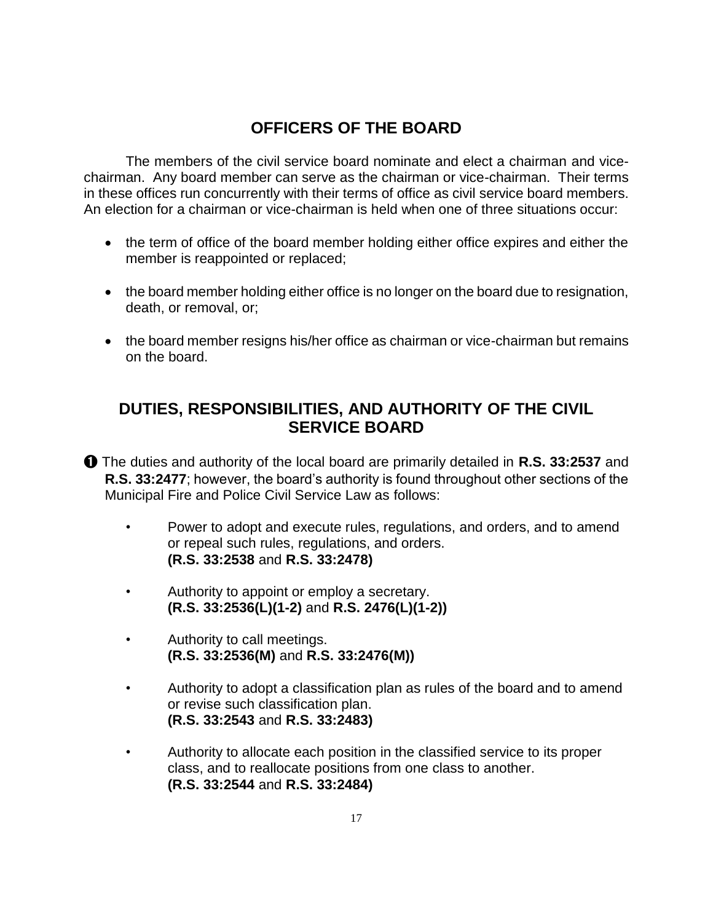## OFFICERS OF THE BOARD

The members of the civil service board nominate and elect a chairman and vice-chairman. Any board member can serve as the chairman or vice-chairman. Their terms in these offices run concurrently with their terms of office as civil service board members. An election for a chairman or vice-chairman is held when one of three situations occur:

- the term of office of the board member holding either office expires and either the member is reappointed or replaced;
- the board member holding either office is no longer on the board due to resignation, death, or removal, or;
- the board member resigns his/her office as chairman or vice-chairman but remains on the board.

## DUTIES, RESPONSIBILITIES, AND AUTHORITY OF THE CIVIL SERVICE BOARD

➊ The duties and authority of the local board are primarily detailed in **R.S. 33:2537** and **R.S. 33:2477**; however, the board's authority is found throughout other sections of the Municipal Fire and Police Civil Service Law as follows:

- Power to adopt and execute rules, regulations, and orders, and to amend or repeal such rules, regulations, and orders.
  **(R.S. 33:2538** and **R.S. 33:2478)**
- Authority to appoint or employ a secretary.
  **(R.S. 33:2536(L)(1-2)** and **R.S. 2476(L)(1-2))**
- Authority to call meetings.
  **(R.S. 33:2536(M)** and **R.S. 33:2476(M))**
- Authority to adopt a classification plan as rules of the board and to amend or revise such classification plan.
  **(R.S. 33:2543** and **R.S. 33:2483)**
- Authority to allocate each position in the classified service to its proper class, and to reallocate positions from one class to another.
  **(R.S. 33:2544** and **R.S. 33:2484)**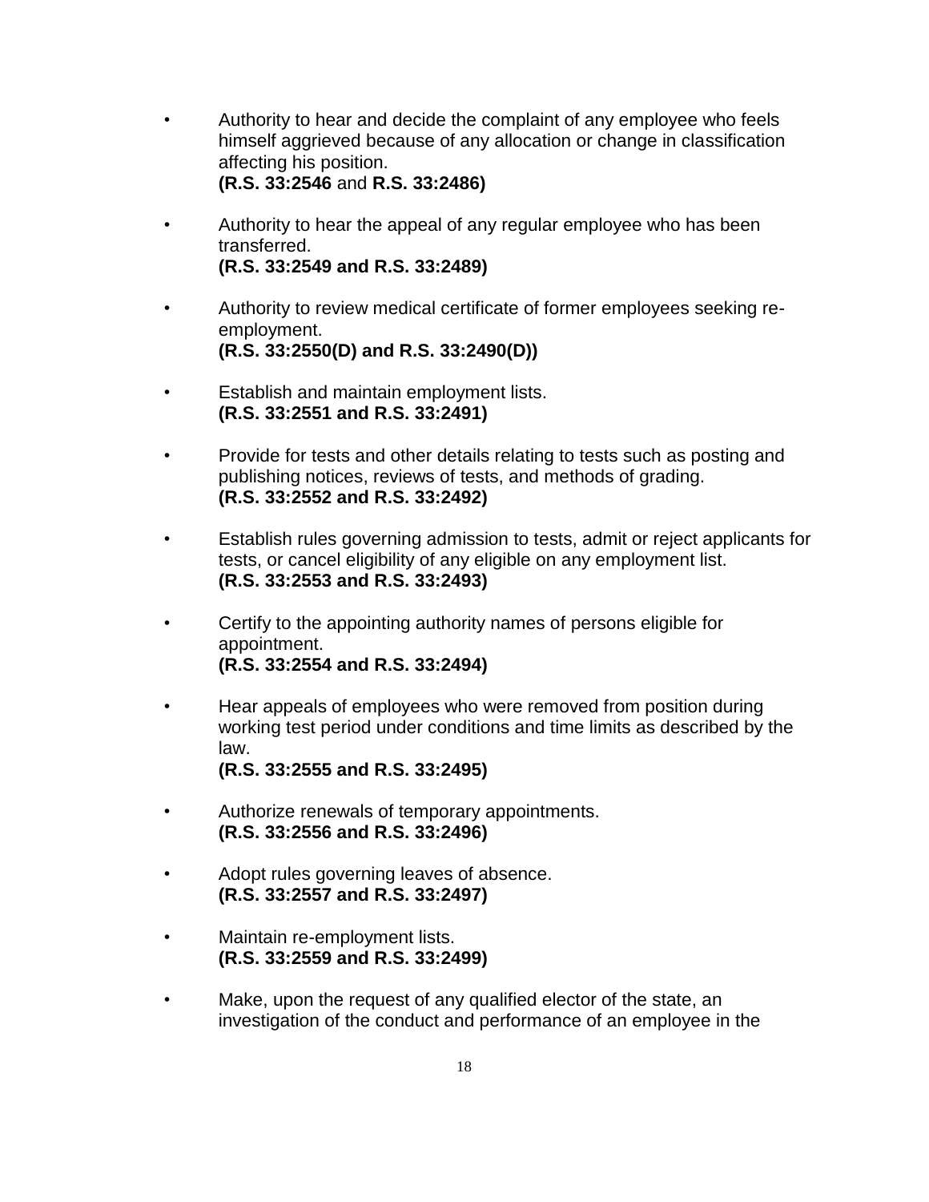- Authority to hear and decide the complaint of any employee who feels himself aggrieved because of any allocation or change in classification affecting his position.
  **(R.S. 33:2546** and **R.S. 33:2486)**

- Authority to hear the appeal of any regular employee who has been transferred.
  **(R.S. 33:2549 and R.S. 33:2489)**

- Authority to review medical certificate of former employees seeking re-employment.
  **(R.S. 33:2550(D) and R.S. 33:2490(D))**

- Establish and maintain employment lists.
  **(R.S. 33:2551 and R.S. 33:2491)**

- Provide for tests and other details relating to tests such as posting and publishing notices, reviews of tests, and methods of grading.
  **(R.S. 33:2552 and R.S. 33:2492)**

- Establish rules governing admission to tests, admit or reject applicants for tests, or cancel eligibility of any eligible on any employment list.
  **(R.S. 33:2553 and R.S. 33:2493)**

- Certify to the appointing authority names of persons eligible for appointment.
  **(R.S. 33:2554 and R.S. 33:2494)**

- Hear appeals of employees who were removed from position during working test period under conditions and time limits as described by the law.
  **(R.S. 33:2555 and R.S. 33:2495)**

- Authorize renewals of temporary appointments.
  **(R.S. 33:2556 and R.S. 33:2496)**

- Adopt rules governing leaves of absence.
  **(R.S. 33:2557 and R.S. 33:2497)**

- Maintain re-employment lists.
  **(R.S. 33:2559 and R.S. 33:2499)**

- Make, upon the request of any qualified elector of the state, an investigation of the conduct and performance of an employee in the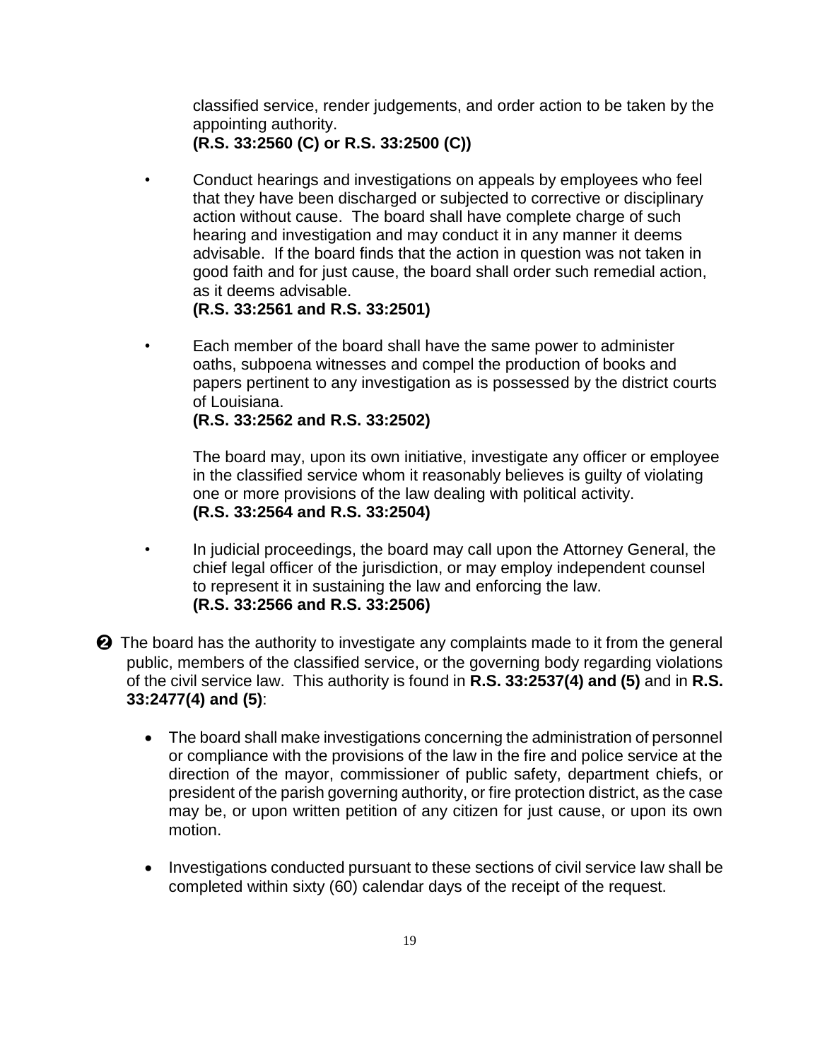classified service, render judgements, and order action to be taken by the appointing authority.
**(R.S. 33:2560 (C) or R.S. 33:2500 (C))**

- Conduct hearings and investigations on appeals by employees who feel that they have been discharged or subjected to corrective or disciplinary action without cause. The board shall have complete charge of such hearing and investigation and may conduct it in any manner it deems advisable. If the board finds that the action in question was not taken in good faith and for just cause, the board shall order such remedial action, as it deems advisable.
**(R.S. 33:2561 and R.S. 33:2501)**

- Each member of the board shall have the same power to administer oaths, subpoena witnesses and compel the production of books and papers pertinent to any investigation as is possessed by the district courts of Louisiana.
**(R.S. 33:2562 and R.S. 33:2502)**

  The board may, upon its own initiative, investigate any officer or employee in the classified service whom it reasonably believes is guilty of violating one or more provisions of the law dealing with political activity.
  **(R.S. 33:2564 and R.S. 33:2504)**

- In judicial proceedings, the board may call upon the Attorney General, the chief legal officer of the jurisdiction, or may employ independent counsel to represent it in sustaining the law and enforcing the law.
**(R.S. 33:2566 and R.S. 33:2506)**

❷ The board has the authority to investigate any complaints made to it from the general public, members of the classified service, or the governing body regarding violations of the civil service law. This authority is found in **R.S. 33:2537(4) and (5)** and in **R.S. 33:2477(4) and (5)**:

- The board shall make investigations concerning the administration of personnel or compliance with the provisions of the law in the fire and police service at the direction of the mayor, commissioner of public safety, department chiefs, or president of the parish governing authority, or fire protection district, as the case may be, or upon written petition of any citizen for just cause, or upon its own motion.

- Investigations conducted pursuant to these sections of civil service law shall be completed within sixty (60) calendar days of the receipt of the request.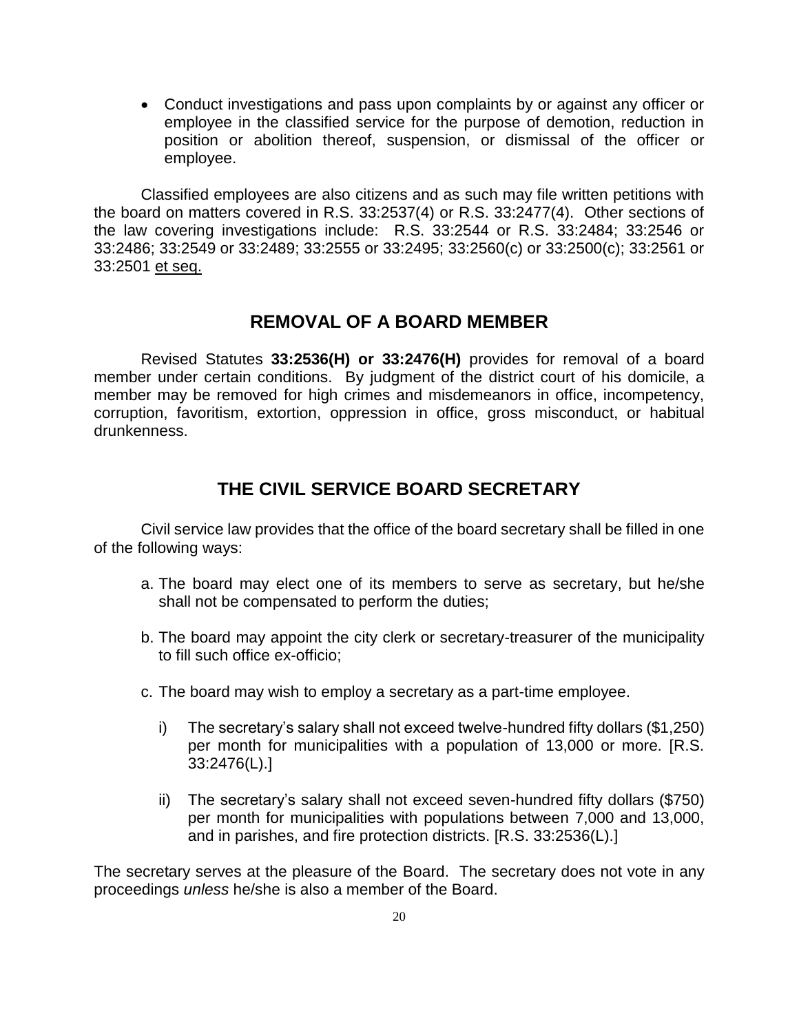- Conduct investigations and pass upon complaints by or against any officer or employee in the classified service for the purpose of demotion, reduction in position or abolition thereof, suspension, or dismissal of the officer or employee.

Classified employees are also citizens and as such may file written petitions with the board on matters covered in R.S. 33:2537(4) or R.S. 33:2477(4). Other sections of the law covering investigations include: R.S. 33:2544 or R.S. 33:2484; 33:2546 or 33:2486; 33:2549 or 33:2489; 33:2555 or 33:2495; 33:2560(c) or 33:2500(c); 33:2561 or 33:2501 <u>et seq.</u>

## REMOVAL OF A BOARD MEMBER

Revised Statutes **33:2536(H) or 33:2476(H)** provides for removal of a board member under certain conditions. By judgment of the district court of his domicile, a member may be removed for high crimes and misdemeanors in office, incompetency, corruption, favoritism, extortion, oppression in office, gross misconduct, or habitual drunkenness.

## THE CIVIL SERVICE BOARD SECRETARY

Civil service law provides that the office of the board secretary shall be filled in one of the following ways:

a. The board may elect one of its members to serve as secretary, but he/she shall not be compensated to perform the duties;

b. The board may appoint the city clerk or secretary-treasurer of the municipality to fill such office ex-officio;

c. The board may wish to employ a secretary as a part-time employee.

   i) The secretary's salary shall not exceed twelve-hundred fifty dollars ($1,250) per month for municipalities with a population of 13,000 or more. [R.S. 33:2476(L).]

   ii) The secretary's salary shall not exceed seven-hundred fifty dollars ($750) per month for municipalities with populations between 7,000 and 13,000, and in parishes, and fire protection districts. [R.S. 33:2536(L).]

The secretary serves at the pleasure of the Board. The secretary does not vote in any proceedings *unless* he/she is also a member of the Board.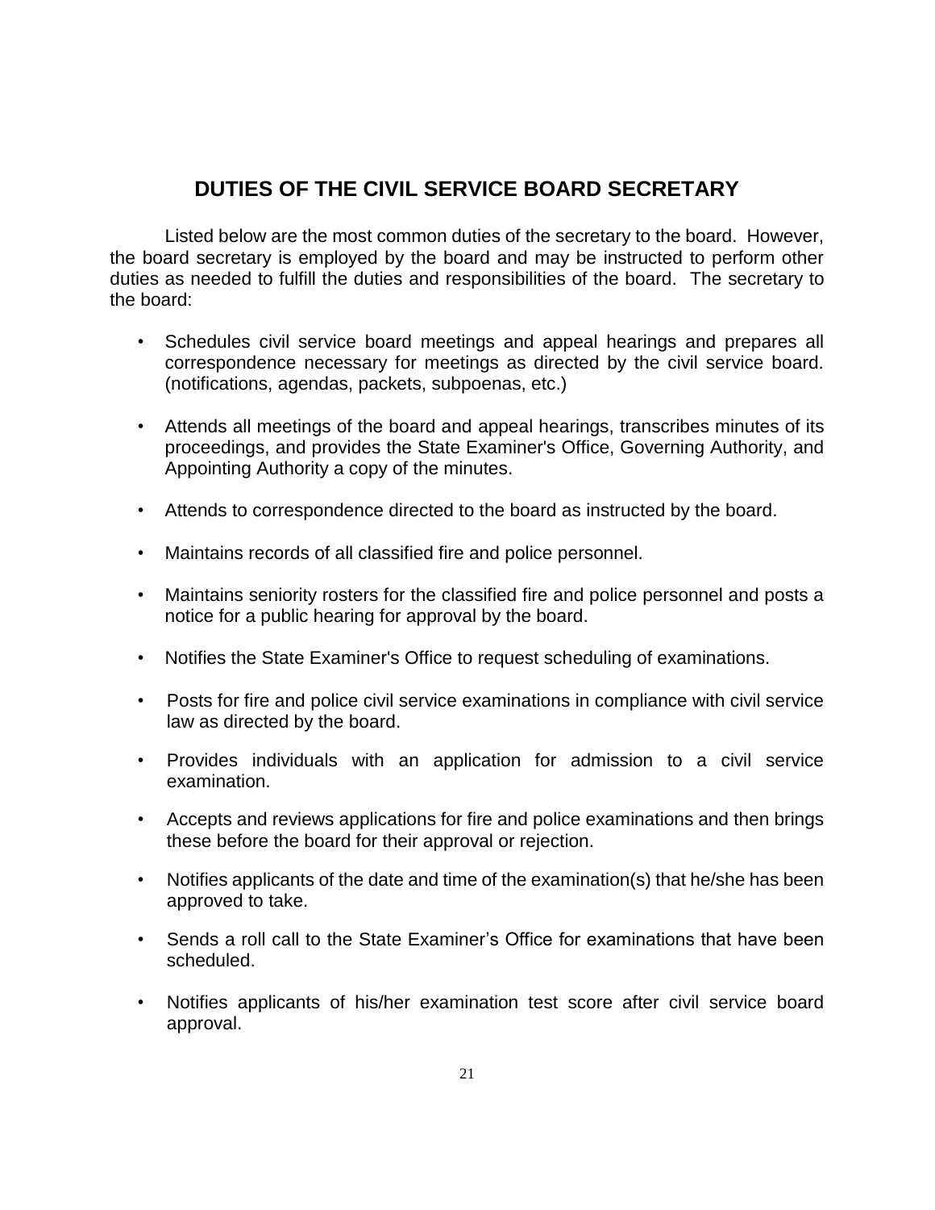## DUTIES OF THE CIVIL SERVICE BOARD SECRETARY

Listed below are the most common duties of the secretary to the board. However, the board secretary is employed by the board and may be instructed to perform other duties as needed to fulfill the duties and responsibilities of the board. The secretary to the board:

- Schedules civil service board meetings and appeal hearings and prepares all correspondence necessary for meetings as directed by the civil service board. (notifications, agendas, packets, subpoenas, etc.)
- Attends all meetings of the board and appeal hearings, transcribes minutes of its proceedings, and provides the State Examiner's Office, Governing Authority, and Appointing Authority a copy of the minutes.
- Attends to correspondence directed to the board as instructed by the board.
- Maintains records of all classified fire and police personnel.
- Maintains seniority rosters for the classified fire and police personnel and posts a notice for a public hearing for approval by the board.
- Notifies the State Examiner's Office to request scheduling of examinations.
- Posts for fire and police civil service examinations in compliance with civil service law as directed by the board.
- Provides individuals with an application for admission to a civil service examination.
- Accepts and reviews applications for fire and police examinations and then brings these before the board for their approval or rejection.
- Notifies applicants of the date and time of the examination(s) that he/she has been approved to take.
- Sends a roll call to the State Examiner's Office for examinations that have been scheduled.
- Notifies applicants of his/her examination test score after civil service board approval.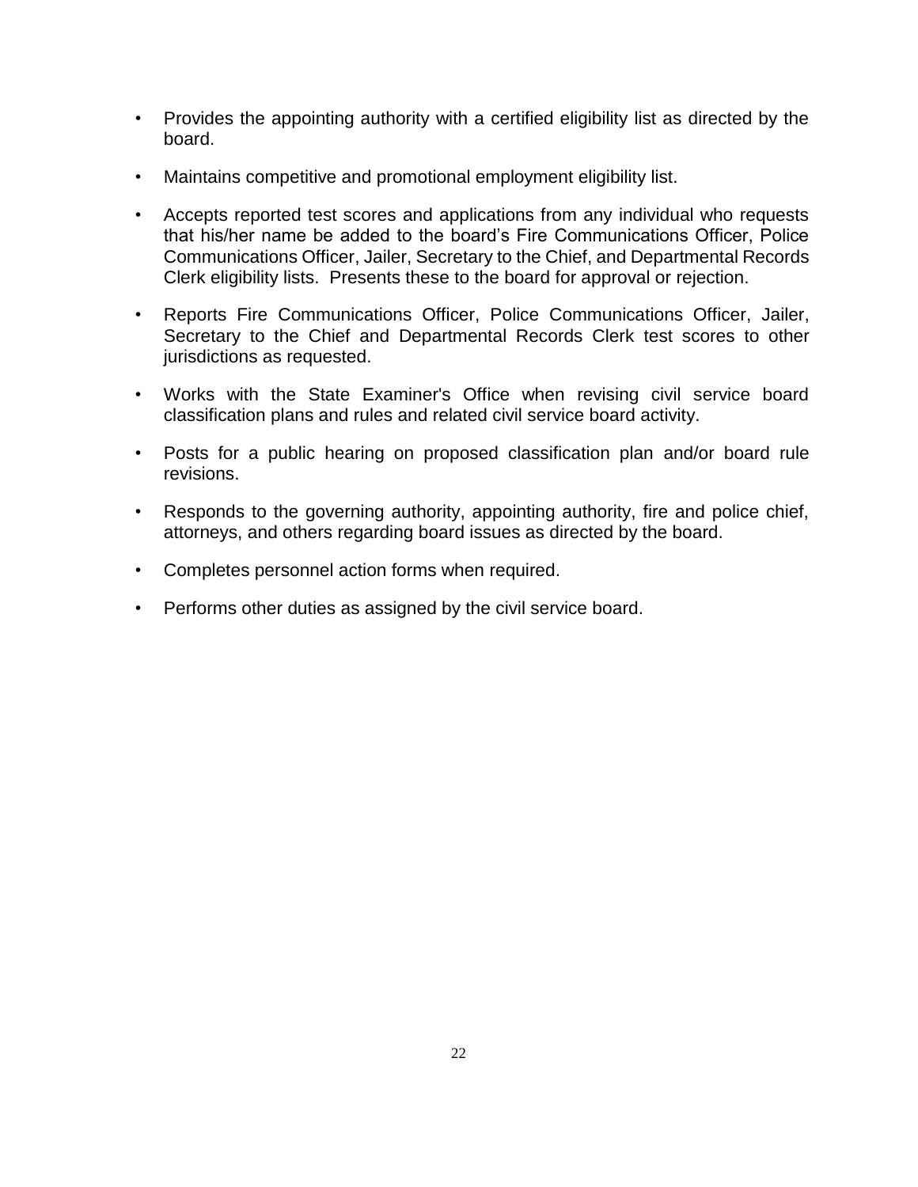- Provides the appointing authority with a certified eligibility list as directed by the board.
- Maintains competitive and promotional employment eligibility list.
- Accepts reported test scores and applications from any individual who requests that his/her name be added to the board's Fire Communications Officer, Police Communications Officer, Jailer, Secretary to the Chief, and Departmental Records Clerk eligibility lists. Presents these to the board for approval or rejection.
- Reports Fire Communications Officer, Police Communications Officer, Jailer, Secretary to the Chief and Departmental Records Clerk test scores to other jurisdictions as requested.
- Works with the State Examiner's Office when revising civil service board classification plans and rules and related civil service board activity.
- Posts for a public hearing on proposed classification plan and/or board rule revisions.
- Responds to the governing authority, appointing authority, fire and police chief, attorneys, and others regarding board issues as directed by the board.
- Completes personnel action forms when required.
- Performs other duties as assigned by the civil service board.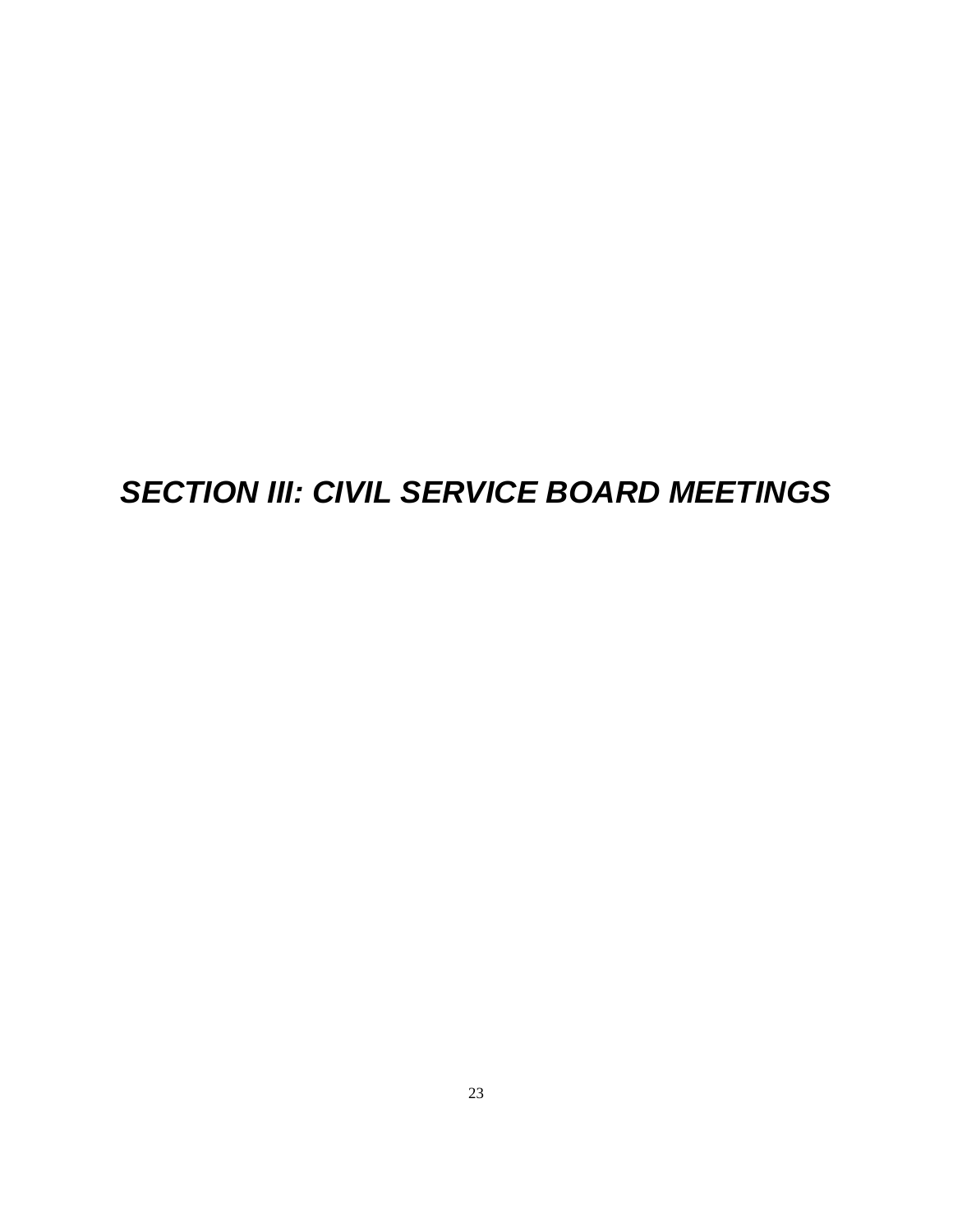# ***SECTION III: CIVIL SERVICE BOARD MEETINGS***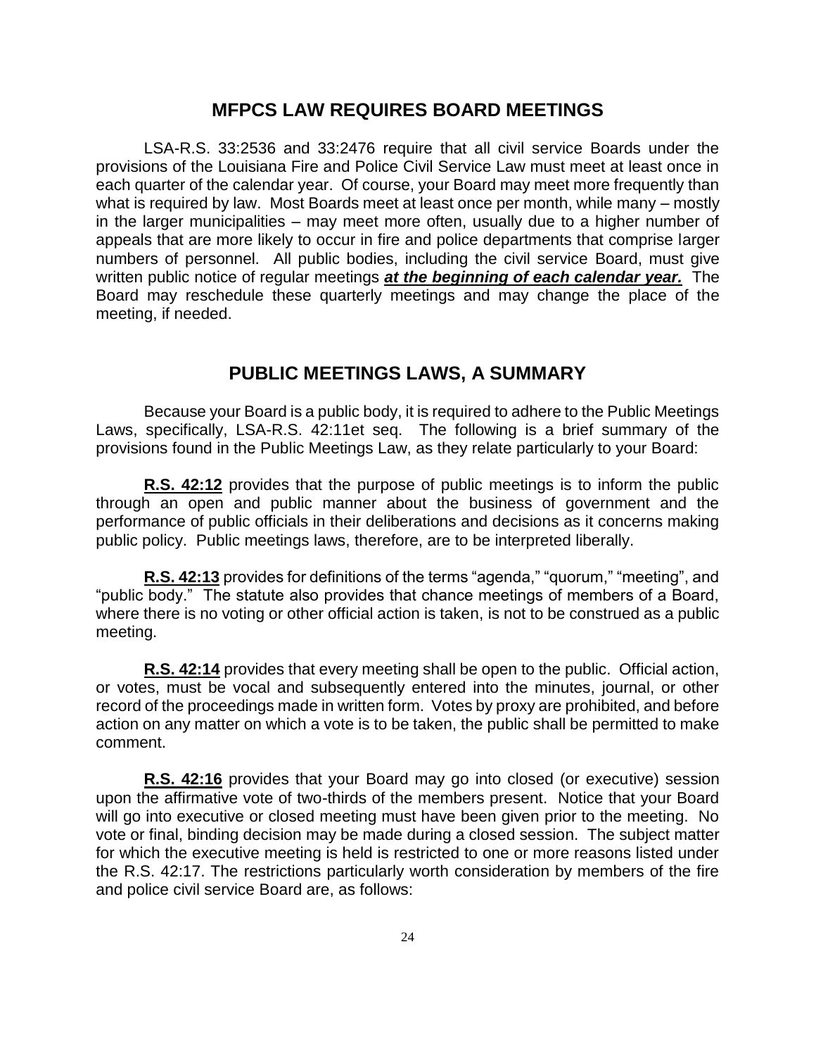## MFPCS LAW REQUIRES BOARD MEETINGS

LSA-R.S. 33:2536 and 33:2476 require that all civil service Boards under the provisions of the Louisiana Fire and Police Civil Service Law must meet at least once in each quarter of the calendar year. Of course, your Board may meet more frequently than what is required by law. Most Boards meet at least once per month, while many – mostly in the larger municipalities – may meet more often, usually due to a higher number of appeals that are more likely to occur in fire and police departments that comprise larger numbers of personnel. All public bodies, including the civil service Board, must give written public notice of regular meetings ***at the beginning of each calendar year.*** The Board may reschedule these quarterly meetings and may change the place of the meeting, if needed.

## PUBLIC MEETINGS LAWS, A SUMMARY

Because your Board is a public body, it is required to adhere to the Public Meetings Laws, specifically, LSA-R.S. 42:11et seq. The following is a brief summary of the provisions found in the Public Meetings Law, as they relate particularly to your Board:

**R.S. 42:12** provides that the purpose of public meetings is to inform the public through an open and public manner about the business of government and the performance of public officials in their deliberations and decisions as it concerns making public policy. Public meetings laws, therefore, are to be interpreted liberally.

**R.S. 42:13** provides for definitions of the terms "agenda," "quorum," "meeting", and "public body." The statute also provides that chance meetings of members of a Board, where there is no voting or other official action is taken, is not to be construed as a public meeting.

**R.S. 42:14** provides that every meeting shall be open to the public. Official action, or votes, must be vocal and subsequently entered into the minutes, journal, or other record of the proceedings made in written form. Votes by proxy are prohibited, and before action on any matter on which a vote is to be taken, the public shall be permitted to make comment.

**R.S. 42:16** provides that your Board may go into closed (or executive) session upon the affirmative vote of two-thirds of the members present. Notice that your Board will go into executive or closed meeting must have been given prior to the meeting. No vote or final, binding decision may be made during a closed session. The subject matter for which the executive meeting is held is restricted to one or more reasons listed under the R.S. 42:17. The restrictions particularly worth consideration by members of the fire and police civil service Board are, as follows: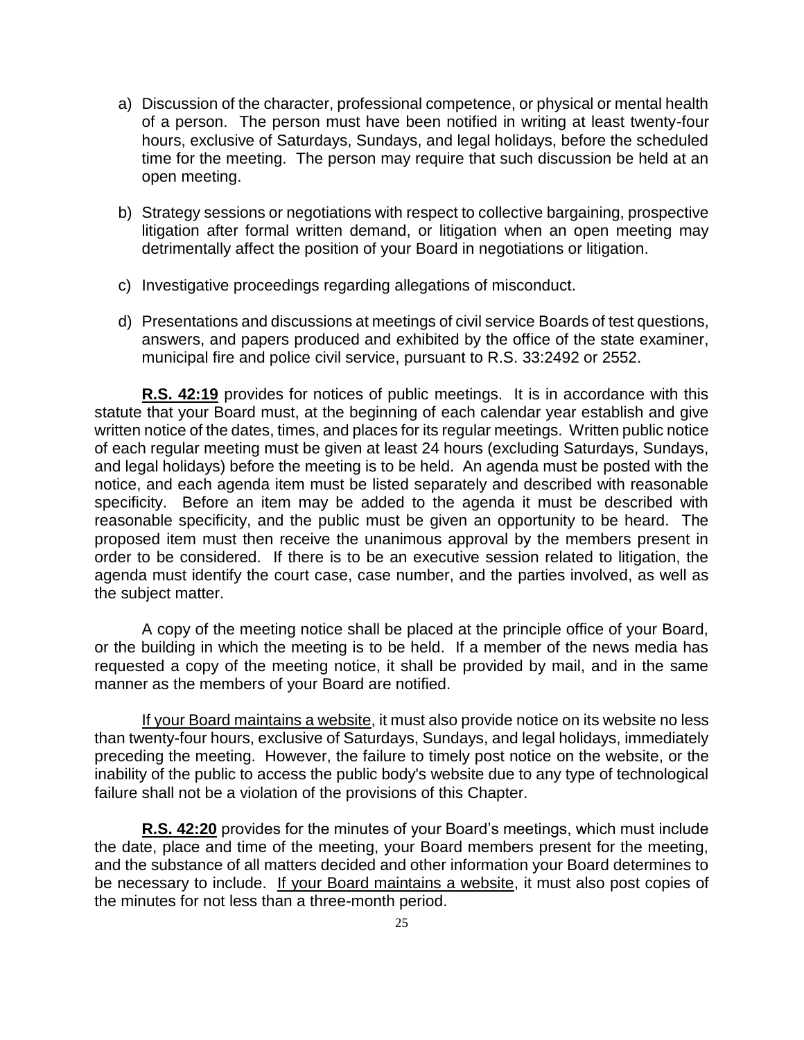a) Discussion of the character, professional competence, or physical or mental health of a person. The person must have been notified in writing at least twenty-four hours, exclusive of Saturdays, Sundays, and legal holidays, before the scheduled time for the meeting. The person may require that such discussion be held at an open meeting.

b) Strategy sessions or negotiations with respect to collective bargaining, prospective litigation after formal written demand, or litigation when an open meeting may detrimentally affect the position of your Board in negotiations or litigation.

c) Investigative proceedings regarding allegations of misconduct.

d) Presentations and discussions at meetings of civil service Boards of test questions, answers, and papers produced and exhibited by the office of the state examiner, municipal fire and police civil service, pursuant to R.S. 33:2492 or 2552.

**R.S. 42:19** provides for notices of public meetings. It is in accordance with this statute that your Board must, at the beginning of each calendar year establish and give written notice of the dates, times, and places for its regular meetings. Written public notice of each regular meeting must be given at least 24 hours (excluding Saturdays, Sundays, and legal holidays) before the meeting is to be held. An agenda must be posted with the notice, and each agenda item must be listed separately and described with reasonable specificity. Before an item may be added to the agenda it must be described with reasonable specificity, and the public must be given an opportunity to be heard. The proposed item must then receive the unanimous approval by the members present in order to be considered. If there is to be an executive session related to litigation, the agenda must identify the court case, case number, and the parties involved, as well as the subject matter.

A copy of the meeting notice shall be placed at the principle office of your Board, or the building in which the meeting is to be held. If a member of the news media has requested a copy of the meeting notice, it shall be provided by mail, and in the same manner as the members of your Board are notified.

If your Board maintains a website, it must also provide notice on its website no less than twenty-four hours, exclusive of Saturdays, Sundays, and legal holidays, immediately preceding the meeting. However, the failure to timely post notice on the website, or the inability of the public to access the public body's website due to any type of technological failure shall not be a violation of the provisions of this Chapter.

**R.S. 42:20** provides for the minutes of your Board's meetings, which must include the date, place and time of the meeting, your Board members present for the meeting, and the substance of all matters decided and other information your Board determines to be necessary to include. If your Board maintains a website, it must also post copies of the minutes for not less than a three-month period.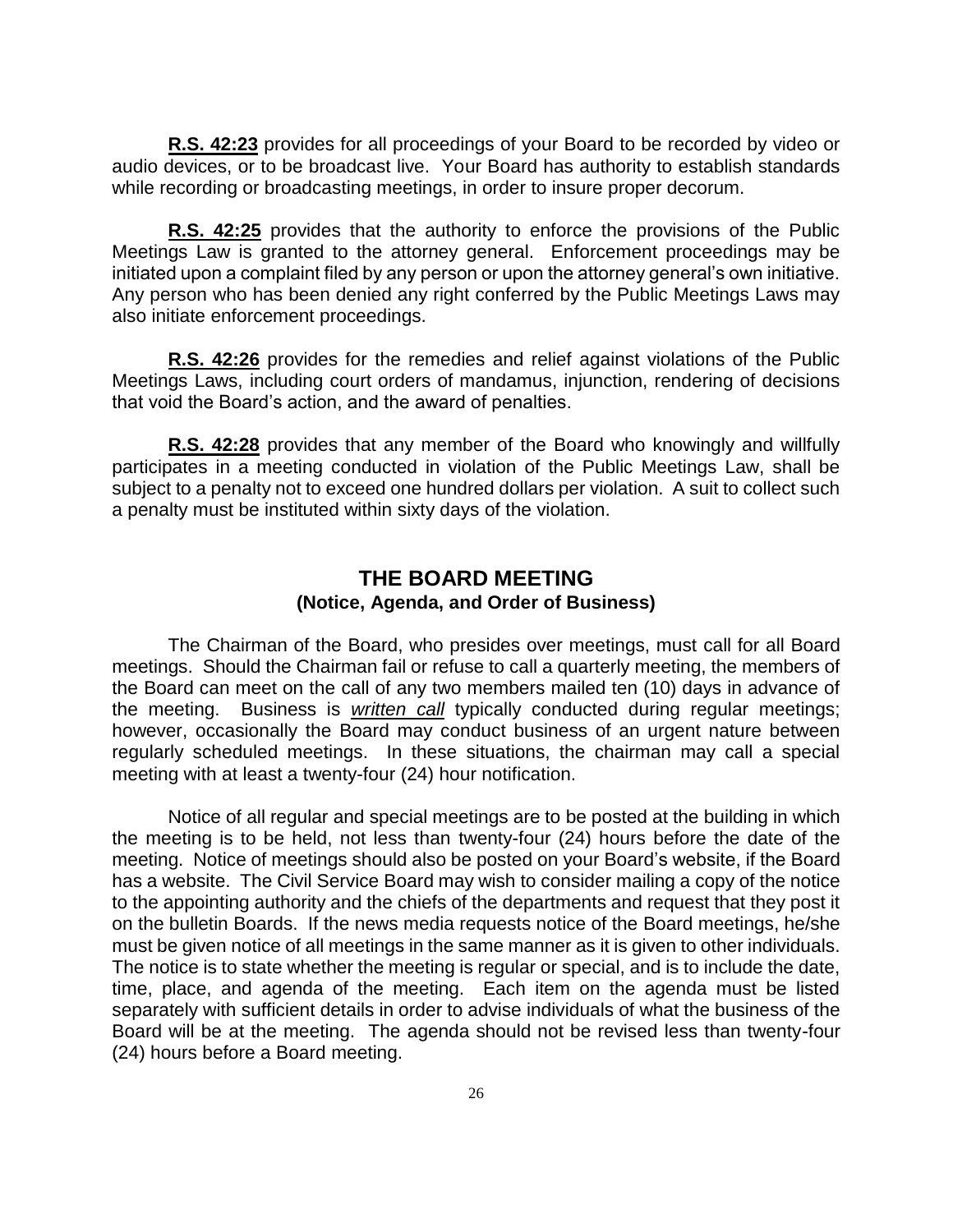**R.S. 42:23** provides for all proceedings of your Board to be recorded by video or audio devices, or to be broadcast live. Your Board has authority to establish standards while recording or broadcasting meetings, in order to insure proper decorum.

**R.S. 42:25** provides that the authority to enforce the provisions of the Public Meetings Law is granted to the attorney general. Enforcement proceedings may be initiated upon a complaint filed by any person or upon the attorney general's own initiative. Any person who has been denied any right conferred by the Public Meetings Laws may also initiate enforcement proceedings.

**R.S. 42:26** provides for the remedies and relief against violations of the Public Meetings Laws, including court orders of mandamus, injunction, rendering of decisions that void the Board's action, and the award of penalties.

**R.S. 42:28** provides that any member of the Board who knowingly and willfully participates in a meeting conducted in violation of the Public Meetings Law, shall be subject to a penalty not to exceed one hundred dollars per violation. A suit to collect such a penalty must be instituted within sixty days of the violation.

## THE BOARD MEETING
### (Notice, Agenda, and Order of Business)

The Chairman of the Board, who presides over meetings, must call for all Board meetings. Should the Chairman fail or refuse to call a quarterly meeting, the members of the Board can meet on the call of any two members mailed ten (10) days in advance of the meeting. Business is ***written call*** typically conducted during regular meetings; however, occasionally the Board may conduct business of an urgent nature between regularly scheduled meetings. In these situations, the chairman may call a special meeting with at least a twenty-four (24) hour notification.

Notice of all regular and special meetings are to be posted at the building in which the meeting is to be held, not less than twenty-four (24) hours before the date of the meeting. Notice of meetings should also be posted on your Board's website, if the Board has a website. The Civil Service Board may wish to consider mailing a copy of the notice to the appointing authority and the chiefs of the departments and request that they post it on the bulletin Boards. If the news media requests notice of the Board meetings, he/she must be given notice of all meetings in the same manner as it is given to other individuals. The notice is to state whether the meeting is regular or special, and is to include the date, time, place, and agenda of the meeting. Each item on the agenda must be listed separately with sufficient details in order to advise individuals of what the business of the Board will be at the meeting. The agenda should not be revised less than twenty-four (24) hours before a Board meeting.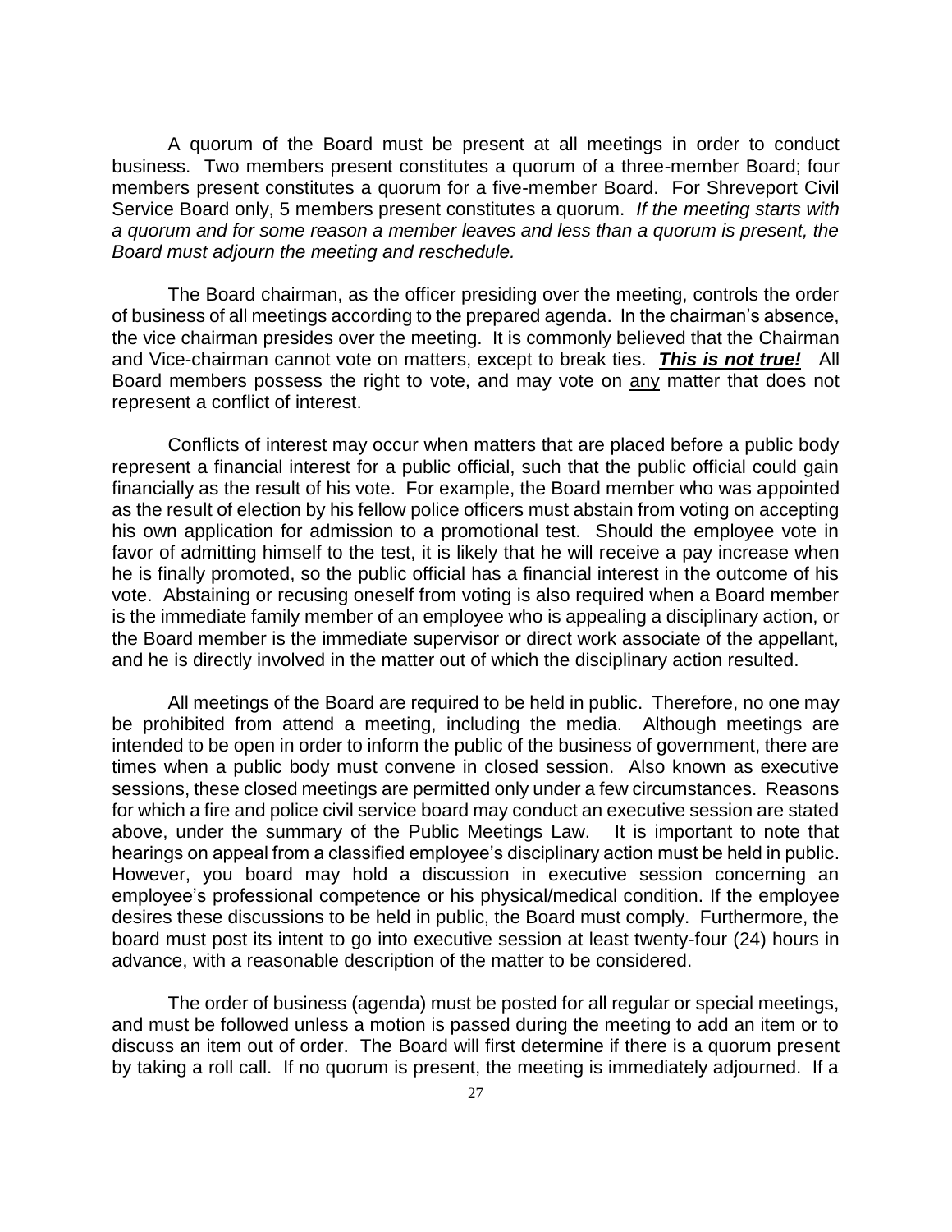A quorum of the Board must be present at all meetings in order to conduct business. Two members present constitutes a quorum of a three-member Board; four members present constitutes a quorum for a five-member Board. For Shreveport Civil Service Board only, 5 members present constitutes a quorum. *If the meeting starts with a quorum and for some reason a member leaves and less than a quorum is present, the Board must adjourn the meeting and reschedule.*

The Board chairman, as the officer presiding over the meeting, controls the order of business of all meetings according to the prepared agenda. In the chairman's absence, the vice chairman presides over the meeting. It is commonly believed that the Chairman and Vice-chairman cannot vote on matters, except to break ties. ***This is not true!*** All Board members possess the right to vote, and may vote on <u>any</u> matter that does not represent a conflict of interest.

Conflicts of interest may occur when matters that are placed before a public body represent a financial interest for a public official, such that the public official could gain financially as the result of his vote. For example, the Board member who was appointed as the result of election by his fellow police officers must abstain from voting on accepting his own application for admission to a promotional test. Should the employee vote in favor of admitting himself to the test, it is likely that he will receive a pay increase when he is finally promoted, so the public official has a financial interest in the outcome of his vote. Abstaining or recusing oneself from voting is also required when a Board member is the immediate family member of an employee who is appealing a disciplinary action, or the Board member is the immediate supervisor or direct work associate of the appellant, <u>and</u> he is directly involved in the matter out of which the disciplinary action resulted.

All meetings of the Board are required to be held in public. Therefore, no one may be prohibited from attend a meeting, including the media. Although meetings are intended to be open in order to inform the public of the business of government, there are times when a public body must convene in closed session. Also known as executive sessions, these closed meetings are permitted only under a few circumstances. Reasons for which a fire and police civil service board may conduct an executive session are stated above, under the summary of the Public Meetings Law. It is important to note that hearings on appeal from a classified employee's disciplinary action must be held in public. However, you board may hold a discussion in executive session concerning an employee's professional competence or his physical/medical condition. If the employee desires these discussions to be held in public, the Board must comply. Furthermore, the board must post its intent to go into executive session at least twenty-four (24) hours in advance, with a reasonable description of the matter to be considered.

The order of business (agenda) must be posted for all regular or special meetings, and must be followed unless a motion is passed during the meeting to add an item or to discuss an item out of order. The Board will first determine if there is a quorum present by taking a roll call. If no quorum is present, the meeting is immediately adjourned. If a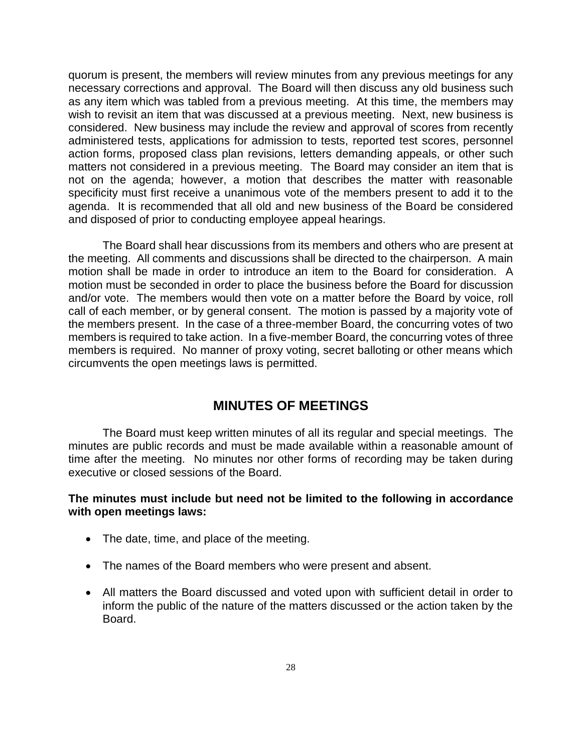quorum is present, the members will review minutes from any previous meetings for any necessary corrections and approval. The Board will then discuss any old business such as any item which was tabled from a previous meeting. At this time, the members may wish to revisit an item that was discussed at a previous meeting. Next, new business is considered. New business may include the review and approval of scores from recently administered tests, applications for admission to tests, reported test scores, personnel action forms, proposed class plan revisions, letters demanding appeals, or other such matters not considered in a previous meeting. The Board may consider an item that is not on the agenda; however, a motion that describes the matter with reasonable specificity must first receive a unanimous vote of the members present to add it to the agenda. It is recommended that all old and new business of the Board be considered and disposed of prior to conducting employee appeal hearings.

The Board shall hear discussions from its members and others who are present at the meeting. All comments and discussions shall be directed to the chairperson. A main motion shall be made in order to introduce an item to the Board for consideration. A motion must be seconded in order to place the business before the Board for discussion and/or vote. The members would then vote on a matter before the Board by voice, roll call of each member, or by general consent. The motion is passed by a majority vote of the members present. In the case of a three-member Board, the concurring votes of two members is required to take action. In a five-member Board, the concurring votes of three members is required. No manner of proxy voting, secret balloting or other means which circumvents the open meetings laws is permitted.

## MINUTES OF MEETINGS

The Board must keep written minutes of all its regular and special meetings. The minutes are public records and must be made available within a reasonable amount of time after the meeting. No minutes nor other forms of recording may be taken during executive or closed sessions of the Board.

**The minutes must include but need not be limited to the following in accordance with open meetings laws:**

- The date, time, and place of the meeting.
- The names of the Board members who were present and absent.
- All matters the Board discussed and voted upon with sufficient detail in order to inform the public of the nature of the matters discussed or the action taken by the Board.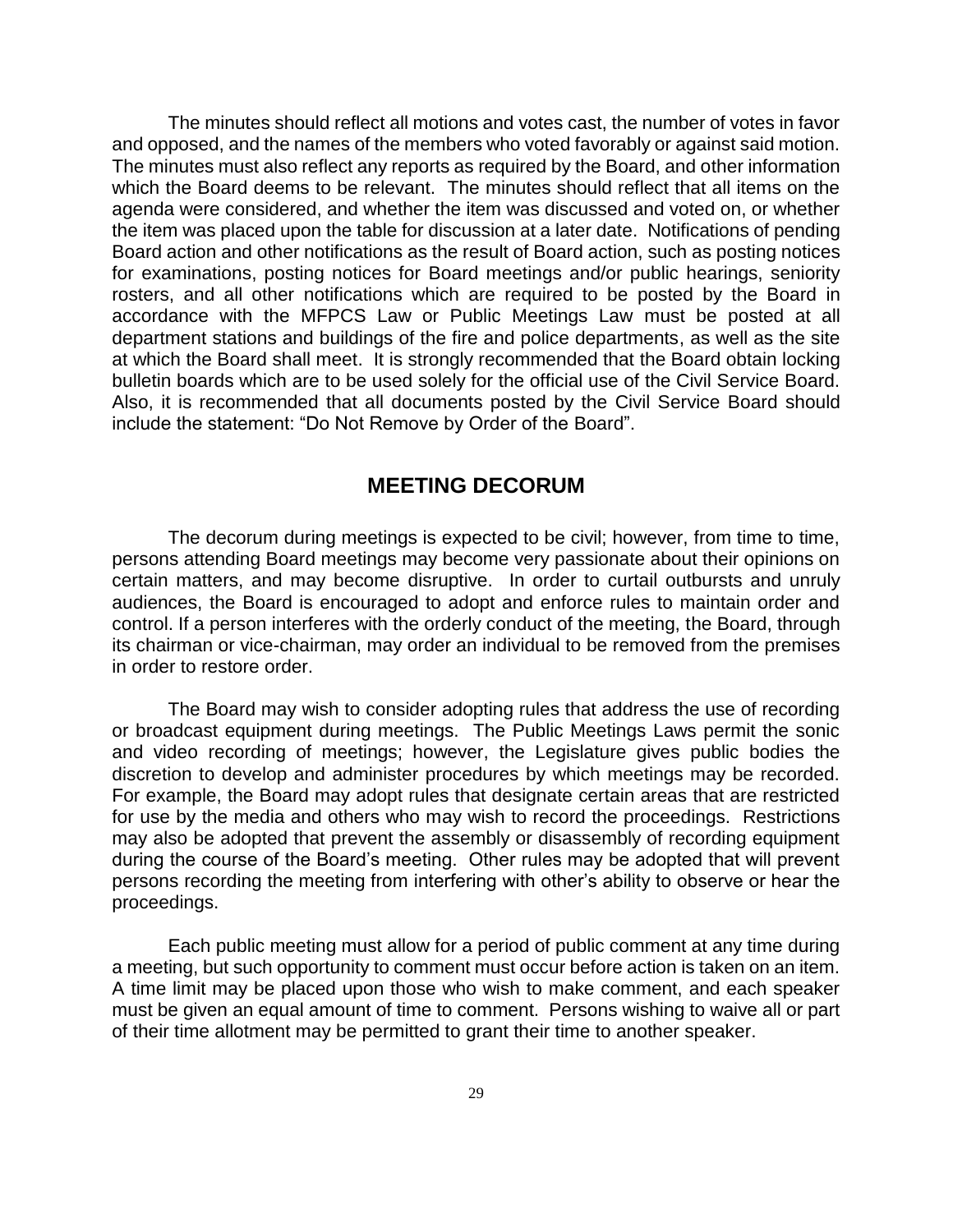The minutes should reflect all motions and votes cast, the number of votes in favor and opposed, and the names of the members who voted favorably or against said motion. The minutes must also reflect any reports as required by the Board, and other information which the Board deems to be relevant. The minutes should reflect that all items on the agenda were considered, and whether the item was discussed and voted on, or whether the item was placed upon the table for discussion at a later date. Notifications of pending Board action and other notifications as the result of Board action, such as posting notices for examinations, posting notices for Board meetings and/or public hearings, seniority rosters, and all other notifications which are required to be posted by the Board in accordance with the MFPCS Law or Public Meetings Law must be posted at all department stations and buildings of the fire and police departments, as well as the site at which the Board shall meet. It is strongly recommended that the Board obtain locking bulletin boards which are to be used solely for the official use of the Civil Service Board. Also, it is recommended that all documents posted by the Civil Service Board should include the statement: "Do Not Remove by Order of the Board".

## MEETING DECORUM

The decorum during meetings is expected to be civil; however, from time to time, persons attending Board meetings may become very passionate about their opinions on certain matters, and may become disruptive. In order to curtail outbursts and unruly audiences, the Board is encouraged to adopt and enforce rules to maintain order and control. If a person interferes with the orderly conduct of the meeting, the Board, through its chairman or vice-chairman, may order an individual to be removed from the premises in order to restore order.

The Board may wish to consider adopting rules that address the use of recording or broadcast equipment during meetings. The Public Meetings Laws permit the sonic and video recording of meetings; however, the Legislature gives public bodies the discretion to develop and administer procedures by which meetings may be recorded. For example, the Board may adopt rules that designate certain areas that are restricted for use by the media and others who may wish to record the proceedings. Restrictions may also be adopted that prevent the assembly or disassembly of recording equipment during the course of the Board's meeting. Other rules may be adopted that will prevent persons recording the meeting from interfering with other's ability to observe or hear the proceedings.

Each public meeting must allow for a period of public comment at any time during a meeting, but such opportunity to comment must occur before action is taken on an item. A time limit may be placed upon those who wish to make comment, and each speaker must be given an equal amount of time to comment. Persons wishing to waive all or part of their time allotment may be permitted to grant their time to another speaker.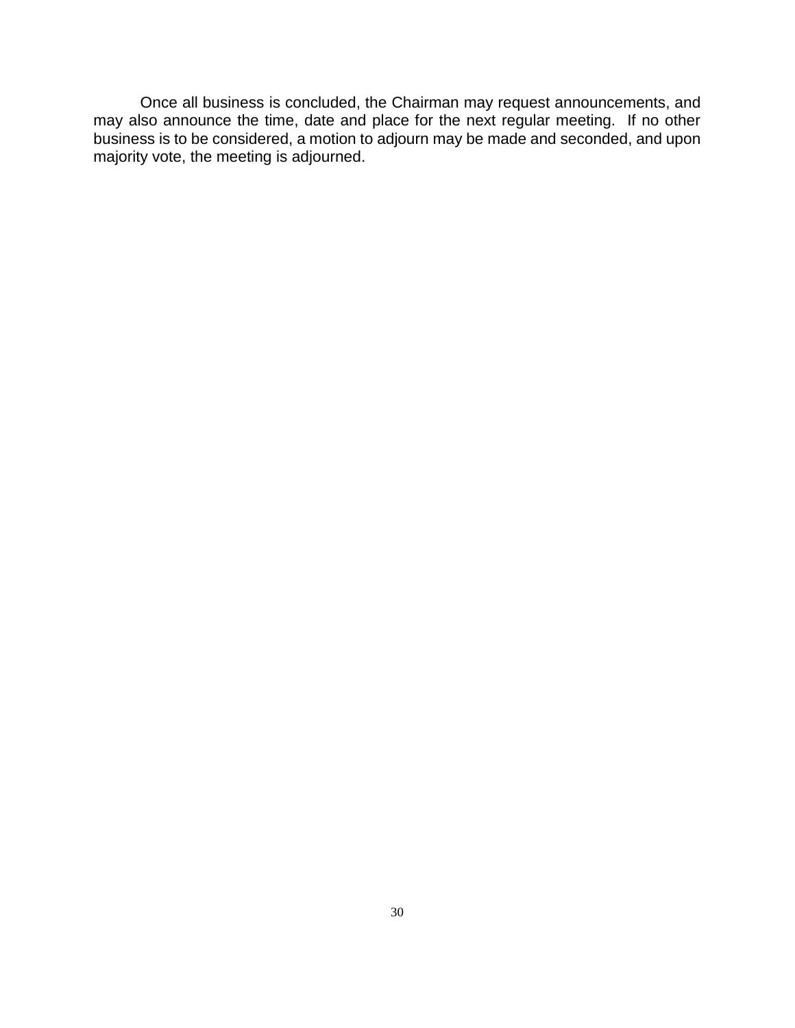Once all business is concluded, the Chairman may request announcements, and may also announce the time, date and place for the next regular meeting.  If no other business is to be considered, a motion to adjourn may be made and seconded, and upon majority vote, the meeting is adjourned.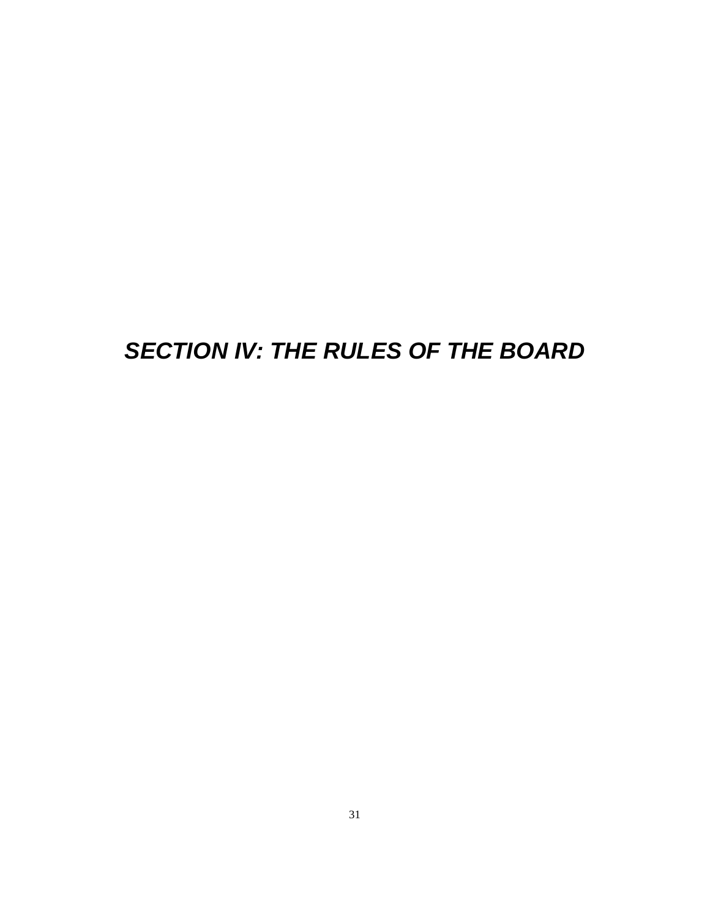# *SECTION IV: THE RULES OF THE BOARD*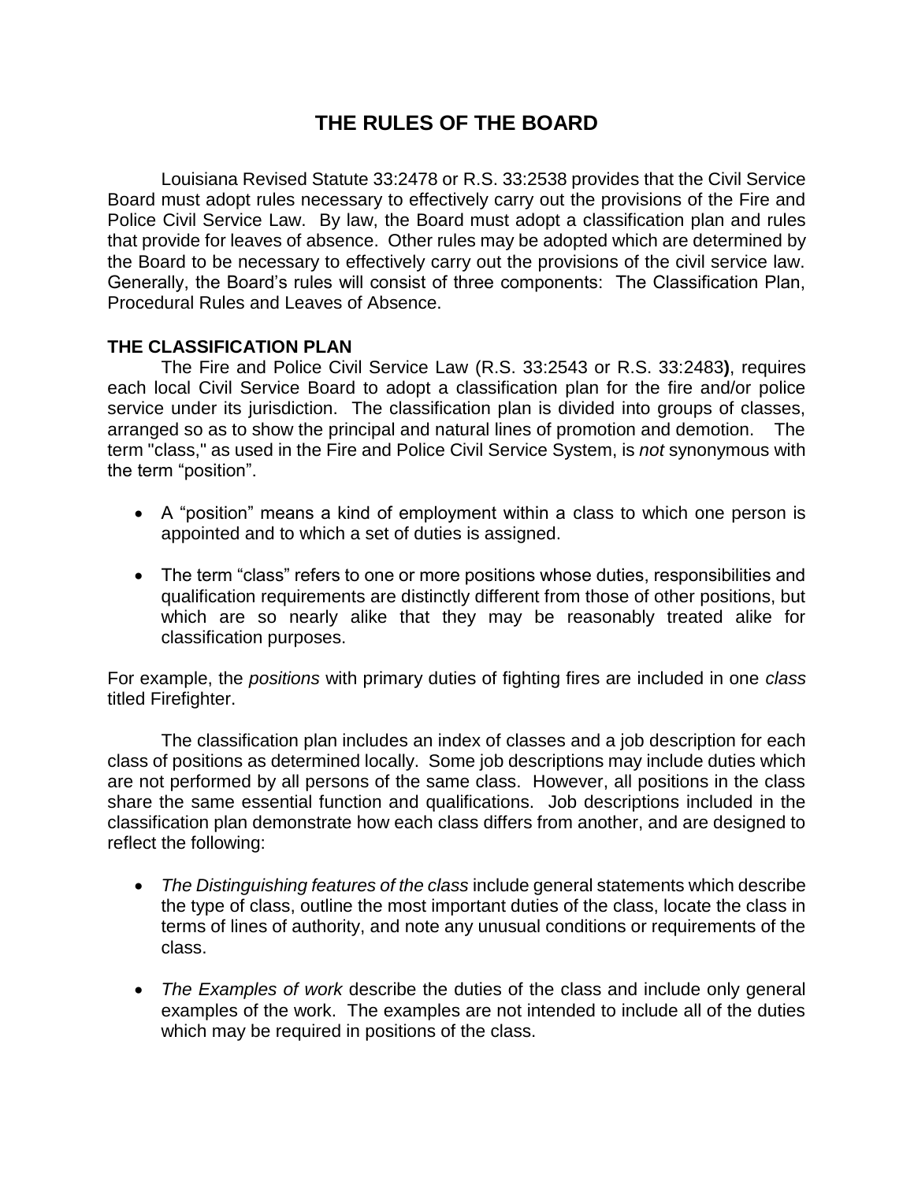# THE RULES OF THE BOARD

Louisiana Revised Statute 33:2478 or R.S. 33:2538 provides that the Civil Service Board must adopt rules necessary to effectively carry out the provisions of the Fire and Police Civil Service Law. By law, the Board must adopt a classification plan and rules that provide for leaves of absence. Other rules may be adopted which are determined by the Board to be necessary to effectively carry out the provisions of the civil service law. Generally, the Board's rules will consist of three components: The Classification Plan, Procedural Rules and Leaves of Absence.

## THE CLASSIFICATION PLAN

The Fire and Police Civil Service Law (R.S. 33:2543 or R.S. 33:2483**)**, requires each local Civil Service Board to adopt a classification plan for the fire and/or police service under its jurisdiction. The classification plan is divided into groups of classes, arranged so as to show the principal and natural lines of promotion and demotion. The term "class," as used in the Fire and Police Civil Service System, is *not* synonymous with the term "position".

- A "position" means a kind of employment within a class to which one person is appointed and to which a set of duties is assigned.

- The term "class" refers to one or more positions whose duties, responsibilities and qualification requirements are distinctly different from those of other positions, but which are so nearly alike that they may be reasonably treated alike for classification purposes.

For example, the *positions* with primary duties of fighting fires are included in one *class* titled Firefighter.

The classification plan includes an index of classes and a job description for each class of positions as determined locally. Some job descriptions may include duties which are not performed by all persons of the same class. However, all positions in the class share the same essential function and qualifications. Job descriptions included in the classification plan demonstrate how each class differs from another, and are designed to reflect the following:

- *The Distinguishing features of the class* include general statements which describe the type of class, outline the most important duties of the class, locate the class in terms of lines of authority, and note any unusual conditions or requirements of the class.

- *The Examples of work* describe the duties of the class and include only general examples of the work. The examples are not intended to include all of the duties which may be required in positions of the class.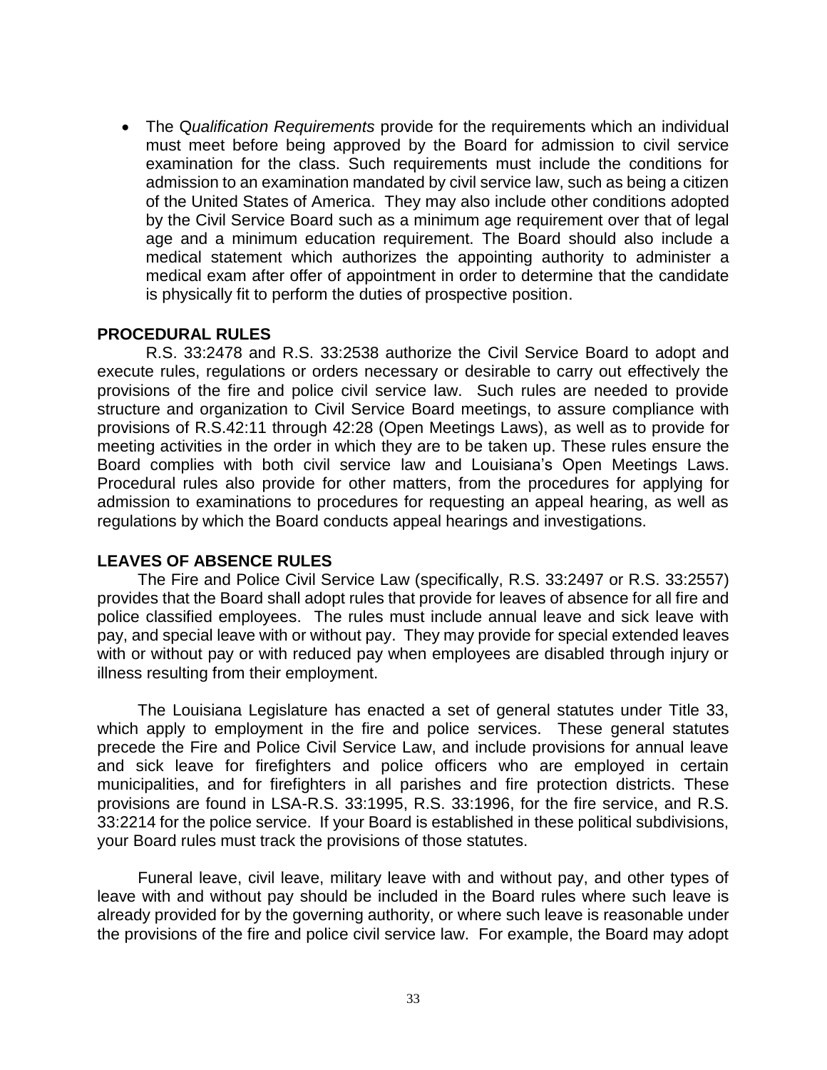- The Q*ualification Requirements* provide for the requirements which an individual must meet before being approved by the Board for admission to civil service examination for the class. Such requirements must include the conditions for admission to an examination mandated by civil service law, such as being a citizen of the United States of America. They may also include other conditions adopted by the Civil Service Board such as a minimum age requirement over that of legal age and a minimum education requirement. The Board should also include a medical statement which authorizes the appointing authority to administer a medical exam after offer of appointment in order to determine that the candidate is physically fit to perform the duties of prospective position.

**PROCEDURAL RULES**

R.S. 33:2478 and R.S. 33:2538 authorize the Civil Service Board to adopt and execute rules, regulations or orders necessary or desirable to carry out effectively the provisions of the fire and police civil service law. Such rules are needed to provide structure and organization to Civil Service Board meetings, to assure compliance with provisions of R.S.42:11 through 42:28 (Open Meetings Laws), as well as to provide for meeting activities in the order in which they are to be taken up. These rules ensure the Board complies with both civil service law and Louisiana's Open Meetings Laws. Procedural rules also provide for other matters, from the procedures for applying for admission to examinations to procedures for requesting an appeal hearing, as well as regulations by which the Board conducts appeal hearings and investigations.

**LEAVES OF ABSENCE RULES**

The Fire and Police Civil Service Law (specifically, R.S. 33:2497 or R.S. 33:2557) provides that the Board shall adopt rules that provide for leaves of absence for all fire and police classified employees. The rules must include annual leave and sick leave with pay, and special leave with or without pay. They may provide for special extended leaves with or without pay or with reduced pay when employees are disabled through injury or illness resulting from their employment.

The Louisiana Legislature has enacted a set of general statutes under Title 33, which apply to employment in the fire and police services. These general statutes precede the Fire and Police Civil Service Law, and include provisions for annual leave and sick leave for firefighters and police officers who are employed in certain municipalities, and for firefighters in all parishes and fire protection districts. These provisions are found in LSA-R.S. 33:1995, R.S. 33:1996, for the fire service, and R.S. 33:2214 for the police service. If your Board is established in these political subdivisions, your Board rules must track the provisions of those statutes.

Funeral leave, civil leave, military leave with and without pay, and other types of leave with and without pay should be included in the Board rules where such leave is already provided for by the governing authority, or where such leave is reasonable under the provisions of the fire and police civil service law. For example, the Board may adopt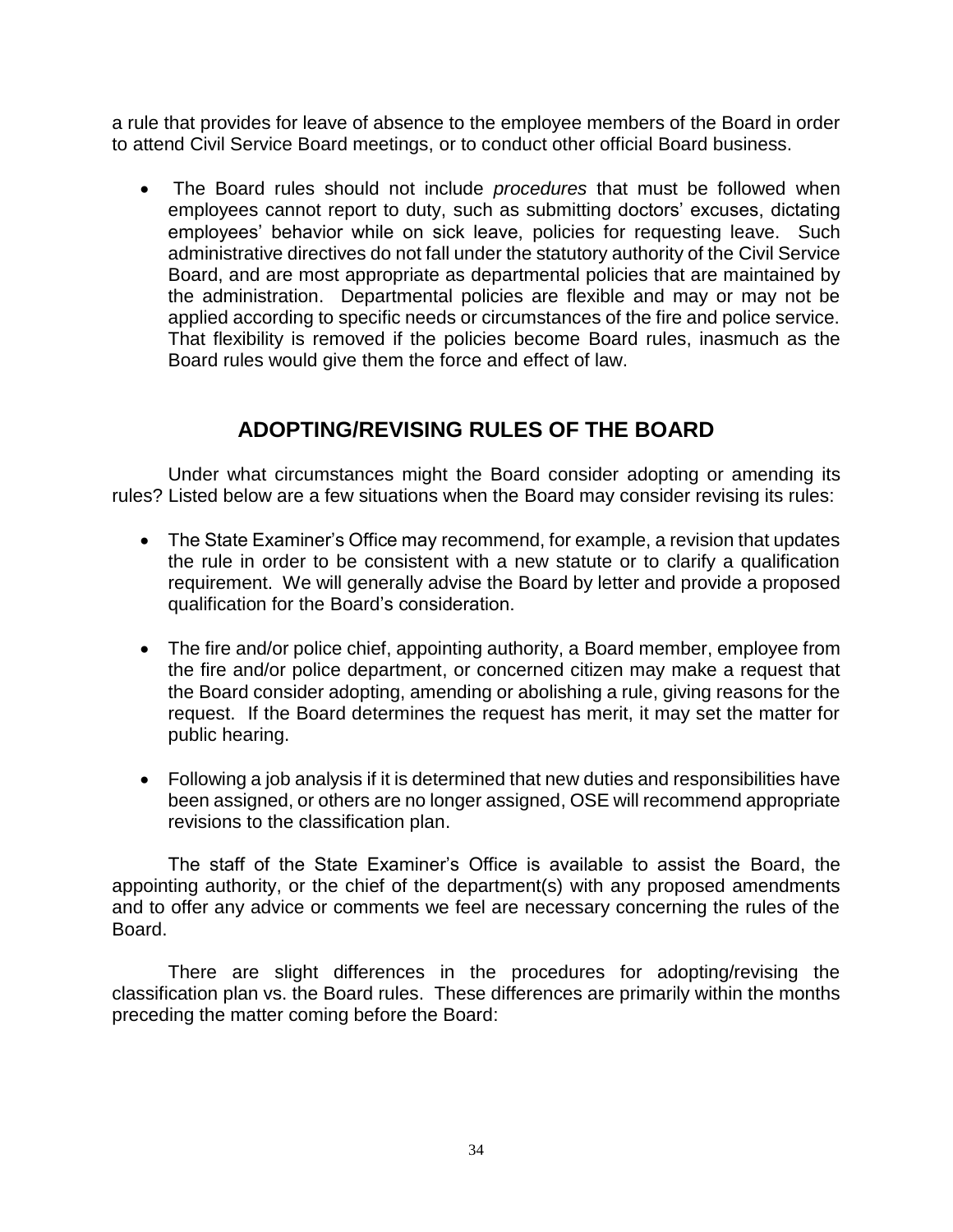a rule that provides for leave of absence to the employee members of the Board in order to attend Civil Service Board meetings, or to conduct other official Board business.

- The Board rules should not include *procedures* that must be followed when employees cannot report to duty, such as submitting doctors' excuses, dictating employees' behavior while on sick leave, policies for requesting leave. Such administrative directives do not fall under the statutory authority of the Civil Service Board, and are most appropriate as departmental policies that are maintained by the administration. Departmental policies are flexible and may or may not be applied according to specific needs or circumstances of the fire and police service. That flexibility is removed if the policies become Board rules, inasmuch as the Board rules would give them the force and effect of law.

## ADOPTING/REVISING RULES OF THE BOARD

Under what circumstances might the Board consider adopting or amending its rules? Listed below are a few situations when the Board may consider revising its rules:

- The State Examiner's Office may recommend, for example, a revision that updates the rule in order to be consistent with a new statute or to clarify a qualification requirement. We will generally advise the Board by letter and provide a proposed qualification for the Board's consideration.

- The fire and/or police chief, appointing authority, a Board member, employee from the fire and/or police department, or concerned citizen may make a request that the Board consider adopting, amending or abolishing a rule, giving reasons for the request. If the Board determines the request has merit, it may set the matter for public hearing.

- Following a job analysis if it is determined that new duties and responsibilities have been assigned, or others are no longer assigned, OSE will recommend appropriate revisions to the classification plan.

The staff of the State Examiner's Office is available to assist the Board, the appointing authority, or the chief of the department(s) with any proposed amendments and to offer any advice or comments we feel are necessary concerning the rules of the Board.

There are slight differences in the procedures for adopting/revising the classification plan vs. the Board rules. These differences are primarily within the months preceding the matter coming before the Board: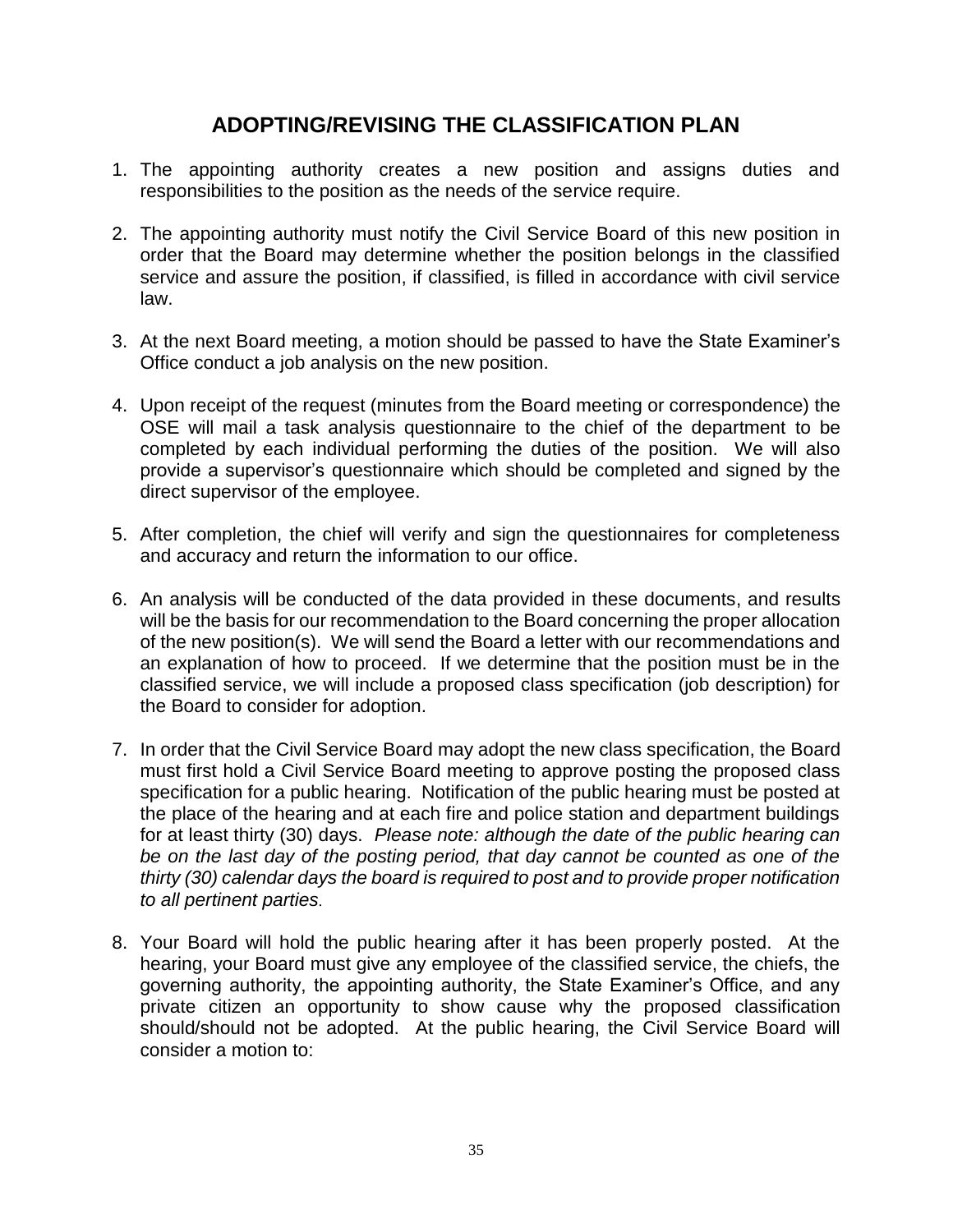# ADOPTING/REVISING THE CLASSIFICATION PLAN

1. The appointing authority creates a new position and assigns duties and responsibilities to the position as the needs of the service require.

2. The appointing authority must notify the Civil Service Board of this new position in order that the Board may determine whether the position belongs in the classified service and assure the position, if classified, is filled in accordance with civil service law.

3. At the next Board meeting, a motion should be passed to have the State Examiner's Office conduct a job analysis on the new position.

4. Upon receipt of the request (minutes from the Board meeting or correspondence) the OSE will mail a task analysis questionnaire to the chief of the department to be completed by each individual performing the duties of the position. We will also provide a supervisor's questionnaire which should be completed and signed by the direct supervisor of the employee.

5. After completion, the chief will verify and sign the questionnaires for completeness and accuracy and return the information to our office.

6. An analysis will be conducted of the data provided in these documents, and results will be the basis for our recommendation to the Board concerning the proper allocation of the new position(s). We will send the Board a letter with our recommendations and an explanation of how to proceed. If we determine that the position must be in the classified service, we will include a proposed class specification (job description) for the Board to consider for adoption.

7. In order that the Civil Service Board may adopt the new class specification, the Board must first hold a Civil Service Board meeting to approve posting the proposed class specification for a public hearing. Notification of the public hearing must be posted at the place of the hearing and at each fire and police station and department buildings for at least thirty (30) days. *Please note: although the date of the public hearing can be on the last day of the posting period, that day cannot be counted as one of the thirty (30) calendar days the board is required to post and to provide proper notification to all pertinent parties.*

8. Your Board will hold the public hearing after it has been properly posted. At the hearing, your Board must give any employee of the classified service, the chiefs, the governing authority, the appointing authority, the State Examiner's Office, and any private citizen an opportunity to show cause why the proposed classification should/should not be adopted. At the public hearing, the Civil Service Board will consider a motion to: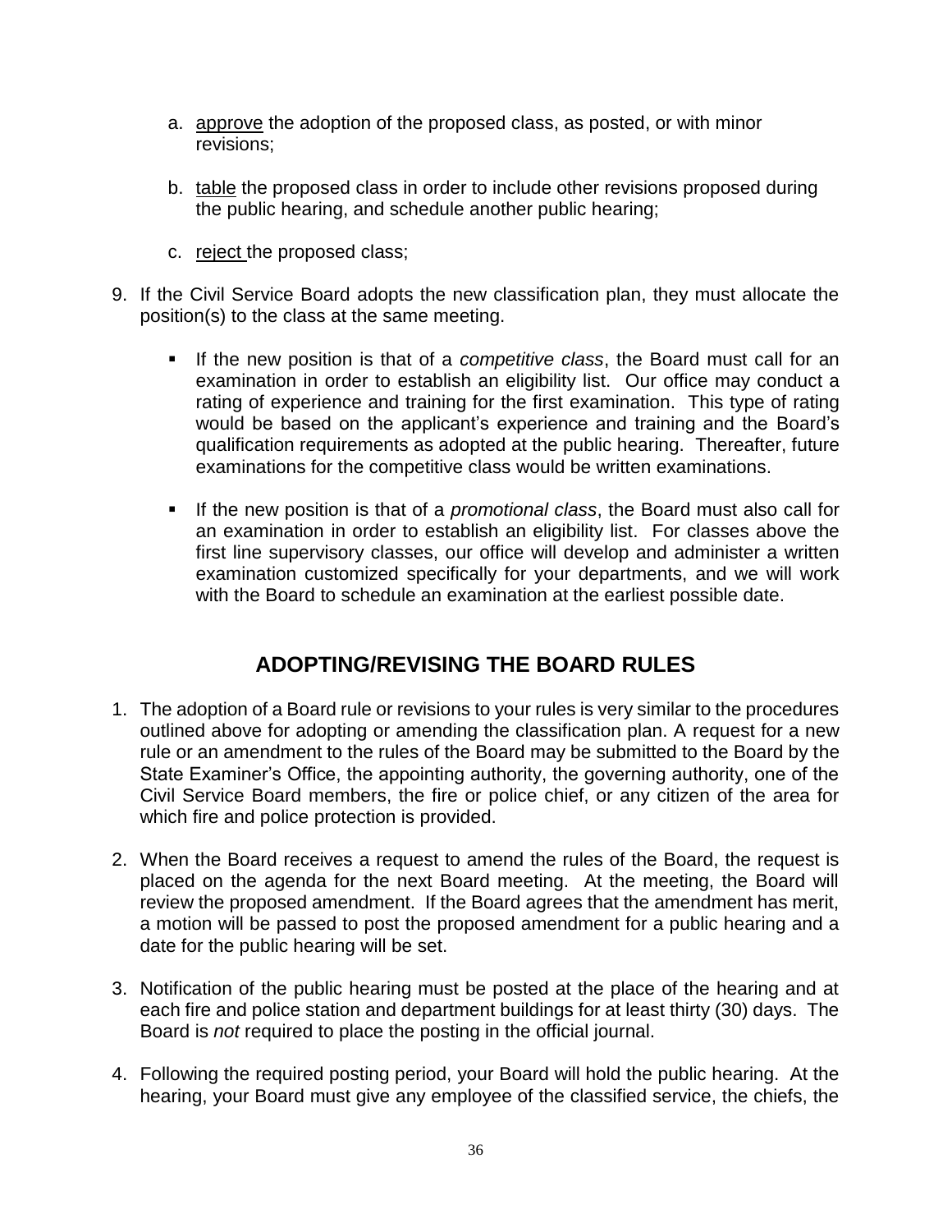a. <u>approve</u> the adoption of the proposed class, as posted, or with minor revisions;

b. <u>table</u> the proposed class in order to include other revisions proposed during the public hearing, and schedule another public hearing;

c. <u>reject</u> the proposed class;

9. If the Civil Service Board adopts the new classification plan, they must allocate the position(s) to the class at the same meeting.

   - If the new position is that of a *competitive class*, the Board must call for an examination in order to establish an eligibility list. Our office may conduct a rating of experience and training for the first examination. This type of rating would be based on the applicant's experience and training and the Board's qualification requirements as adopted at the public hearing. Thereafter, future examinations for the competitive class would be written examinations.

   - If the new position is that of a *promotional class*, the Board must also call for an examination in order to establish an eligibility list. For classes above the first line supervisory classes, our office will develop and administer a written examination customized specifically for your departments, and we will work with the Board to schedule an examination at the earliest possible date.

## ADOPTING/REVISING THE BOARD RULES

1. The adoption of a Board rule or revisions to your rules is very similar to the procedures outlined above for adopting or amending the classification plan. A request for a new rule or an amendment to the rules of the Board may be submitted to the Board by the State Examiner's Office, the appointing authority, the governing authority, one of the Civil Service Board members, the fire or police chief, or any citizen of the area for which fire and police protection is provided.

2. When the Board receives a request to amend the rules of the Board, the request is placed on the agenda for the next Board meeting. At the meeting, the Board will review the proposed amendment. If the Board agrees that the amendment has merit, a motion will be passed to post the proposed amendment for a public hearing and a date for the public hearing will be set.

3. Notification of the public hearing must be posted at the place of the hearing and at each fire and police station and department buildings for at least thirty (30) days. The Board is *not* required to place the posting in the official journal.

4. Following the required posting period, your Board will hold the public hearing. At the hearing, your Board must give any employee of the classified service, the chiefs, the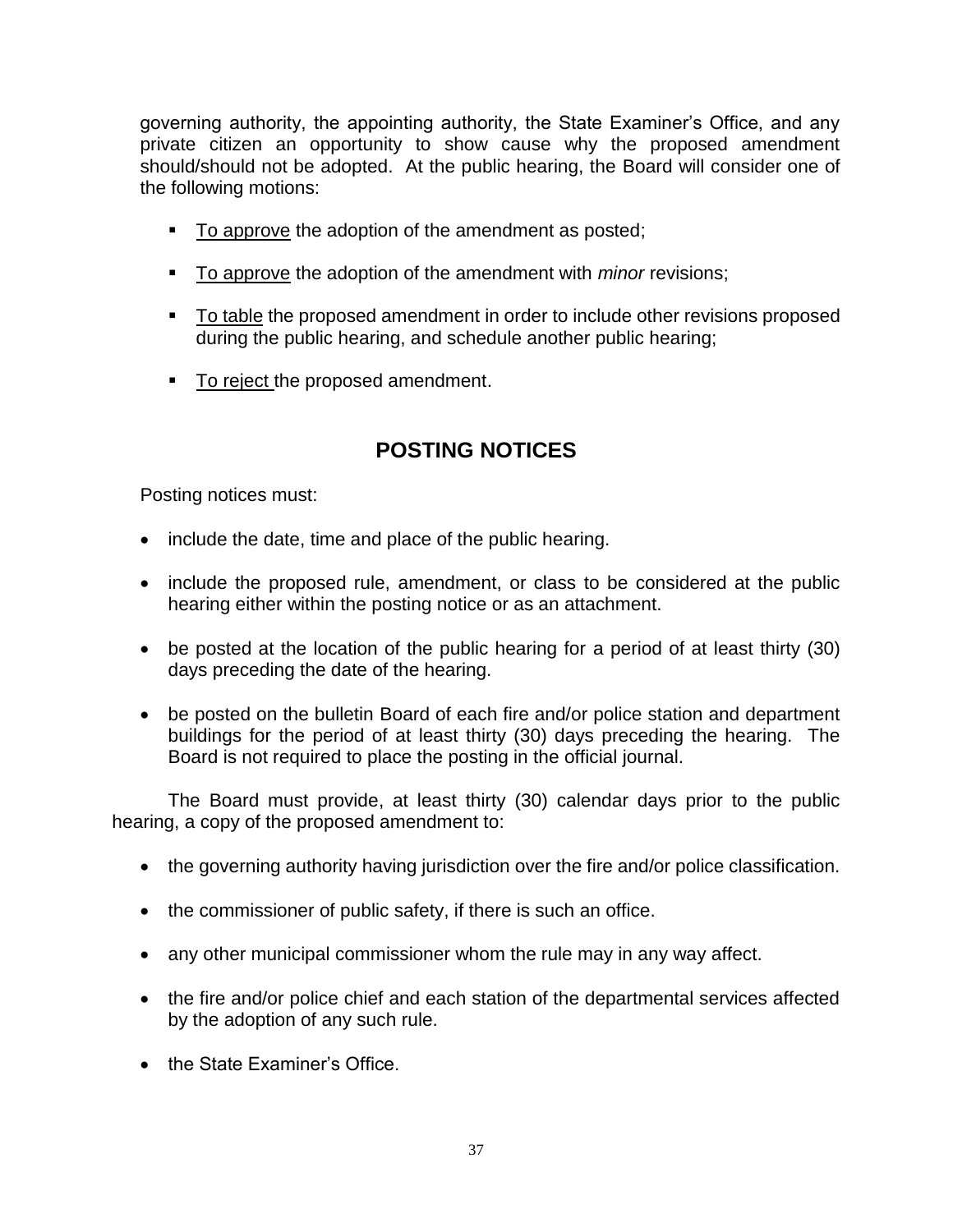governing authority, the appointing authority, the State Examiner's Office, and any private citizen an opportunity to show cause why the proposed amendment should/should not be adopted. At the public hearing, the Board will consider one of the following motions:

- <u>To approve</u> the adoption of the amendment as posted;
- <u>To approve</u> the adoption of the amendment with *minor* revisions;
- <u>To table</u> the proposed amendment in order to include other revisions proposed during the public hearing, and schedule another public hearing;
- <u>To reject</u> the proposed amendment.

## POSTING NOTICES

Posting notices must:

- include the date, time and place of the public hearing.
- include the proposed rule, amendment, or class to be considered at the public hearing either within the posting notice or as an attachment.
- be posted at the location of the public hearing for a period of at least thirty (30) days preceding the date of the hearing.
- be posted on the bulletin Board of each fire and/or police station and department buildings for the period of at least thirty (30) days preceding the hearing. The Board is not required to place the posting in the official journal.

The Board must provide, at least thirty (30) calendar days prior to the public hearing, a copy of the proposed amendment to:

- the governing authority having jurisdiction over the fire and/or police classification.
- the commissioner of public safety, if there is such an office.
- any other municipal commissioner whom the rule may in any way affect.
- the fire and/or police chief and each station of the departmental services affected by the adoption of any such rule.
- the State Examiner's Office.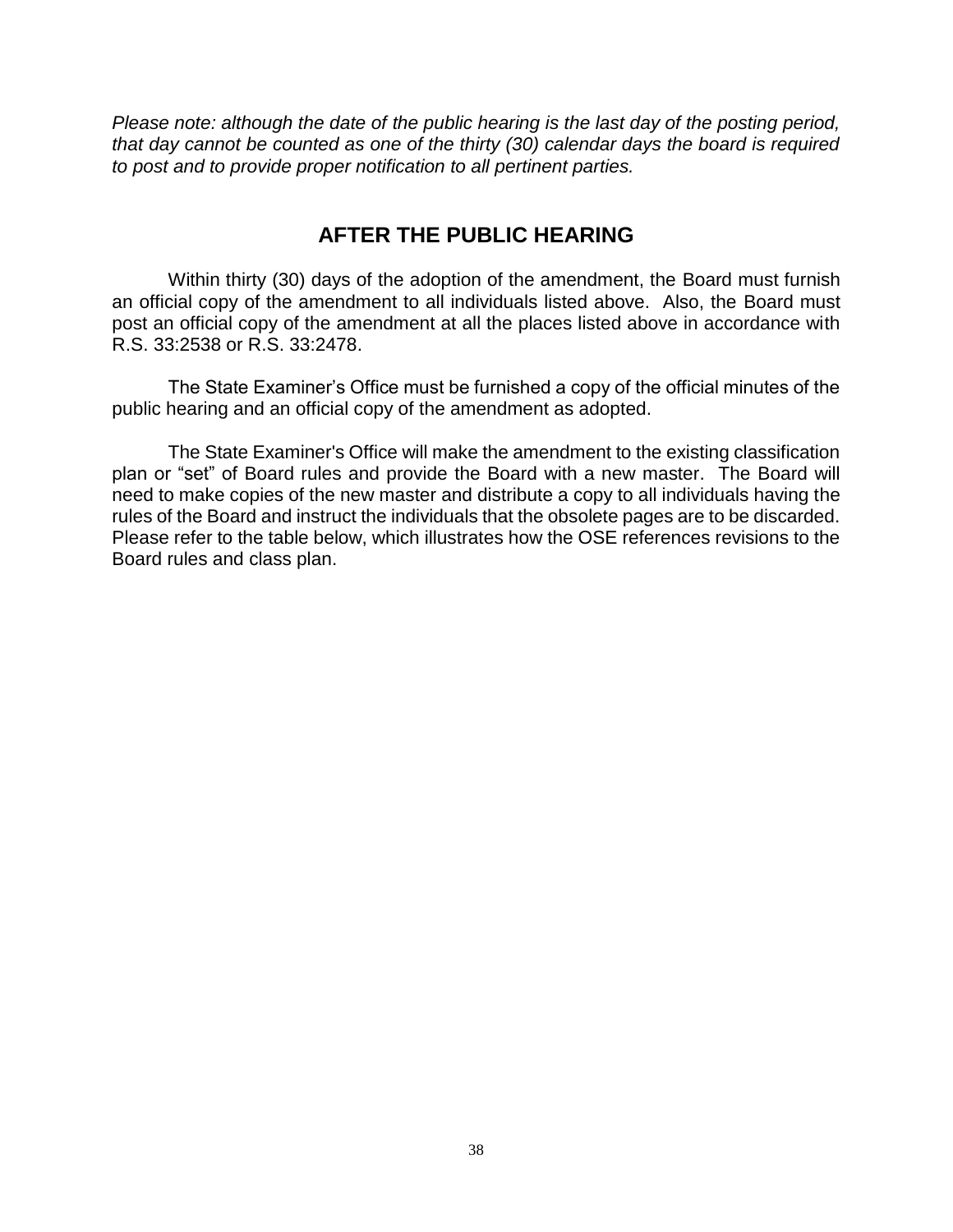*Please note: although the date of the public hearing is the last day of the posting period, that day cannot be counted as one of the thirty (30) calendar days the board is required to post and to provide proper notification to all pertinent parties.*

## AFTER THE PUBLIC HEARING

Within thirty (30) days of the adoption of the amendment, the Board must furnish an official copy of the amendment to all individuals listed above. Also, the Board must post an official copy of the amendment at all the places listed above in accordance with R.S. 33:2538 or R.S. 33:2478.

The State Examiner's Office must be furnished a copy of the official minutes of the public hearing and an official copy of the amendment as adopted.

The State Examiner's Office will make the amendment to the existing classification plan or "set" of Board rules and provide the Board with a new master. The Board will need to make copies of the new master and distribute a copy to all individuals having the rules of the Board and instruct the individuals that the obsolete pages are to be discarded. Please refer to the table below, which illustrates how the OSE references revisions to the Board rules and class plan.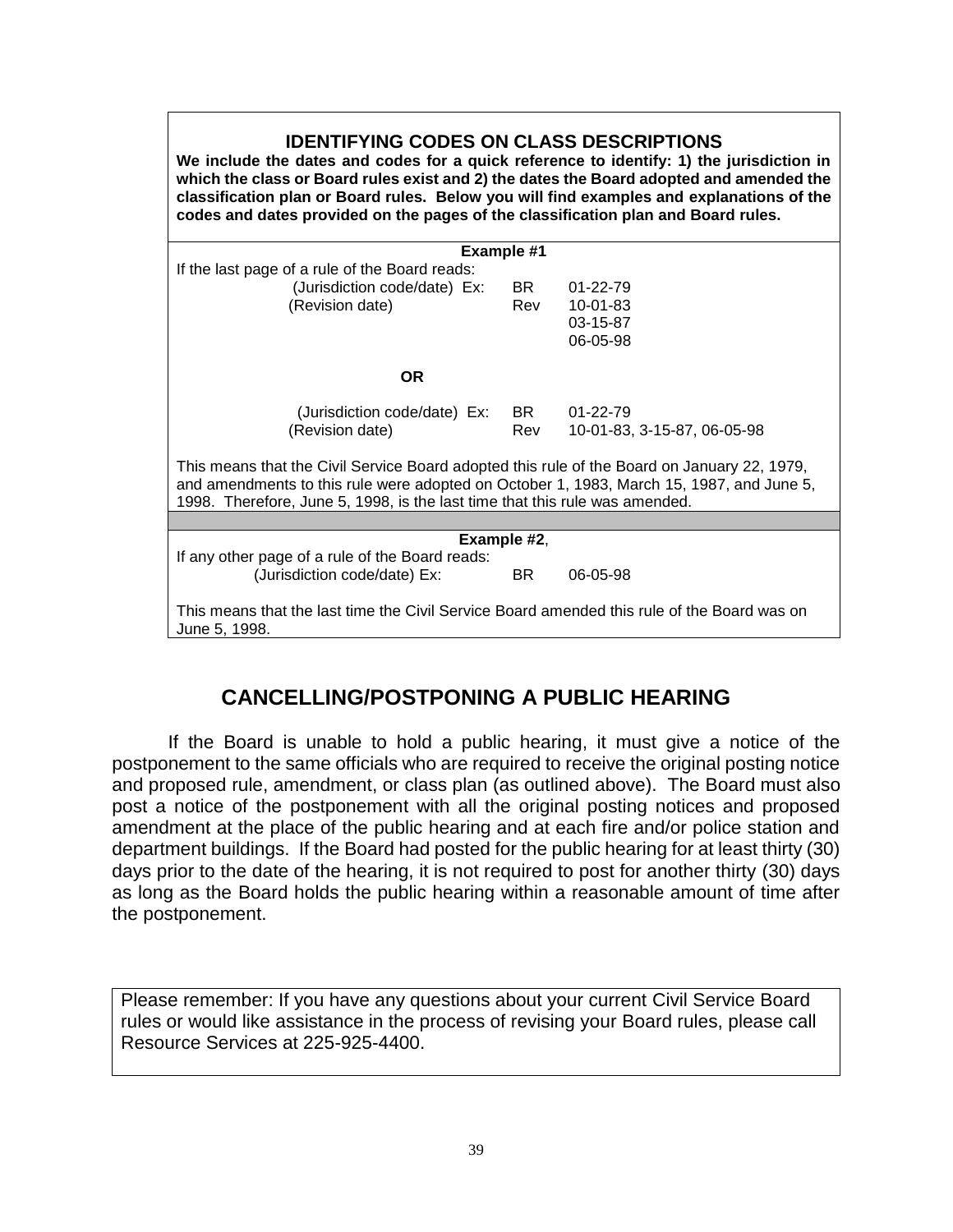## IDENTIFYING CODES ON CLASS DESCRIPTIONS

**We include the dates and codes for a quick reference to identify: 1) the jurisdiction in which the class or Board rules exist and 2) the dates the Board adopted and amended the classification plan or Board rules. Below you will find examples and explanations of the codes and dates provided on the pages of the classification plan and Board rules.**

**Example #1**

If the last page of a rule of the Board reads:

| | | |
|---|---|---|
| (Jurisdiction code/date) Ex: | BR | 01-22-79 |
| (Revision date) | Rev | 10-01-83 |
| | | 03-15-87 |
| | | 06-05-98 |

**OR**

| | | |
|---|---|---|
| (Jurisdiction code/date) Ex: | BR | 01-22-79 |
| (Revision date) | Rev | 10-01-83, 3-15-87, 06-05-98 |

This means that the Civil Service Board adopted this rule of the Board on January 22, 1979, and amendments to this rule were adopted on October 1, 1983, March 15, 1987, and June 5, 1998. Therefore, June 5, 1998, is the last time that this rule was amended.

**Example #2**,

If any other page of a rule of the Board reads:

| | | |
|---|---|---|
| (Jurisdiction code/date) Ex: | BR | 06-05-98 |

This means that the last time the Civil Service Board amended this rule of the Board was on June 5, 1998.

## CANCELLING/POSTPONING A PUBLIC HEARING

If the Board is unable to hold a public hearing, it must give a notice of the postponement to the same officials who are required to receive the original posting notice and proposed rule, amendment, or class plan (as outlined above). The Board must also post a notice of the postponement with all the original posting notices and proposed amendment at the place of the public hearing and at each fire and/or police station and department buildings. If the Board had posted for the public hearing for at least thirty (30) days prior to the date of the hearing, it is not required to post for another thirty (30) days as long as the Board holds the public hearing within a reasonable amount of time after the postponement.

Please remember: If you have any questions about your current Civil Service Board rules or would like assistance in the process of revising your Board rules, please call Resource Services at 225-925-4400.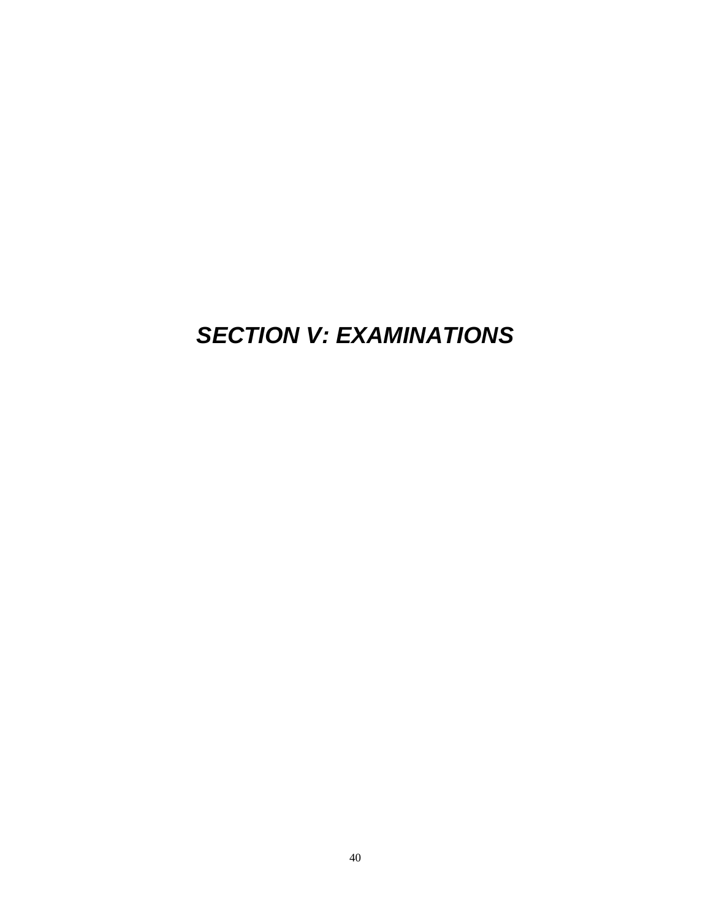# ***SECTION V: EXAMINATIONS***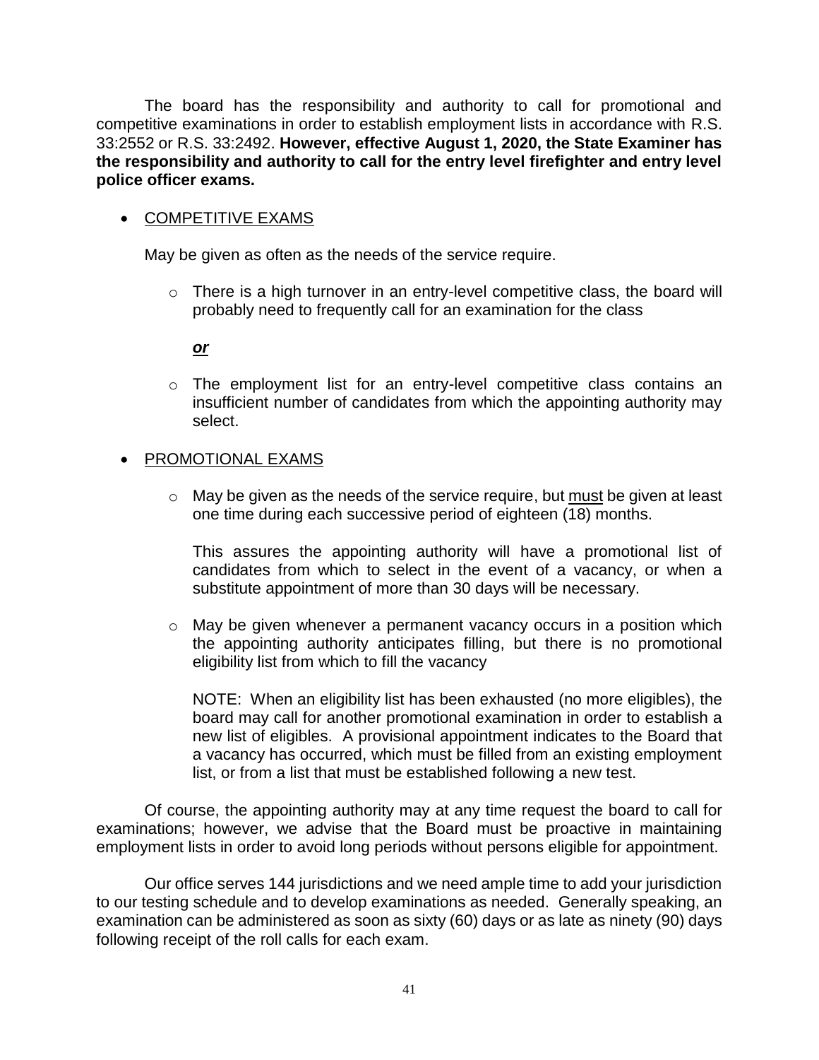The board has the responsibility and authority to call for promotional and competitive examinations in order to establish employment lists in accordance with R.S. 33:2552 or R.S. 33:2492. **However, effective August 1, 2020, the State Examiner has the responsibility and authority to call for the entry level firefighter and entry level police officer exams.**

- COMPETITIVE EXAMS

  May be given as often as the needs of the service require.

  - There is a high turnover in an entry-level competitive class, the board will probably need to frequently call for an examination for the class

    ***or***

  - The employment list for an entry-level competitive class contains an insufficient number of candidates from which the appointing authority may select.

- PROMOTIONAL EXAMS

  - May be given as the needs of the service require, but must be given at least one time during each successive period of eighteen (18) months.

    This assures the appointing authority will have a promotional list of candidates from which to select in the event of a vacancy, or when a substitute appointment of more than 30 days will be necessary.

  - May be given whenever a permanent vacancy occurs in a position which the appointing authority anticipates filling, but there is no promotional eligibility list from which to fill the vacancy

    NOTE: When an eligibility list has been exhausted (no more eligibles), the board may call for another promotional examination in order to establish a new list of eligibles. A provisional appointment indicates to the Board that a vacancy has occurred, which must be filled from an existing employment list, or from a list that must be established following a new test.

Of course, the appointing authority may at any time request the board to call for examinations; however, we advise that the Board must be proactive in maintaining employment lists in order to avoid long periods without persons eligible for appointment.

Our office serves 144 jurisdictions and we need ample time to add your jurisdiction to our testing schedule and to develop examinations as needed. Generally speaking, an examination can be administered as soon as sixty (60) days or as late as ninety (90) days following receipt of the roll calls for each exam.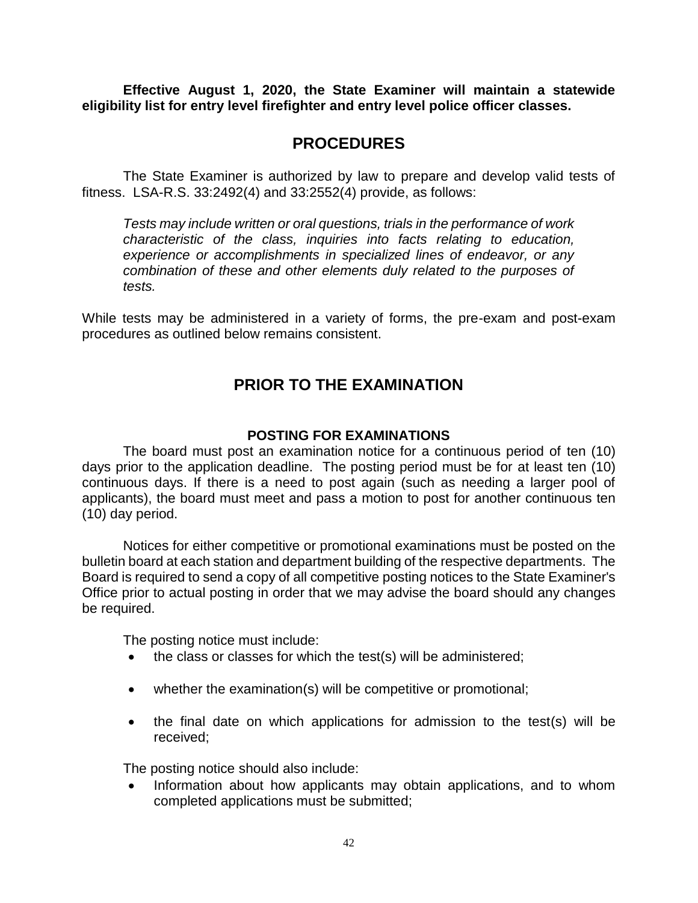**Effective August 1, 2020, the State Examiner will maintain a statewide eligibility list for entry level firefighter and entry level police officer classes.**

## PROCEDURES

The State Examiner is authorized by law to prepare and develop valid tests of fitness. LSA-R.S. 33:2492(4) and 33:2552(4) provide, as follows:

> *Tests may include written or oral questions, trials in the performance of work characteristic of the class, inquiries into facts relating to education, experience or accomplishments in specialized lines of endeavor, or any combination of these and other elements duly related to the purposes of tests.*

While tests may be administered in a variety of forms, the pre-exam and post-exam procedures as outlined below remains consistent.

## PRIOR TO THE EXAMINATION

### POSTING FOR EXAMINATIONS

The board must post an examination notice for a continuous period of ten (10) days prior to the application deadline. The posting period must be for at least ten (10) continuous days. If there is a need to post again (such as needing a larger pool of applicants), the board must meet and pass a motion to post for another continuous ten (10) day period.

Notices for either competitive or promotional examinations must be posted on the bulletin board at each station and department building of the respective departments. The Board is required to send a copy of all competitive posting notices to the State Examiner's Office prior to actual posting in order that we may advise the board should any changes be required.

The posting notice must include:

- the class or classes for which the test(s) will be administered;
- whether the examination(s) will be competitive or promotional;
- the final date on which applications for admission to the test(s) will be received;

The posting notice should also include:

- Information about how applicants may obtain applications, and to whom completed applications must be submitted;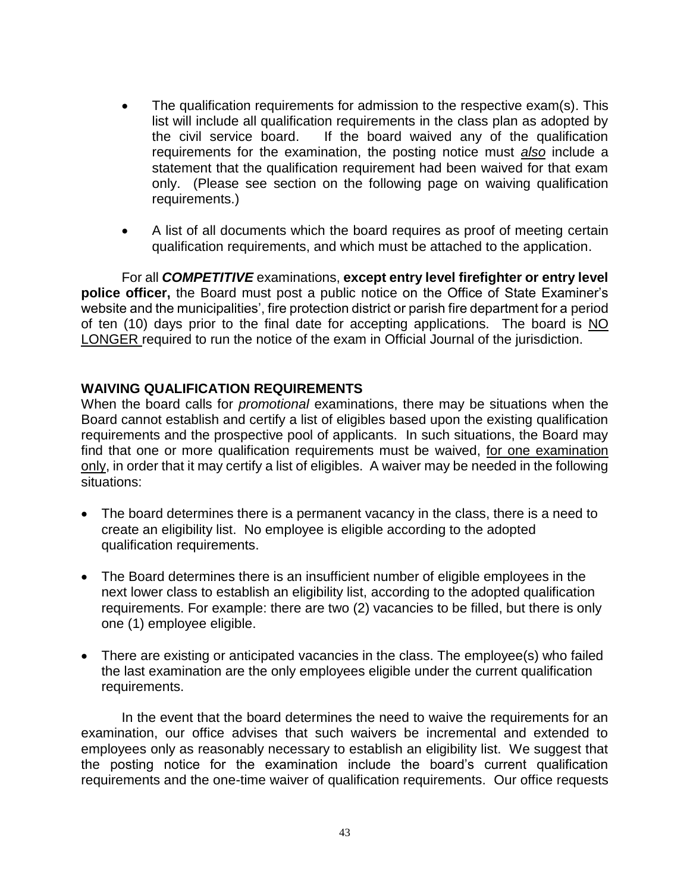- The qualification requirements for admission to the respective exam(s). This list will include all qualification requirements in the class plan as adopted by the civil service board. If the board waived any of the qualification requirements for the examination, the posting notice must ***also*** include a statement that the qualification requirement had been waived for that exam only. (Please see section on the following page on waiving qualification requirements.)

- A list of all documents which the board requires as proof of meeting certain qualification requirements, and which must be attached to the application.

For all ***COMPETITIVE*** examinations, **except entry level firefighter or entry level police officer,** the Board must post a public notice on the Office of State Examiner's website and the municipalities', fire protection district or parish fire department for a period of ten (10) days prior to the final date for accepting applications. The board is NO LONGER required to run the notice of the exam in Official Journal of the jurisdiction.

**WAIVING QUALIFICATION REQUIREMENTS**

When the board calls for *promotional* examinations, there may be situations when the Board cannot establish and certify a list of eligibles based upon the existing qualification requirements and the prospective pool of applicants. In such situations, the Board may find that one or more qualification requirements must be waived, for one examination only, in order that it may certify a list of eligibles. A waiver may be needed in the following situations:

- The board determines there is a permanent vacancy in the class, there is a need to create an eligibility list. No employee is eligible according to the adopted qualification requirements.

- The Board determines there is an insufficient number of eligible employees in the next lower class to establish an eligibility list, according to the adopted qualification requirements. For example: there are two (2) vacancies to be filled, but there is only one (1) employee eligible.

- There are existing or anticipated vacancies in the class. The employee(s) who failed the last examination are the only employees eligible under the current qualification requirements.

In the event that the board determines the need to waive the requirements for an examination, our office advises that such waivers be incremental and extended to employees only as reasonably necessary to establish an eligibility list. We suggest that the posting notice for the examination include the board's current qualification requirements and the one-time waiver of qualification requirements. Our office requests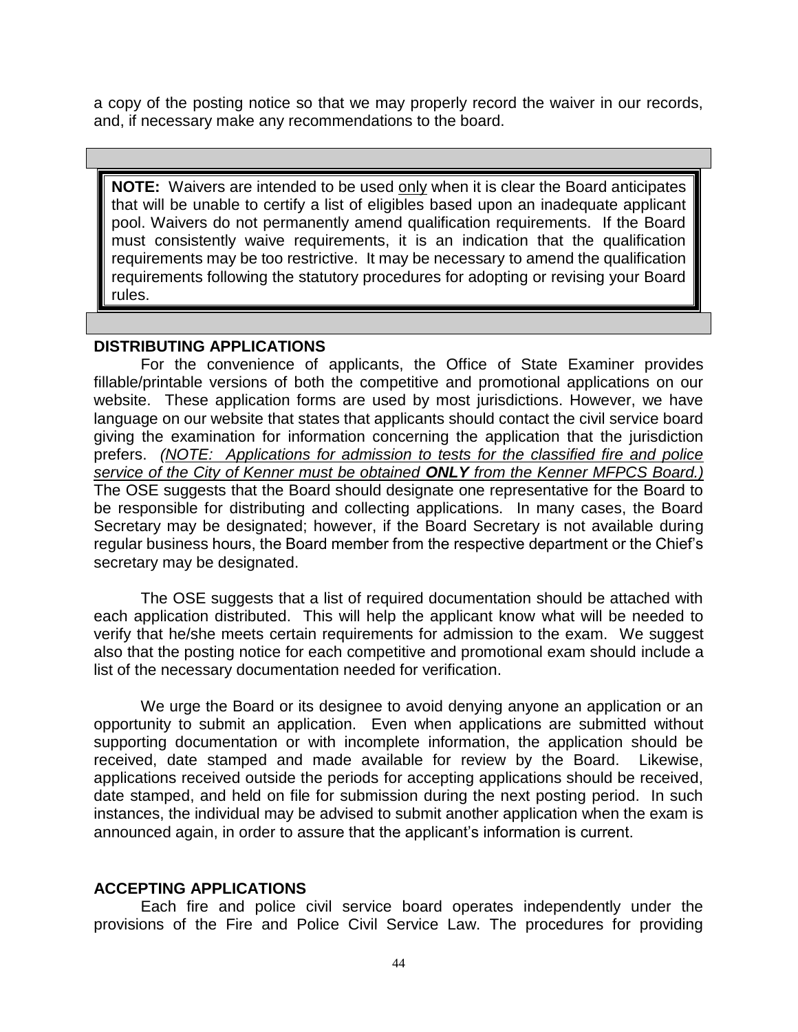a copy of the posting notice so that we may properly record the waiver in our records, and, if necessary make any recommendations to the board.

> **NOTE:** Waivers are intended to be used <u>only</u> when it is clear the Board anticipates that will be unable to certify a list of eligibles based upon an inadequate applicant pool. Waivers do not permanently amend qualification requirements. If the Board must consistently waive requirements, it is an indication that the qualification requirements may be too restrictive. It may be necessary to amend the qualification requirements following the statutory procedures for adopting or revising your Board rules.

**DISTRIBUTING APPLICATIONS**

For the convenience of applicants, the Office of State Examiner provides fillable/printable versions of both the competitive and promotional applications on our website. These application forms are used by most jurisdictions. However, we have language on our website that states that applicants should contact the civil service board giving the examination for information concerning the application that the jurisdiction prefers. *<u>(NOTE: Applications for admission to tests for the classified fire and police service of the City of Kenner must be obtained **ONLY** from the Kenner MFPCS Board.)</u>* The OSE suggests that the Board should designate one representative for the Board to be responsible for distributing and collecting applications. In many cases, the Board Secretary may be designated; however, if the Board Secretary is not available during regular business hours, the Board member from the respective department or the Chief's secretary may be designated.

The OSE suggests that a list of required documentation should be attached with each application distributed. This will help the applicant know what will be needed to verify that he/she meets certain requirements for admission to the exam. We suggest also that the posting notice for each competitive and promotional exam should include a list of the necessary documentation needed for verification.

We urge the Board or its designee to avoid denying anyone an application or an opportunity to submit an application. Even when applications are submitted without supporting documentation or with incomplete information, the application should be received, date stamped and made available for review by the Board. Likewise, applications received outside the periods for accepting applications should be received, date stamped, and held on file for submission during the next posting period. In such instances, the individual may be advised to submit another application when the exam is announced again, in order to assure that the applicant's information is current.

**ACCEPTING APPLICATIONS**

Each fire and police civil service board operates independently under the provisions of the Fire and Police Civil Service Law. The procedures for providing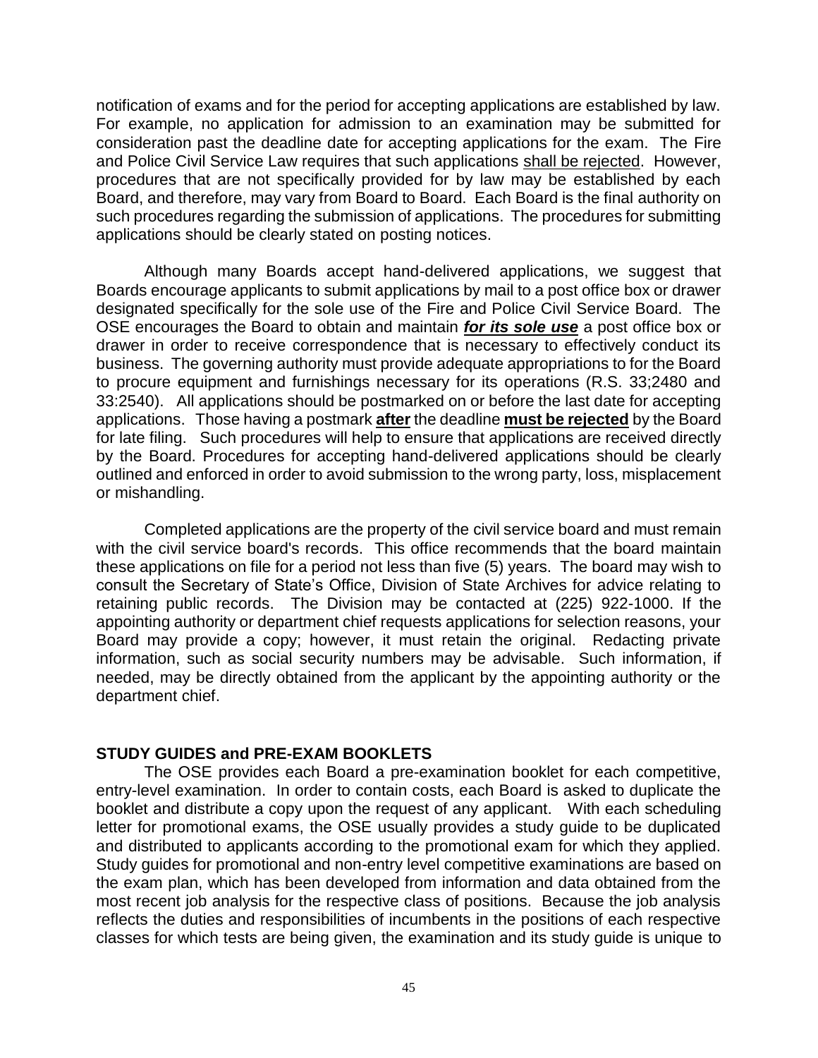notification of exams and for the period for accepting applications are established by law. For example, no application for admission to an examination may be submitted for consideration past the deadline date for accepting applications for the exam. The Fire and Police Civil Service Law requires that such applications <u>shall be rejected</u>. However, procedures that are not specifically provided for by law may be established by each Board, and therefore, may vary from Board to Board. Each Board is the final authority on such procedures regarding the submission of applications. The procedures for submitting applications should be clearly stated on posting notices.

Although many Boards accept hand-delivered applications, we suggest that Boards encourage applicants to submit applications by mail to a post office box or drawer designated specifically for the sole use of the Fire and Police Civil Service Board. The OSE encourages the Board to obtain and maintain ***<u>for its sole use</u>*** a post office box or drawer in order to receive correspondence that is necessary to effectively conduct its business. The governing authority must provide adequate appropriations to for the Board to procure equipment and furnishings necessary for its operations (R.S. 33;2480 and 33:2540). All applications should be postmarked on or before the last date for accepting applications. Those having a postmark **<u>after</u>** the deadline **<u>must be rejected</u>** by the Board for late filing. Such procedures will help to ensure that applications are received directly by the Board. Procedures for accepting hand-delivered applications should be clearly outlined and enforced in order to avoid submission to the wrong party, loss, misplacement or mishandling.

Completed applications are the property of the civil service board and must remain with the civil service board's records. This office recommends that the board maintain these applications on file for a period not less than five (5) years. The board may wish to consult the Secretary of State's Office, Division of State Archives for advice relating to retaining public records. The Division may be contacted at (225) 922-1000. If the appointing authority or department chief requests applications for selection reasons, your Board may provide a copy; however, it must retain the original. Redacting private information, such as social security numbers may be advisable. Such information, if needed, may be directly obtained from the applicant by the appointing authority or the department chief.

**STUDY GUIDES and PRE-EXAM BOOKLETS**

The OSE provides each Board a pre-examination booklet for each competitive, entry-level examination. In order to contain costs, each Board is asked to duplicate the booklet and distribute a copy upon the request of any applicant. With each scheduling letter for promotional exams, the OSE usually provides a study guide to be duplicated and distributed to applicants according to the promotional exam for which they applied. Study guides for promotional and non-entry level competitive examinations are based on the exam plan, which has been developed from information and data obtained from the most recent job analysis for the respective class of positions. Because the job analysis reflects the duties and responsibilities of incumbents in the positions of each respective classes for which tests are being given, the examination and its study guide is unique to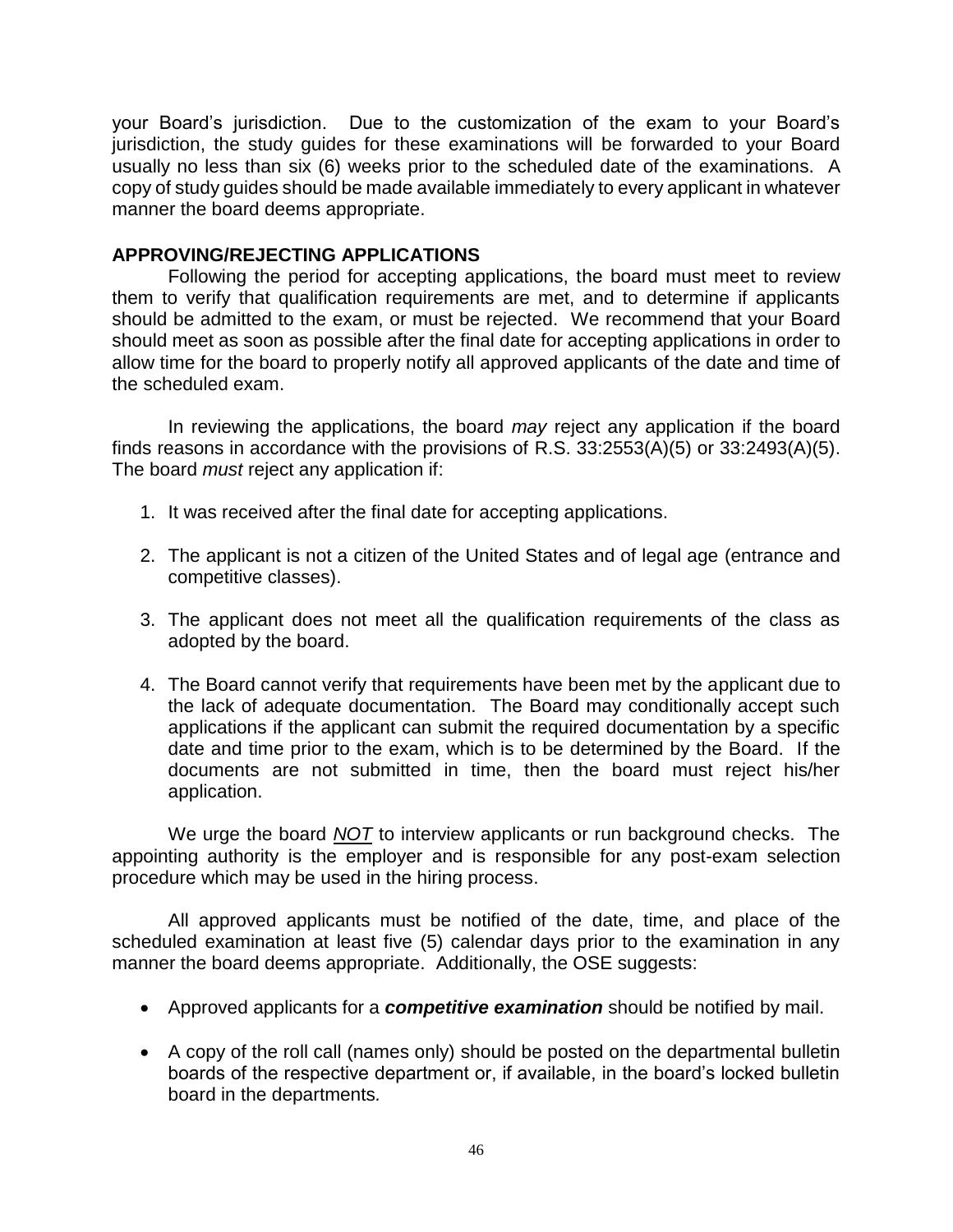your Board's jurisdiction. Due to the customization of the exam to your Board's jurisdiction, the study guides for these examinations will be forwarded to your Board usually no less than six (6) weeks prior to the scheduled date of the examinations. A copy of study guides should be made available immediately to every applicant in whatever manner the board deems appropriate.

**APPROVING/REJECTING APPLICATIONS**

Following the period for accepting applications, the board must meet to review them to verify that qualification requirements are met, and to determine if applicants should be admitted to the exam, or must be rejected. We recommend that your Board should meet as soon as possible after the final date for accepting applications in order to allow time for the board to properly notify all approved applicants of the date and time of the scheduled exam.

In reviewing the applications, the board *may* reject any application if the board finds reasons in accordance with the provisions of R.S. 33:2553(A)(5) or 33:2493(A)(5). The board *must* reject any application if:

1. It was received after the final date for accepting applications.

2. The applicant is not a citizen of the United States and of legal age (entrance and competitive classes).

3. The applicant does not meet all the qualification requirements of the class as adopted by the board.

4. The Board cannot verify that requirements have been met by the applicant due to the lack of adequate documentation. The Board may conditionally accept such applications if the applicant can submit the required documentation by a specific date and time prior to the exam, which is to be determined by the Board. If the documents are not submitted in time, then the board must reject his/her application.

We urge the board ***NOT*** to interview applicants or run background checks. The appointing authority is the employer and is responsible for any post-exam selection procedure which may be used in the hiring process.

All approved applicants must be notified of the date, time, and place of the scheduled examination at least five (5) calendar days prior to the examination in any manner the board deems appropriate. Additionally, the OSE suggests:

- Approved applicants for a ***competitive examination*** should be notified by mail.

- A copy of the roll call (names only) should be posted on the departmental bulletin boards of the respective department or, if available, in the board's locked bulletin board in the departments.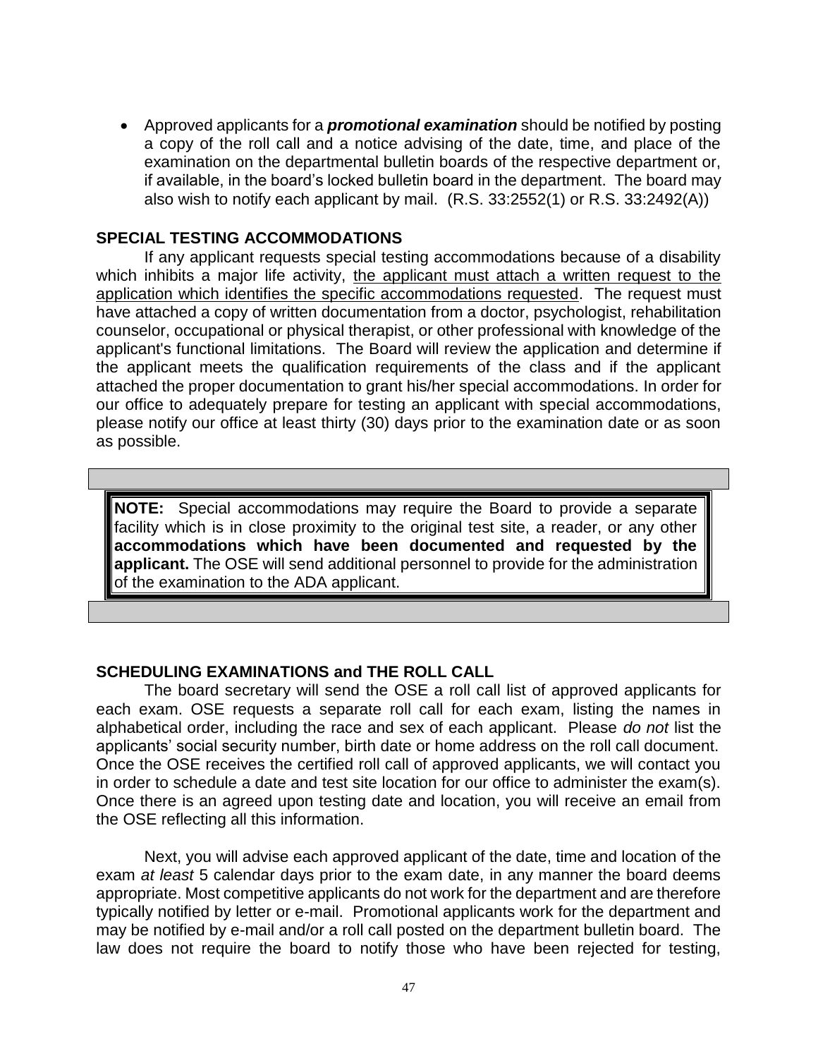- Approved applicants for a ***promotional examination*** should be notified by posting a copy of the roll call and a notice advising of the date, time, and place of the examination on the departmental bulletin boards of the respective department or, if available, in the board's locked bulletin board in the department. The board may also wish to notify each applicant by mail. (R.S. 33:2552(1) or R.S. 33:2492(A))

**SPECIAL TESTING ACCOMMODATIONS**

If any applicant requests special testing accommodations because of a disability which inhibits a major life activity, <u>the applicant must attach a written request to the application which identifies the specific accommodations requested</u>. The request must have attached a copy of written documentation from a doctor, psychologist, rehabilitation counselor, occupational or physical therapist, or other professional with knowledge of the applicant's functional limitations. The Board will review the application and determine if the applicant meets the qualification requirements of the class and if the applicant attached the proper documentation to grant his/her special accommodations. In order for our office to adequately prepare for testing an applicant with special accommodations, please notify our office at least thirty (30) days prior to the examination date or as soon as possible.

> **NOTE:** Special accommodations may require the Board to provide a separate facility which is in close proximity to the original test site, a reader, or any other **accommodations which have been documented and requested by the applicant.** The OSE will send additional personnel to provide for the administration of the examination to the ADA applicant.

**SCHEDULING EXAMINATIONS and THE ROLL CALL**

The board secretary will send the OSE a roll call list of approved applicants for each exam. OSE requests a separate roll call for each exam, listing the names in alphabetical order, including the race and sex of each applicant. Please *do not* list the applicants' social security number, birth date or home address on the roll call document. Once the OSE receives the certified roll call of approved applicants, we will contact you in order to schedule a date and test site location for our office to administer the exam(s). Once there is an agreed upon testing date and location, you will receive an email from the OSE reflecting all this information.

Next, you will advise each approved applicant of the date, time and location of the exam *at least* 5 calendar days prior to the exam date, in any manner the board deems appropriate. Most competitive applicants do not work for the department and are therefore typically notified by letter or e-mail. Promotional applicants work for the department and may be notified by e-mail and/or a roll call posted on the department bulletin board. The law does not require the board to notify those who have been rejected for testing,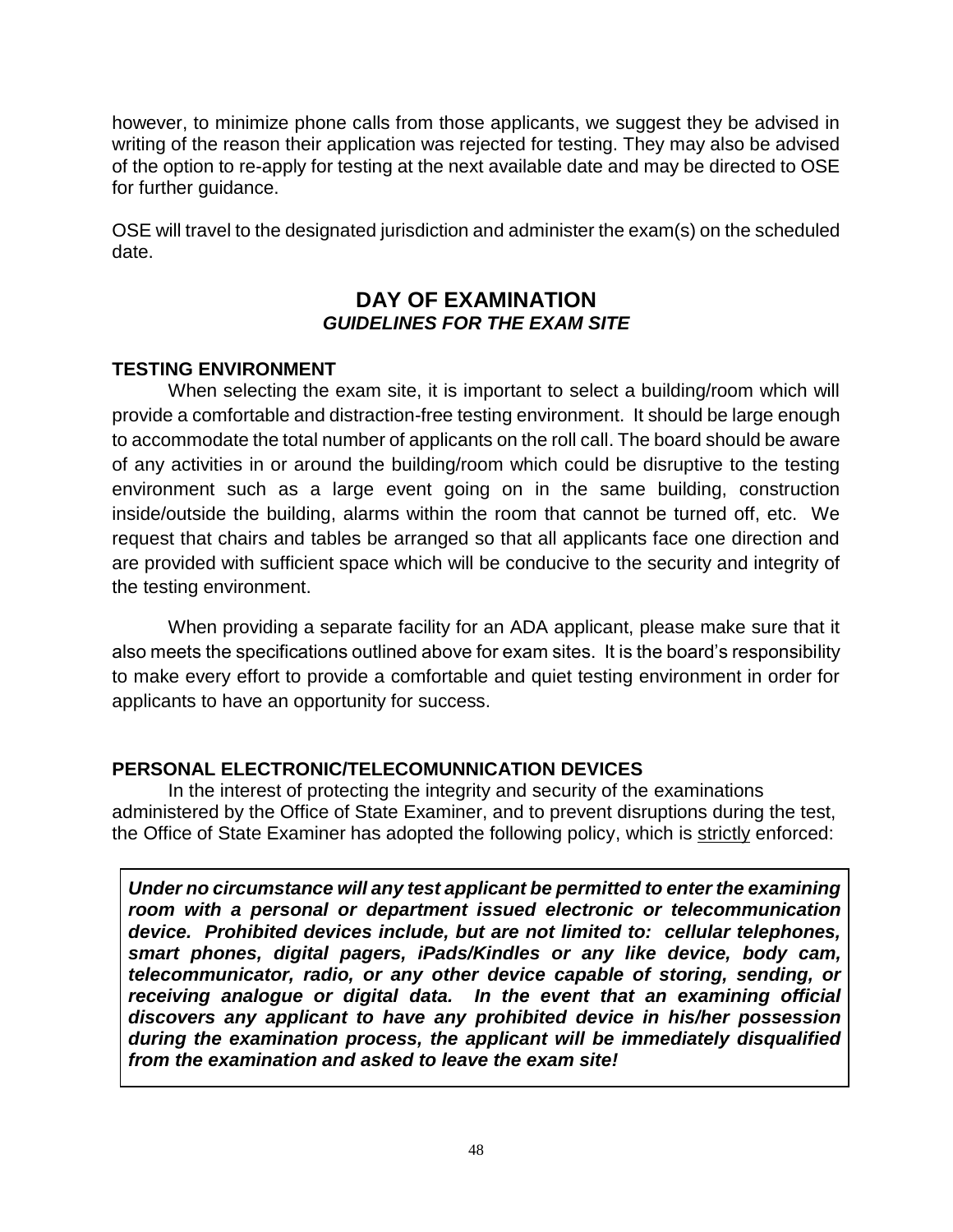however, to minimize phone calls from those applicants, we suggest they be advised in writing of the reason their application was rejected for testing. They may also be advised of the option to re-apply for testing at the next available date and may be directed to OSE for further guidance.

OSE will travel to the designated jurisdiction and administer the exam(s) on the scheduled date.

## DAY OF EXAMINATION
### *GUIDELINES FOR THE EXAM SITE*

**TESTING ENVIRONMENT**

When selecting the exam site, it is important to select a building/room which will provide a comfortable and distraction-free testing environment. It should be large enough to accommodate the total number of applicants on the roll call. The board should be aware of any activities in or around the building/room which could be disruptive to the testing environment such as a large event going on in the same building, construction inside/outside the building, alarms within the room that cannot be turned off, etc. We request that chairs and tables be arranged so that all applicants face one direction and are provided with sufficient space which will be conducive to the security and integrity of the testing environment.

When providing a separate facility for an ADA applicant, please make sure that it also meets the specifications outlined above for exam sites. It is the board's responsibility to make every effort to provide a comfortable and quiet testing environment in order for applicants to have an opportunity for success.

**PERSONAL ELECTRONIC/TELECOMUNNICATION DEVICES**

In the interest of protecting the integrity and security of the examinations administered by the Office of State Examiner, and to prevent disruptions during the test, the Office of State Examiner has adopted the following policy, which is strictly enforced:

***Under no circumstance will any test applicant be permitted to enter the examining room with a personal or department issued electronic or telecommunication device. Prohibited devices include, but are not limited to: cellular telephones, smart phones, digital pagers, iPads/Kindles or any like device, body cam, telecommunicator, radio, or any other device capable of storing, sending, or receiving analogue or digital data. In the event that an examining official discovers any applicant to have any prohibited device in his/her possession during the examination process, the applicant will be immediately disqualified from the examination and asked to leave the exam site!***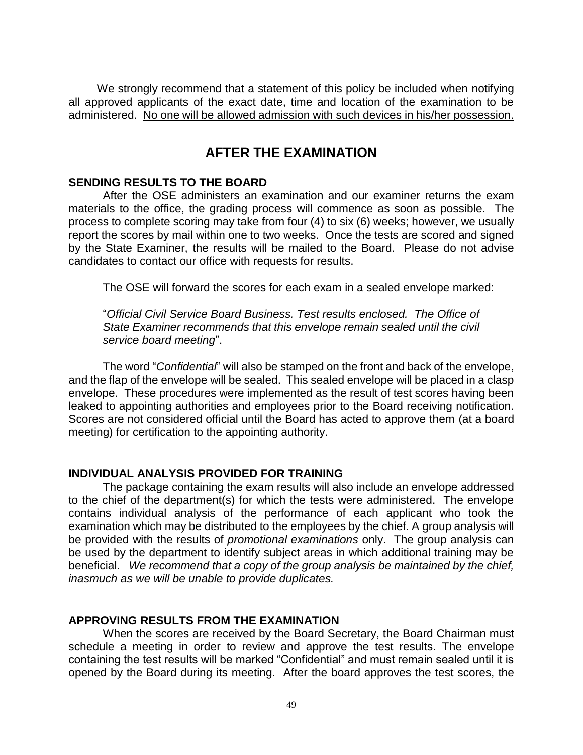We strongly recommend that a statement of this policy be included when notifying all approved applicants of the exact date, time and location of the examination to be administered. No one will be allowed admission with such devices in his/her possession.

## AFTER THE EXAMINATION

### SENDING RESULTS TO THE BOARD

After the OSE administers an examination and our examiner returns the exam materials to the office, the grading process will commence as soon as possible. The process to complete scoring may take from four (4) to six (6) weeks; however, we usually report the scores by mail within one to two weeks. Once the tests are scored and signed by the State Examiner, the results will be mailed to the Board. Please do not advise candidates to contact our office with requests for results.

The OSE will forward the scores for each exam in a sealed envelope marked:

"*Official Civil Service Board Business. Test results enclosed. The Office of State Examiner recommends that this envelope remain sealed until the civil service board meeting*".

The word "*Confidential*" will also be stamped on the front and back of the envelope, and the flap of the envelope will be sealed. This sealed envelope will be placed in a clasp envelope. These procedures were implemented as the result of test scores having been leaked to appointing authorities and employees prior to the Board receiving notification. Scores are not considered official until the Board has acted to approve them (at a board meeting) for certification to the appointing authority.

### INDIVIDUAL ANALYSIS PROVIDED FOR TRAINING

The package containing the exam results will also include an envelope addressed to the chief of the department(s) for which the tests were administered. The envelope contains individual analysis of the performance of each applicant who took the examination which may be distributed to the employees by the chief. A group analysis will be provided with the results of *promotional examinations* only. The group analysis can be used by the department to identify subject areas in which additional training may be beneficial. *We recommend that a copy of the group analysis be maintained by the chief, inasmuch as we will be unable to provide duplicates.*

### APPROVING RESULTS FROM THE EXAMINATION

When the scores are received by the Board Secretary, the Board Chairman must schedule a meeting in order to review and approve the test results. The envelope containing the test results will be marked "Confidential" and must remain sealed until it is opened by the Board during its meeting. After the board approves the test scores, the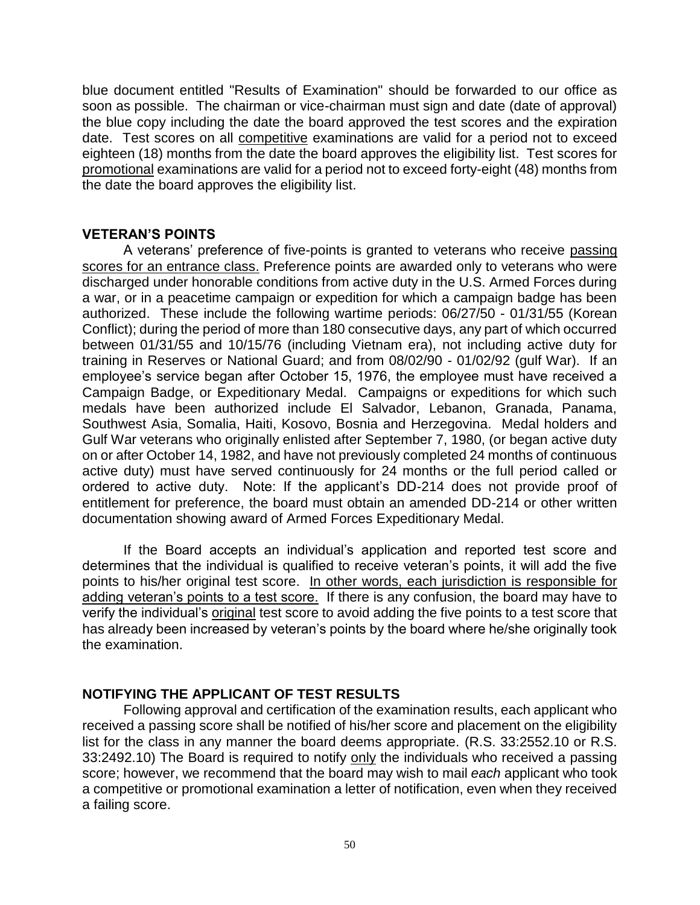blue document entitled "Results of Examination" should be forwarded to our office as soon as possible. The chairman or vice-chairman must sign and date (date of approval) the blue copy including the date the board approved the test scores and the expiration date. Test scores on all competitive examinations are valid for a period not to exceed eighteen (18) months from the date the board approves the eligibility list. Test scores for promotional examinations are valid for a period not to exceed forty-eight (48) months from the date the board approves the eligibility list.

### VETERAN'S POINTS

A veterans' preference of five-points is granted to veterans who receive passing scores for an entrance class. Preference points are awarded only to veterans who were discharged under honorable conditions from active duty in the U.S. Armed Forces during a war, or in a peacetime campaign or expedition for which a campaign badge has been authorized. These include the following wartime periods: 06/27/50 - 01/31/55 (Korean Conflict); during the period of more than 180 consecutive days, any part of which occurred between 01/31/55 and 10/15/76 (including Vietnam era), not including active duty for training in Reserves or National Guard; and from 08/02/90 - 01/02/92 (gulf War). If an employee's service began after October 15, 1976, the employee must have received a Campaign Badge, or Expeditionary Medal. Campaigns or expeditions for which such medals have been authorized include El Salvador, Lebanon, Granada, Panama, Southwest Asia, Somalia, Haiti, Kosovo, Bosnia and Herzegovina. Medal holders and Gulf War veterans who originally enlisted after September 7, 1980, (or began active duty on or after October 14, 1982, and have not previously completed 24 months of continuous active duty) must have served continuously for 24 months or the full period called or ordered to active duty. Note: If the applicant's DD-214 does not provide proof of entitlement for preference, the board must obtain an amended DD-214 or other written documentation showing award of Armed Forces Expeditionary Medal.

If the Board accepts an individual's application and reported test score and determines that the individual is qualified to receive veteran's points, it will add the five points to his/her original test score. In other words, each jurisdiction is responsible for adding veteran's points to a test score. If there is any confusion, the board may have to verify the individual's original test score to avoid adding the five points to a test score that has already been increased by veteran's points by the board where he/she originally took the examination.

### NOTIFYING THE APPLICANT OF TEST RESULTS

Following approval and certification of the examination results, each applicant who received a passing score shall be notified of his/her score and placement on the eligibility list for the class in any manner the board deems appropriate. (R.S. 33:2552.10 or R.S. 33:2492.10) The Board is required to notify only the individuals who received a passing score; however, we recommend that the board may wish to mail *each* applicant who took a competitive or promotional examination a letter of notification, even when they received a failing score.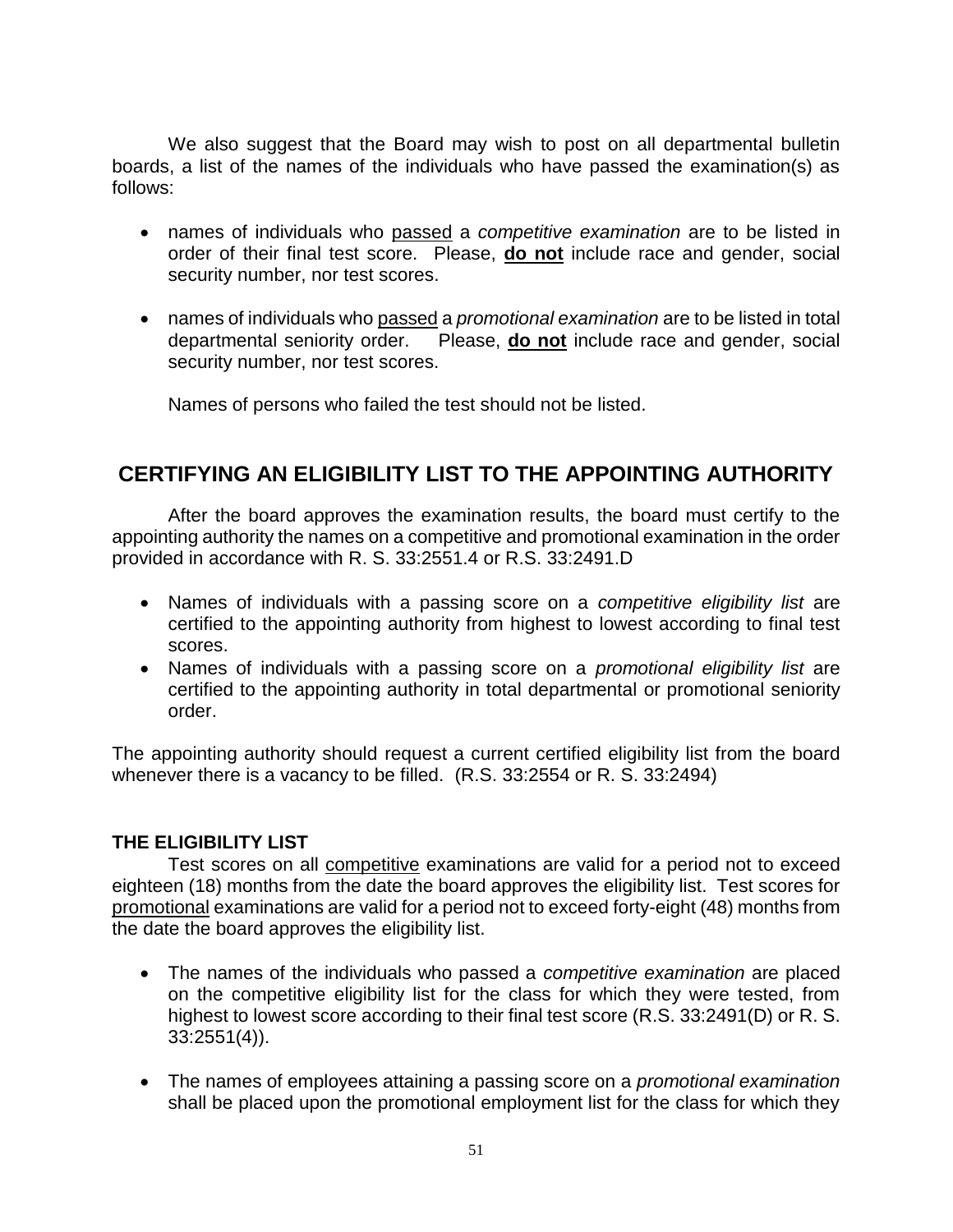We also suggest that the Board may wish to post on all departmental bulletin boards, a list of the names of the individuals who have passed the examination(s) as follows:

- names of individuals who passed a *competitive examination* are to be listed in order of their final test score. Please, **do not** include race and gender, social security number, nor test scores.

- names of individuals who passed a *promotional examination* are to be listed in total departmental seniority order. Please, **do not** include race and gender, social security number, nor test scores.

  Names of persons who failed the test should not be listed.

## CERTIFYING AN ELIGIBILITY LIST TO THE APPOINTING AUTHORITY

After the board approves the examination results, the board must certify to the appointing authority the names on a competitive and promotional examination in the order provided in accordance with R. S. 33:2551.4 or R.S. 33:2491.D

- Names of individuals with a passing score on a *competitive eligibility list* are certified to the appointing authority from highest to lowest according to final test scores.
- Names of individuals with a passing score on a *promotional eligibility list* are certified to the appointing authority in total departmental or promotional seniority order.

The appointing authority should request a current certified eligibility list from the board whenever there is a vacancy to be filled. (R.S. 33:2554 or R. S. 33:2494)

### THE ELIGIBILITY LIST

Test scores on all competitive examinations are valid for a period not to exceed eighteen (18) months from the date the board approves the eligibility list. Test scores for promotional examinations are valid for a period not to exceed forty-eight (48) months from the date the board approves the eligibility list.

- The names of the individuals who passed a *competitive examination* are placed on the competitive eligibility list for the class for which they were tested, from highest to lowest score according to their final test score (R.S. 33:2491(D) or R. S. 33:2551(4)).

- The names of employees attaining a passing score on a *promotional examination* shall be placed upon the promotional employment list for the class for which they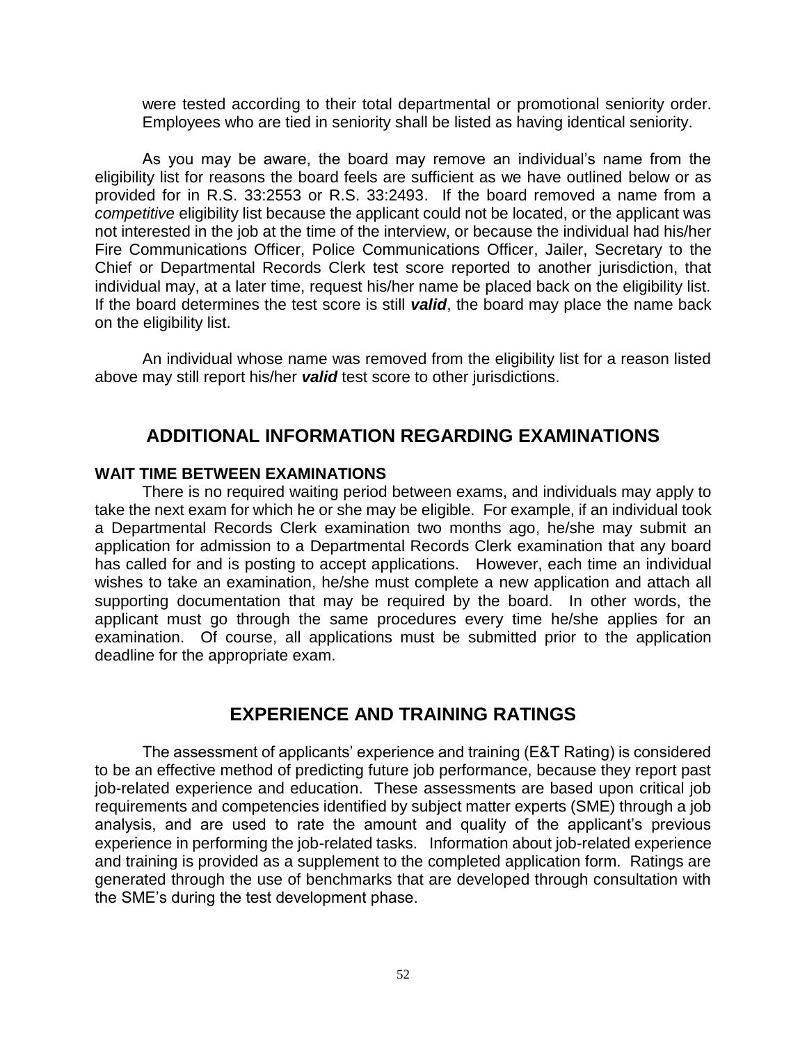were tested according to their total departmental or promotional seniority order. Employees who are tied in seniority shall be listed as having identical seniority.

As you may be aware, the board may remove an individual's name from the eligibility list for reasons the board feels are sufficient as we have outlined below or as provided for in R.S. 33:2553 or R.S. 33:2493. If the board removed a name from a *competitive* eligibility list because the applicant could not be located, or the applicant was not interested in the job at the time of the interview, or because the individual had his/her Fire Communications Officer, Police Communications Officer, Jailer, Secretary to the Chief or Departmental Records Clerk test score reported to another jurisdiction, that individual may, at a later time, request his/her name be placed back on the eligibility list. If the board determines the test score is still ***valid***, the board may place the name back on the eligibility list.

An individual whose name was removed from the eligibility list for a reason listed above may still report his/her ***valid*** test score to other jurisdictions.

## ADDITIONAL INFORMATION REGARDING EXAMINATIONS

**WAIT TIME BETWEEN EXAMINATIONS**

There is no required waiting period between exams, and individuals may apply to take the next exam for which he or she may be eligible. For example, if an individual took a Departmental Records Clerk examination two months ago, he/she may submit an application for admission to a Departmental Records Clerk examination that any board has called for and is posting to accept applications. However, each time an individual wishes to take an examination, he/she must complete a new application and attach all supporting documentation that may be required by the board. In other words, the applicant must go through the same procedures every time he/she applies for an examination. Of course, all applications must be submitted prior to the application deadline for the appropriate exam.

## EXPERIENCE AND TRAINING RATINGS

The assessment of applicants' experience and training (E&T Rating) is considered to be an effective method of predicting future job performance, because they report past job-related experience and education. These assessments are based upon critical job requirements and competencies identified by subject matter experts (SME) through a job analysis, and are used to rate the amount and quality of the applicant's previous experience in performing the job-related tasks. Information about job-related experience and training is provided as a supplement to the completed application form. Ratings are generated through the use of benchmarks that are developed through consultation with the SME's during the test development phase.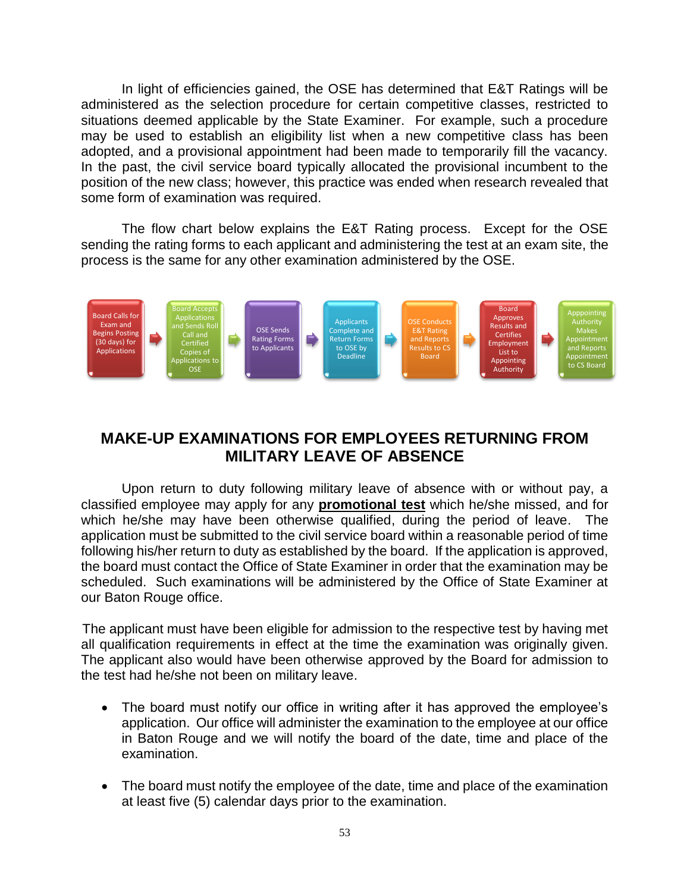In light of efficiencies gained, the OSE has determined that E&T Ratings will be administered as the selection procedure for certain competitive classes, restricted to situations deemed applicable by the State Examiner. For example, such a procedure may be used to establish an eligibility list when a new competitive class has been adopted, and a provisional appointment had been made to temporarily fill the vacancy. In the past, the civil service board typically allocated the provisional incumbent to the position of the new class; however, this practice was ended when research revealed that some form of examination was required.

The flow chart below explains the E&T Rating process. Except for the OSE sending the rating forms to each applicant and administering the test at an exam site, the process is the same for any other examination administered by the OSE.

Board Calls for Exam and Begins Posting (30 days) for Applications → Board Accepts Applications and Sends Roll Call and Certified Copies of Applications to OSE → OSE Sends Rating Forms to Applicants → Applicants Complete and Return Forms to OSE by Deadline → OSE Conducts E&T Rating and Reports Results to CS Board → Board Approves Results and Certifies Employment List to Appointing Authority → Apppointing Authority Makes Appointment and Reports Appointment to CS Board

## MAKE-UP EXAMINATIONS FOR EMPLOYEES RETURNING FROM MILITARY LEAVE OF ABSENCE

Upon return to duty following military leave of absence with or without pay, a classified employee may apply for any **promotional test** which he/she missed, and for which he/she may have been otherwise qualified, during the period of leave. The application must be submitted to the civil service board within a reasonable period of time following his/her return to duty as established by the board. If the application is approved, the board must contact the Office of State Examiner in order that the examination may be scheduled. Such examinations will be administered by the Office of State Examiner at our Baton Rouge office.

The applicant must have been eligible for admission to the respective test by having met all qualification requirements in effect at the time the examination was originally given. The applicant also would have been otherwise approved by the Board for admission to the test had he/she not been on military leave.

- The board must notify our office in writing after it has approved the employee's application. Our office will administer the examination to the employee at our office in Baton Rouge and we will notify the board of the date, time and place of the examination.

- The board must notify the employee of the date, time and place of the examination at least five (5) calendar days prior to the examination.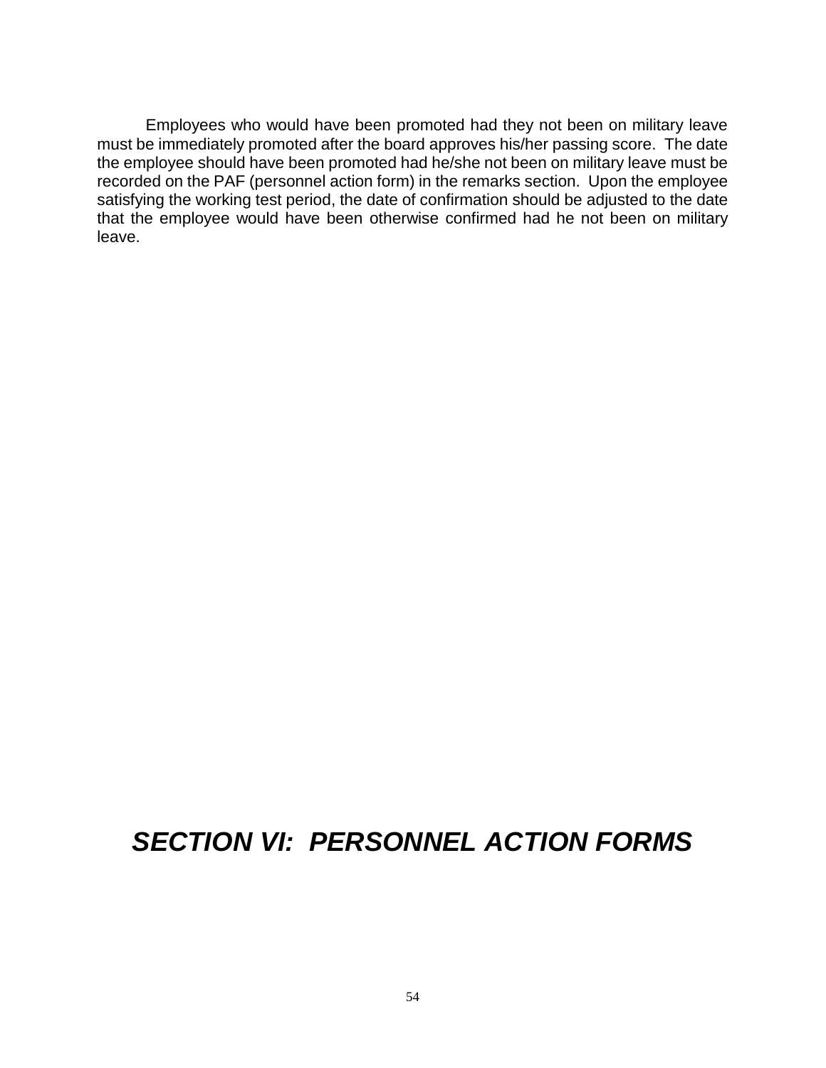Employees who would have been promoted had they not been on military leave must be immediately promoted after the board approves his/her passing score. The date the employee should have been promoted had he/she not been on military leave must be recorded on the PAF (personnel action form) in the remarks section. Upon the employee satisfying the working test period, the date of confirmation should be adjusted to the date that the employee would have been otherwise confirmed had he not been on military leave.

# *SECTION VI: PERSONNEL ACTION FORMS*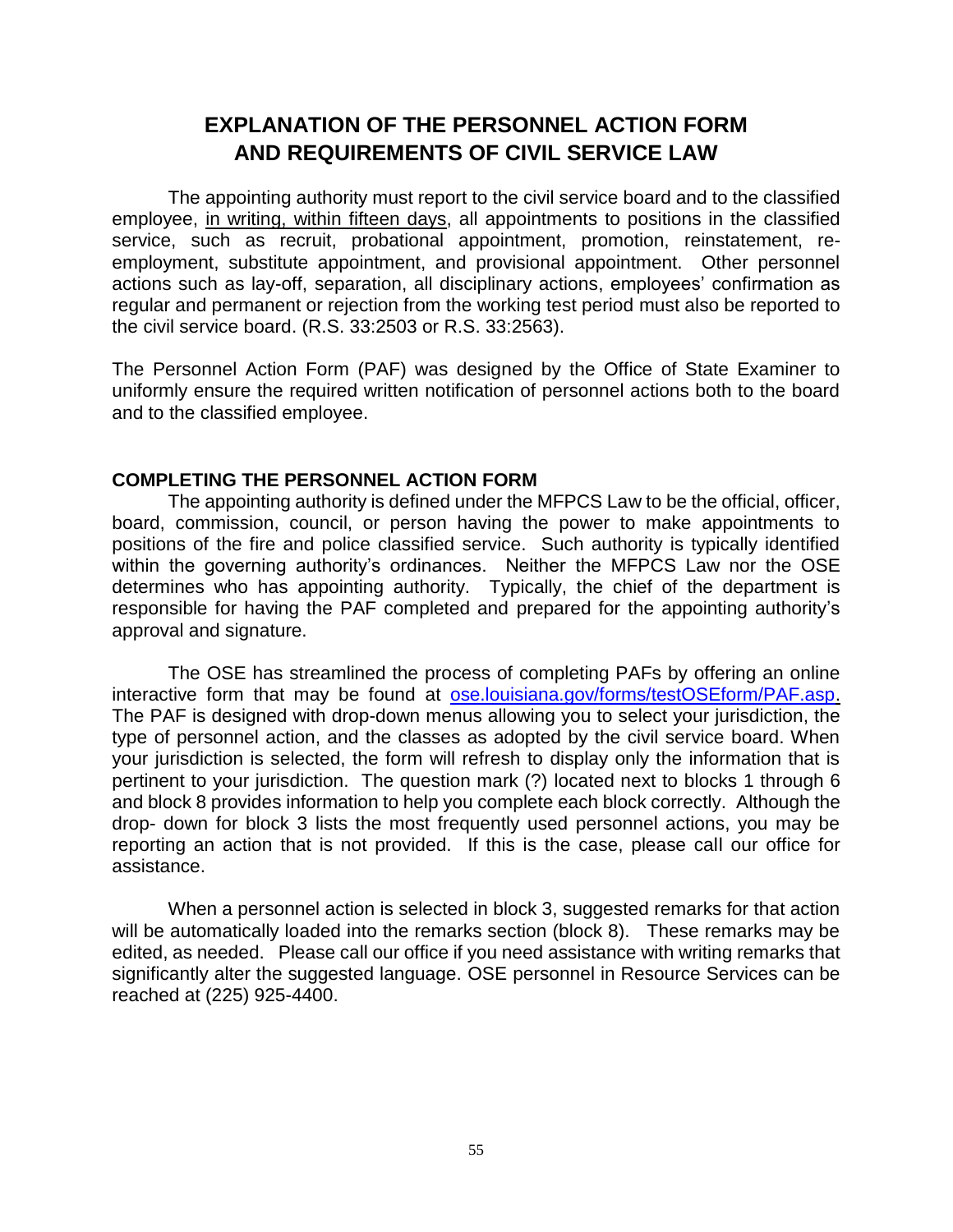# EXPLANATION OF THE PERSONNEL ACTION FORM AND REQUIREMENTS OF CIVIL SERVICE LAW

The appointing authority must report to the civil service board and to the classified employee, <u>in writing, within fifteen days</u>, all appointments to positions in the classified service, such as recruit, probational appointment, promotion, reinstatement, re-employment, substitute appointment, and provisional appointment. Other personnel actions such as lay-off, separation, all disciplinary actions, employees' confirmation as regular and permanent or rejection from the working test period must also be reported to the civil service board. (R.S. 33:2503 or R.S. 33:2563).

The Personnel Action Form (PAF) was designed by the Office of State Examiner to uniformly ensure the required written notification of personnel actions both to the board and to the classified employee.

### COMPLETING THE PERSONNEL ACTION FORM

The appointing authority is defined under the MFPCS Law to be the official, officer, board, commission, council, or person having the power to make appointments to positions of the fire and police classified service. Such authority is typically identified within the governing authority's ordinances. Neither the MFPCS Law nor the OSE determines who has appointing authority. Typically, the chief of the department is responsible for having the PAF completed and prepared for the appointing authority's approval and signature.

The OSE has streamlined the process of completing PAFs by offering an online interactive form that may be found at [ose.louisiana.gov/forms/testOSEform/PAF.asp](ose.louisiana.gov/forms/testOSEform/PAF.asp). The PAF is designed with drop-down menus allowing you to select your jurisdiction, the type of personnel action, and the classes as adopted by the civil service board. When your jurisdiction is selected, the form will refresh to display only the information that is pertinent to your jurisdiction. The question mark (?) located next to blocks 1 through 6 and block 8 provides information to help you complete each block correctly. Although the drop- down for block 3 lists the most frequently used personnel actions, you may be reporting an action that is not provided. If this is the case, please call our office for assistance.

When a personnel action is selected in block 3, suggested remarks for that action will be automatically loaded into the remarks section (block 8). These remarks may be edited, as needed. Please call our office if you need assistance with writing remarks that significantly alter the suggested language. OSE personnel in Resource Services can be reached at (225) 925-4400.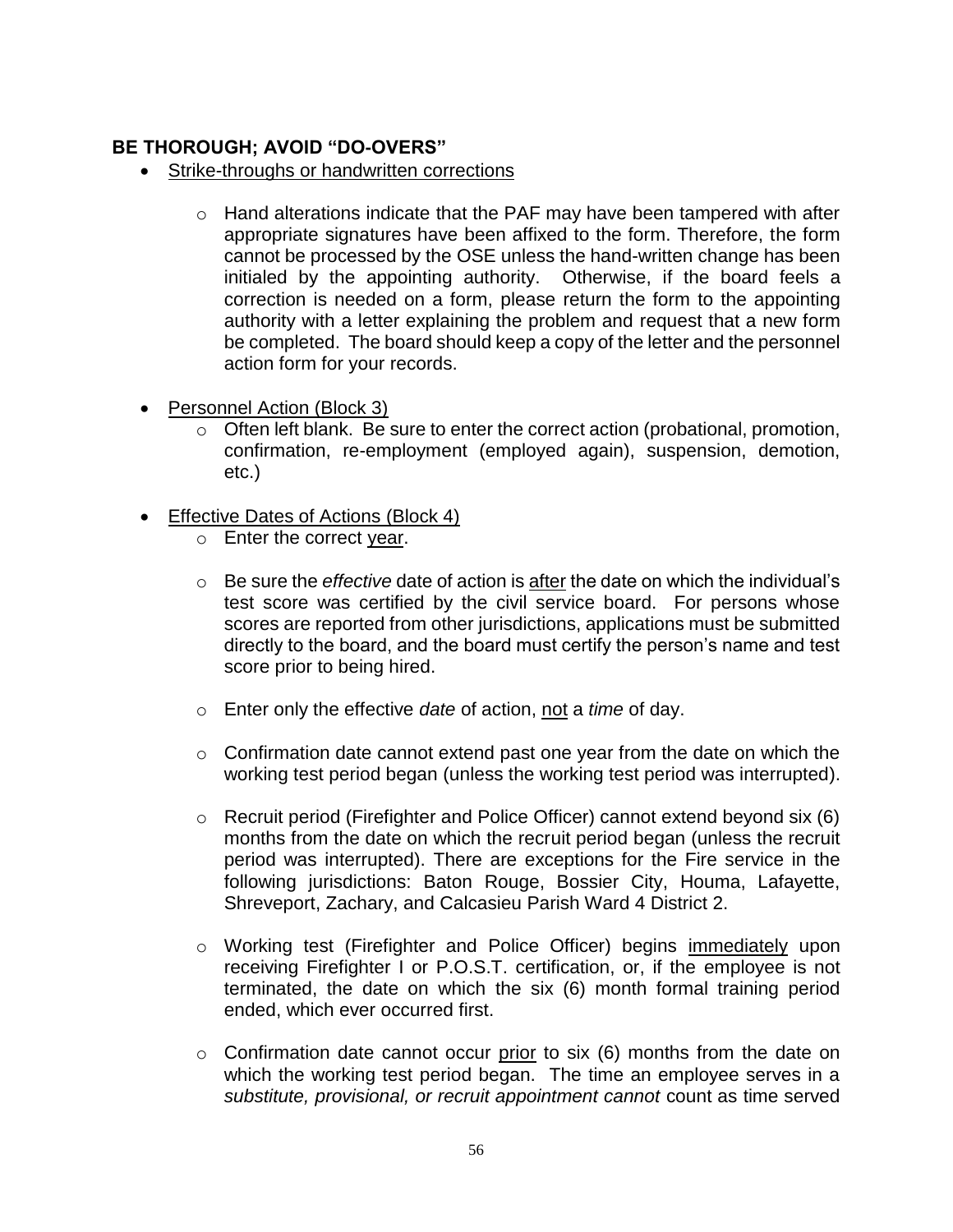## BE THOROUGH; AVOID "DO-OVERS"

- Strike-throughs or handwritten corrections

  - Hand alterations indicate that the PAF may have been tampered with after appropriate signatures have been affixed to the form. Therefore, the form cannot be processed by the OSE unless the hand-written change has been initialed by the appointing authority. Otherwise, if the board feels a correction is needed on a form, please return the form to the appointing authority with a letter explaining the problem and request that a new form be completed. The board should keep a copy of the letter and the personnel action form for your records.

- Personnel Action (Block 3)
  - Often left blank. Be sure to enter the correct action (probational, promotion, confirmation, re-employment (employed again), suspension, demotion, etc.)

- Effective Dates of Actions (Block 4)
  - Enter the correct year.

  - Be sure the *effective* date of action is after the date on which the individual's test score was certified by the civil service board. For persons whose scores are reported from other jurisdictions, applications must be submitted directly to the board, and the board must certify the person's name and test score prior to being hired.

  - Enter only the effective *date* of action, not a *time* of day.

  - Confirmation date cannot extend past one year from the date on which the working test period began (unless the working test period was interrupted).

  - Recruit period (Firefighter and Police Officer) cannot extend beyond six (6) months from the date on which the recruit period began (unless the recruit period was interrupted). There are exceptions for the Fire service in the following jurisdictions: Baton Rouge, Bossier City, Houma, Lafayette, Shreveport, Zachary, and Calcasieu Parish Ward 4 District 2.

  - Working test (Firefighter and Police Officer) begins immediately upon receiving Firefighter I or P.O.S.T. certification, or, if the employee is not terminated, the date on which the six (6) month formal training period ended, which ever occurred first.

  - Confirmation date cannot occur prior to six (6) months from the date on which the working test period began. The time an employee serves in a *substitute, provisional, or recruit appointment cannot* count as time served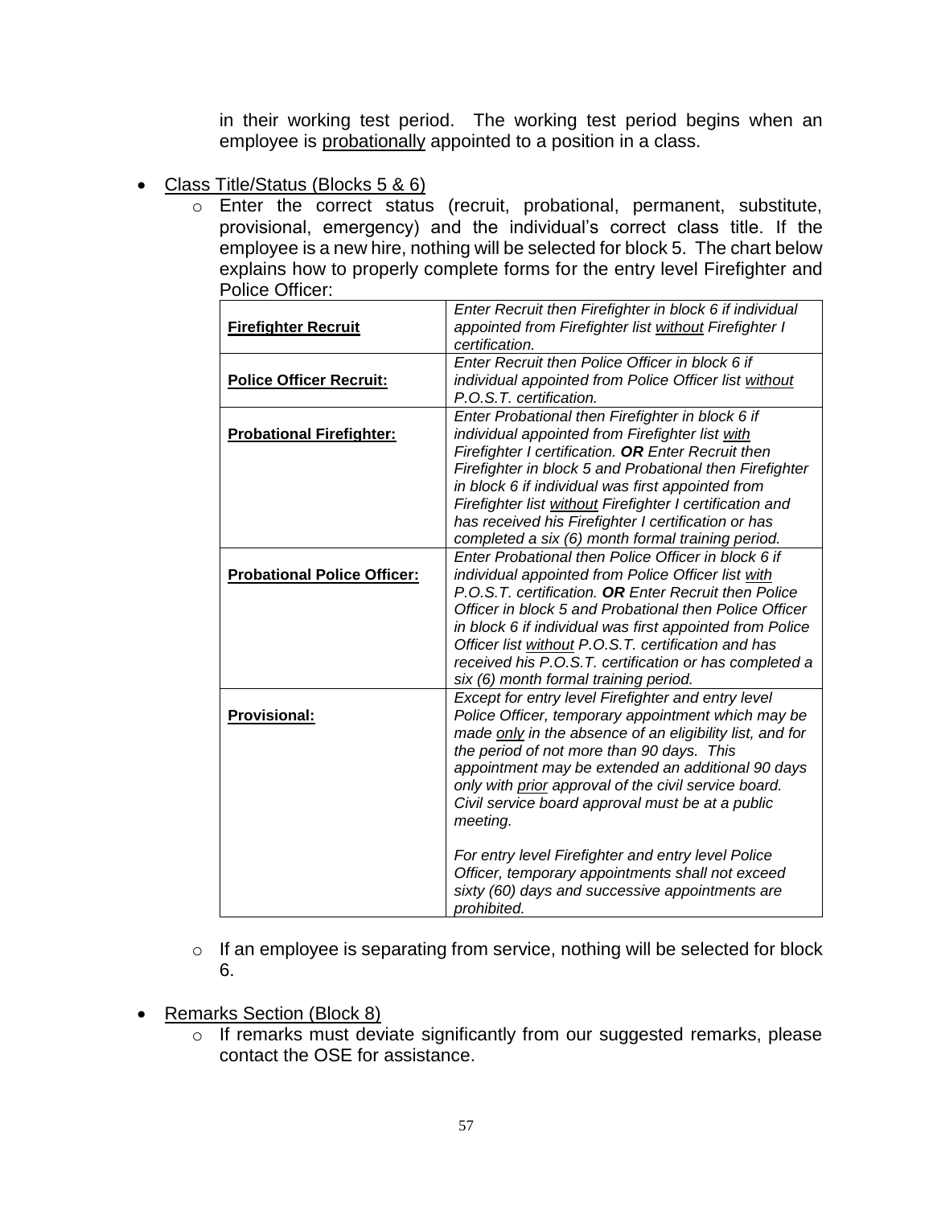in their working test period. The working test period begins when an employee is probationally appointed to a position in a class.

- Class Title/Status (Blocks 5 & 6)
  - Enter the correct status (recruit, probational, permanent, substitute, provisional, emergency) and the individual's correct class title. If the employee is a new hire, nothing will be selected for block 5. The chart below explains how to properly complete forms for the entry level Firefighter and Police Officer:

| | |
|---|---|
| **Firefighter Recruit** | *Enter Recruit then Firefighter in block 6 if individual appointed from Firefighter list without Firefighter I certification.* |
| **Police Officer Recruit:** | *Enter Recruit then Police Officer in block 6 if individual appointed from Police Officer list without P.O.S.T. certification.* |
| **Probational Firefighter:** | *Enter Probational then Firefighter in block 6 if individual appointed from Firefighter list with Firefighter I certification. **OR** Enter Recruit then Firefighter in block 5 and Probational then Firefighter in block 6 if individual was first appointed from Firefighter list without Firefighter I certification and has received his Firefighter I certification or has completed a six (6) month formal training period.* |
| **Probational Police Officer:** | *Enter Probational then Police Officer in block 6 if individual appointed from Police Officer list with P.O.S.T. certification. **OR** Enter Recruit then Police Officer in block 5 and Probational then Police Officer in block 6 if individual was first appointed from Police Officer list without P.O.S.T. certification and has received his P.O.S.T. certification or has completed a six (6) month formal training period.* |
| **Provisional:** | *Except for entry level Firefighter and entry level Police Officer, temporary appointment which may be made only in the absence of an eligibility list, and for the period of not more than 90 days. This appointment may be extended an additional 90 days only with prior approval of the civil service board. Civil service board approval must be at a public meeting.*<br><br>*For entry level Firefighter and entry level Police Officer, temporary appointments shall not exceed sixty (60) days and successive appointments are prohibited.* |

  - If an employee is separating from service, nothing will be selected for block 6.

- Remarks Section (Block 8)
  - If remarks must deviate significantly from our suggested remarks, please contact the OSE for assistance.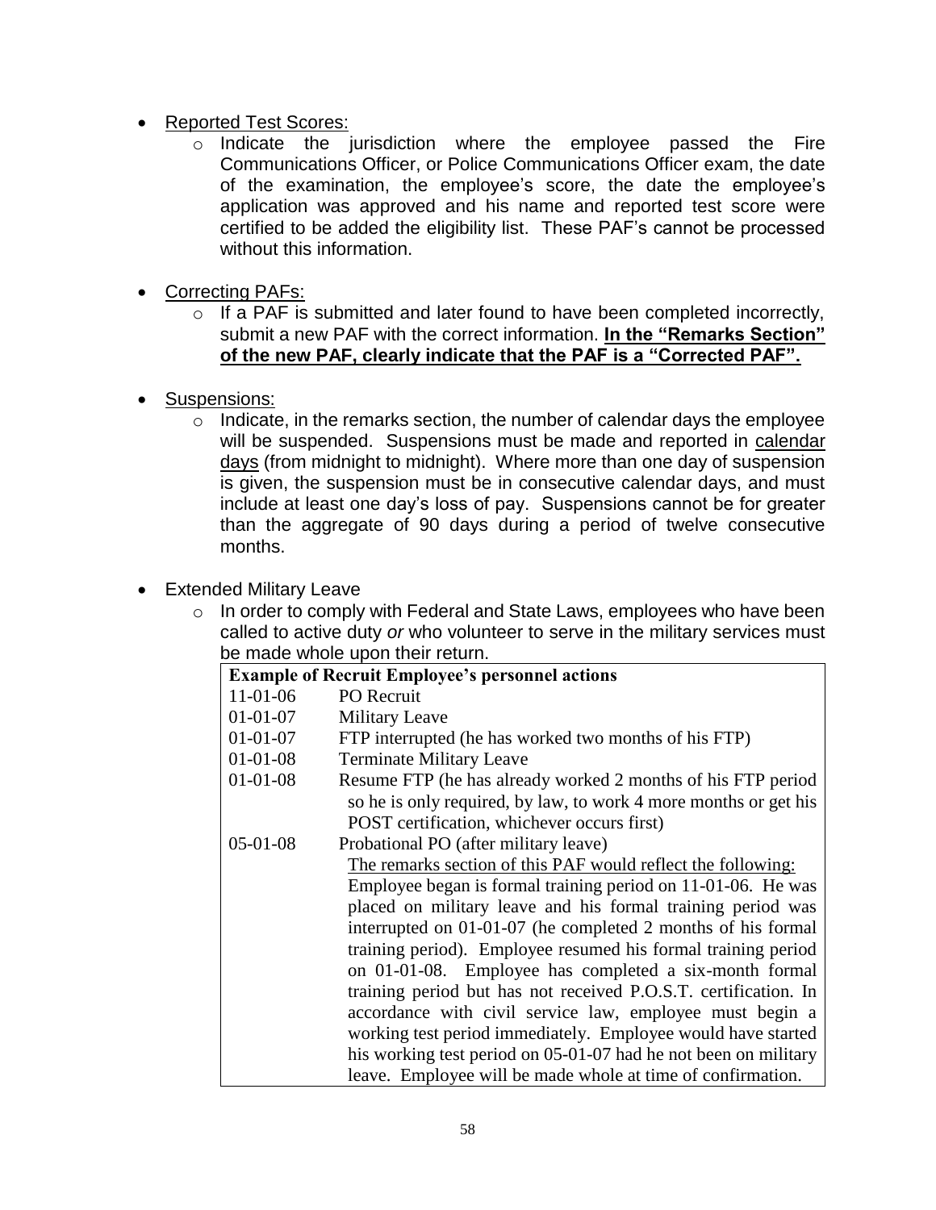- Reported Test Scores:
    - Indicate the jurisdiction where the employee passed the Fire Communications Officer, or Police Communications Officer exam, the date of the examination, the employee's score, the date the employee's application was approved and his name and reported test score were certified to be added the eligibility list. These PAF's cannot be processed without this information.

- Correcting PAFs:
    - If a PAF is submitted and later found to have been completed incorrectly, submit a new PAF with the correct information. **<u>In the "Remarks Section" of the new PAF, clearly indicate that the PAF is a "Corrected PAF".</u>**

- Suspensions:
    - Indicate, in the remarks section, the number of calendar days the employee will be suspended. Suspensions must be made and reported in <u>calendar days</u> (from midnight to midnight). Where more than one day of suspension is given, the suspension must be in consecutive calendar days, and must include at least one day's loss of pay. Suspensions cannot be for greater than the aggregate of 90 days during a period of twelve consecutive months.

- Extended Military Leave
    - In order to comply with Federal and State Laws, employees who have been called to active duty *or* who volunteer to serve in the military services must be made whole upon their return.

| **Example of Recruit Employee's personnel actions** | |
|---|---|
| 11-01-06 | PO Recruit |
| 01-01-07 | Military Leave |
| 01-01-07 | FTP interrupted (he has worked two months of his FTP) |
| 01-01-08 | Terminate Military Leave |
| 01-01-08 | Resume FTP (he has already worked 2 months of his FTP period so he is only required, by law, to work 4 more months or get his POST certification, whichever occurs first) |
| 05-01-08 | Probational PO (after military leave)<br><u>The remarks section of this PAF would reflect the following:</u><br>Employee began is formal training period on 11-01-06. He was placed on military leave and his formal training period was interrupted on 01-01-07 (he completed 2 months of his formal training period). Employee resumed his formal training period on 01-01-08. Employee has completed a six-month formal training period but has not received P.O.S.T. certification. In accordance with civil service law, employee must begin a working test period immediately. Employee would have started his working test period on 05-01-07 had he not been on military leave. Employee will be made whole at time of confirmation. |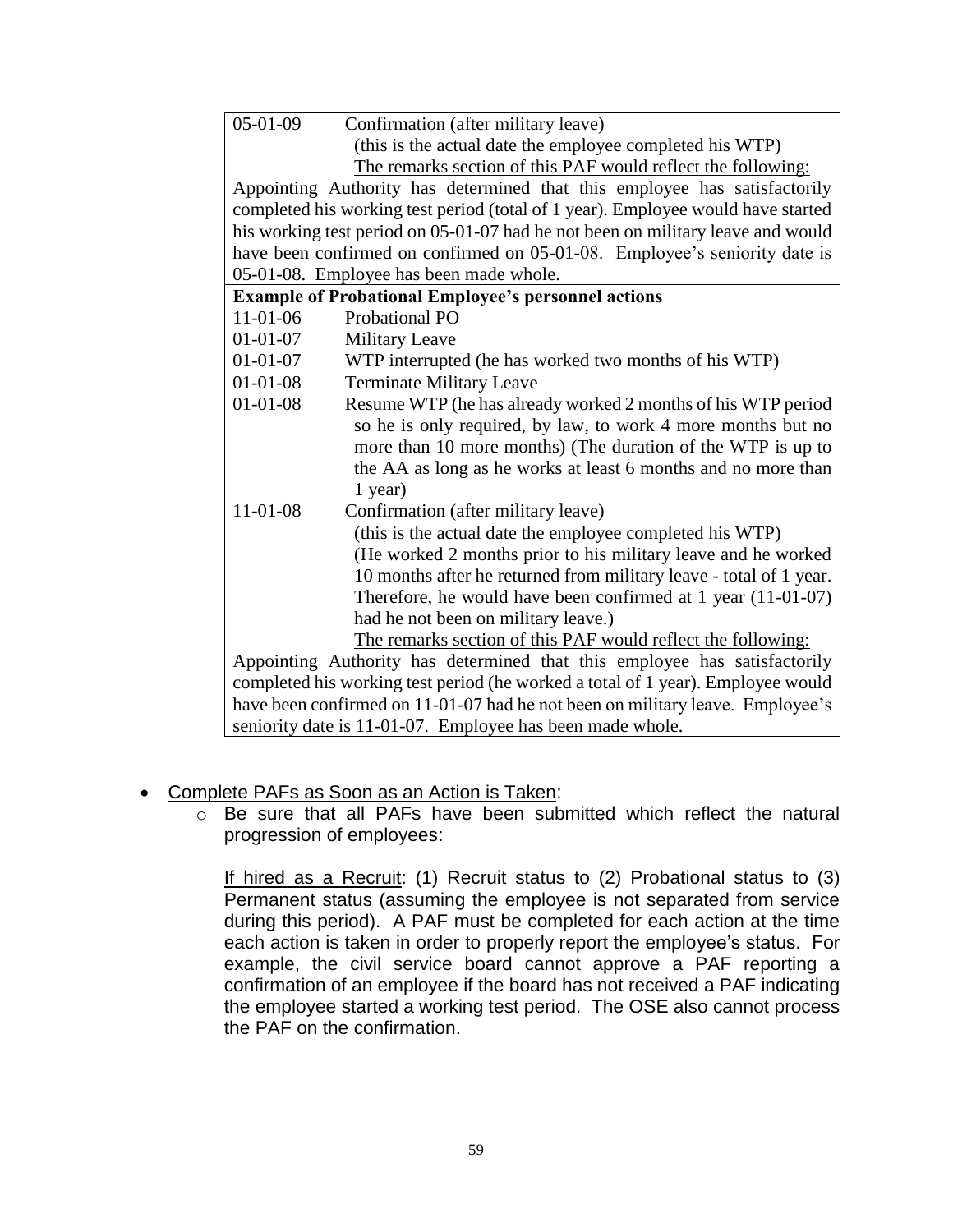| | |
|---|---|
| 05-01-09 | Confirmation (after military leave)<br>(this is the actual date the employee completed his WTP)<br><u>The remarks section of this PAF would reflect the following:</u> |
| Appointing Authority has determined that this employee has satisfactorily completed his working test period (total of 1 year). Employee would have started his working test period on 05-01-07 had he not been on military leave and would have been confirmed on confirmed on 05-01-08. Employee's seniority date is 05-01-08. Employee has been made whole. | |
| **Example of Probational Employee's personnel actions** | |
| 11-01-06 | Probational PO |
| 01-01-07 | Military Leave |
| 01-01-07 | WTP interrupted (he has worked two months of his WTP) |
| 01-01-08 | Terminate Military Leave |
| 01-01-08 | Resume WTP (he has already worked 2 months of his WTP period so he is only required, by law, to work 4 more months but no more than 10 more months) (The duration of the WTP is up to the AA as long as he works at least 6 months and no more than 1 year) |
| 11-01-08 | Confirmation (after military leave)<br>(this is the actual date the employee completed his WTP)<br>(He worked 2 months prior to his military leave and he worked 10 months after he returned from military leave - total of 1 year. Therefore, he would have been confirmed at 1 year (11-01-07) had he not been on military leave.)<br><u>The remarks section of this PAF would reflect the following:</u> |
| Appointing Authority has determined that this employee has satisfactorily completed his working test period (he worked a total of 1 year). Employee would have been confirmed on 11-01-07 had he not been on military leave. Employee's seniority date is 11-01-07. Employee has been made whole. | |

- <u>Complete PAFs as Soon as an Action is Taken</u>:
  - Be sure that all PAFs have been submitted which reflect the natural progression of employees:

    <u>If hired as a Recruit</u>: (1) Recruit status to (2) Probational status to (3) Permanent status (assuming the employee is not separated from service during this period). A PAF must be completed for each action at the time each action is taken in order to properly report the employee's status. For example, the civil service board cannot approve a PAF reporting a confirmation of an employee if the board has not received a PAF indicating the employee started a working test period. The OSE also cannot process the PAF on the confirmation.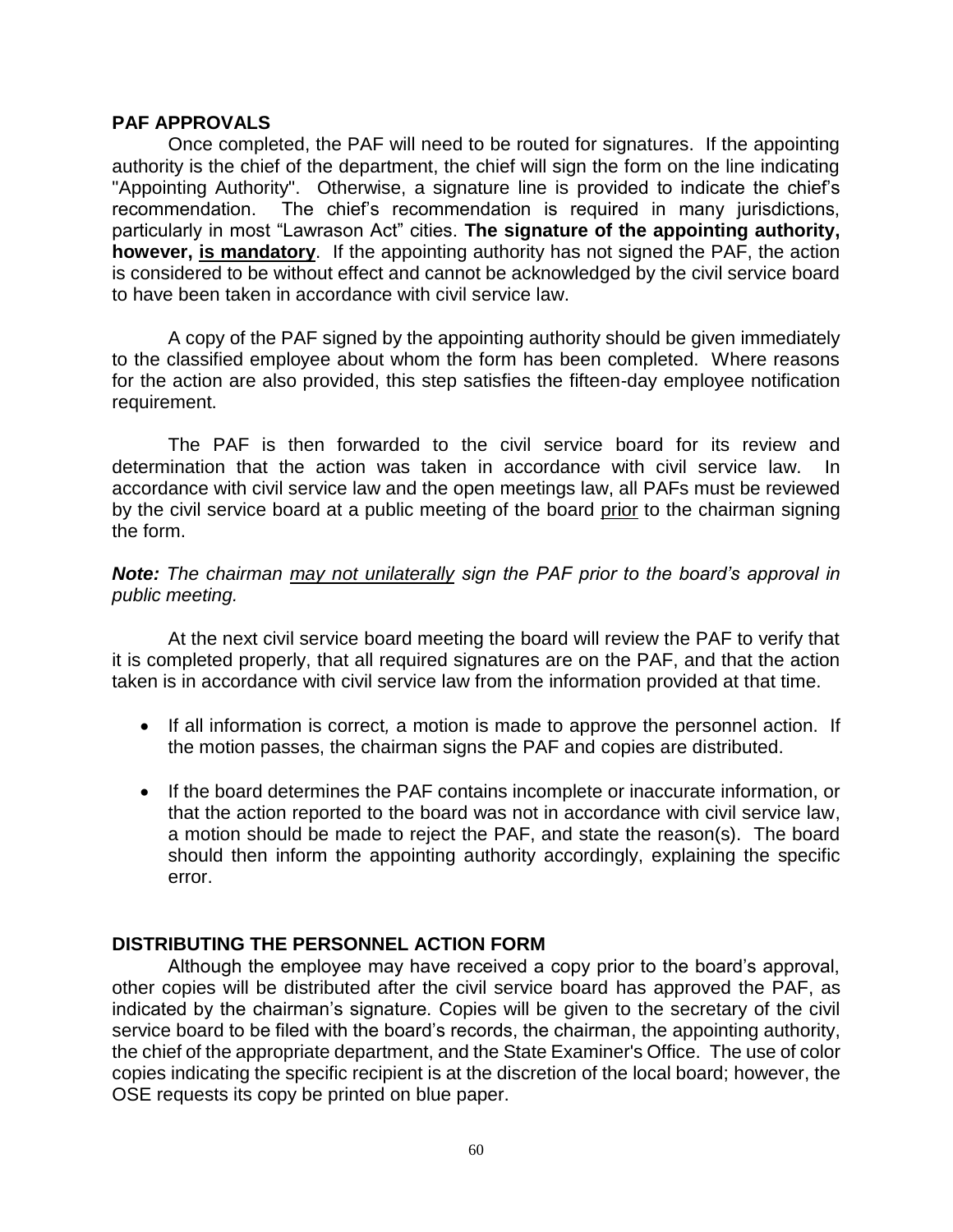## PAF APPROVALS

Once completed, the PAF will need to be routed for signatures. If the appointing authority is the chief of the department, the chief will sign the form on the line indicating "Appointing Authority". Otherwise, a signature line is provided to indicate the chief's recommendation. The chief's recommendation is required in many jurisdictions, particularly in most "Lawrason Act" cities. **The signature of the appointing authority, however, <u>is mandatory</u>**. If the appointing authority has not signed the PAF, the action is considered to be without effect and cannot be acknowledged by the civil service board to have been taken in accordance with civil service law.

A copy of the PAF signed by the appointing authority should be given immediately to the classified employee about whom the form has been completed. Where reasons for the action are also provided, this step satisfies the fifteen-day employee notification requirement.

The PAF is then forwarded to the civil service board for its review and determination that the action was taken in accordance with civil service law. In accordance with civil service law and the open meetings law, all PAFs must be reviewed by the civil service board at a public meeting of the board <u>prior</u> to the chairman signing the form.

***Note:*** *The chairman <u>may not unilaterally</u> sign the PAF prior to the board's approval in public meeting.*

At the next civil service board meeting the board will review the PAF to verify that it is completed properly, that all required signatures are on the PAF, and that the action taken is in accordance with civil service law from the information provided at that time.

- If all information is correct, a motion is made to approve the personnel action. If the motion passes, the chairman signs the PAF and copies are distributed.
- If the board determines the PAF contains incomplete or inaccurate information, or that the action reported to the board was not in accordance with civil service law, a motion should be made to reject the PAF, and state the reason(s). The board should then inform the appointing authority accordingly, explaining the specific error.

## DISTRIBUTING THE PERSONNEL ACTION FORM

Although the employee may have received a copy prior to the board's approval, other copies will be distributed after the civil service board has approved the PAF, as indicated by the chairman's signature. Copies will be given to the secretary of the civil service board to be filed with the board's records, the chairman, the appointing authority, the chief of the appropriate department, and the State Examiner's Office. The use of color copies indicating the specific recipient is at the discretion of the local board; however, the OSE requests its copy be printed on blue paper.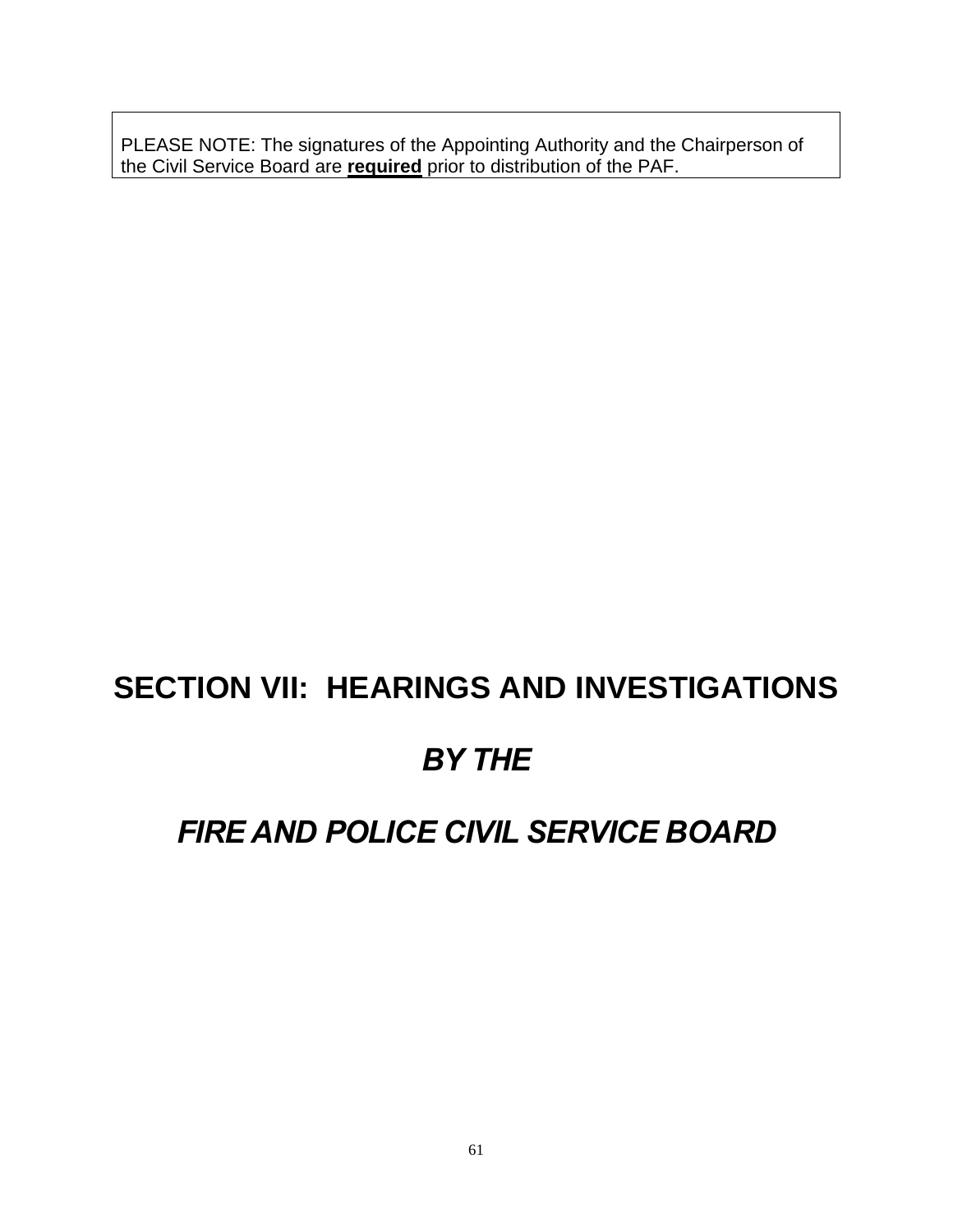PLEASE NOTE: The signatures of the Appointing Authority and the Chairperson of the Civil Service Board are **required** prior to distribution of the PAF.

# SECTION VII: HEARINGS AND INVESTIGATIONS

# *BY THE*

# *FIRE AND POLICE CIVIL SERVICE BOARD*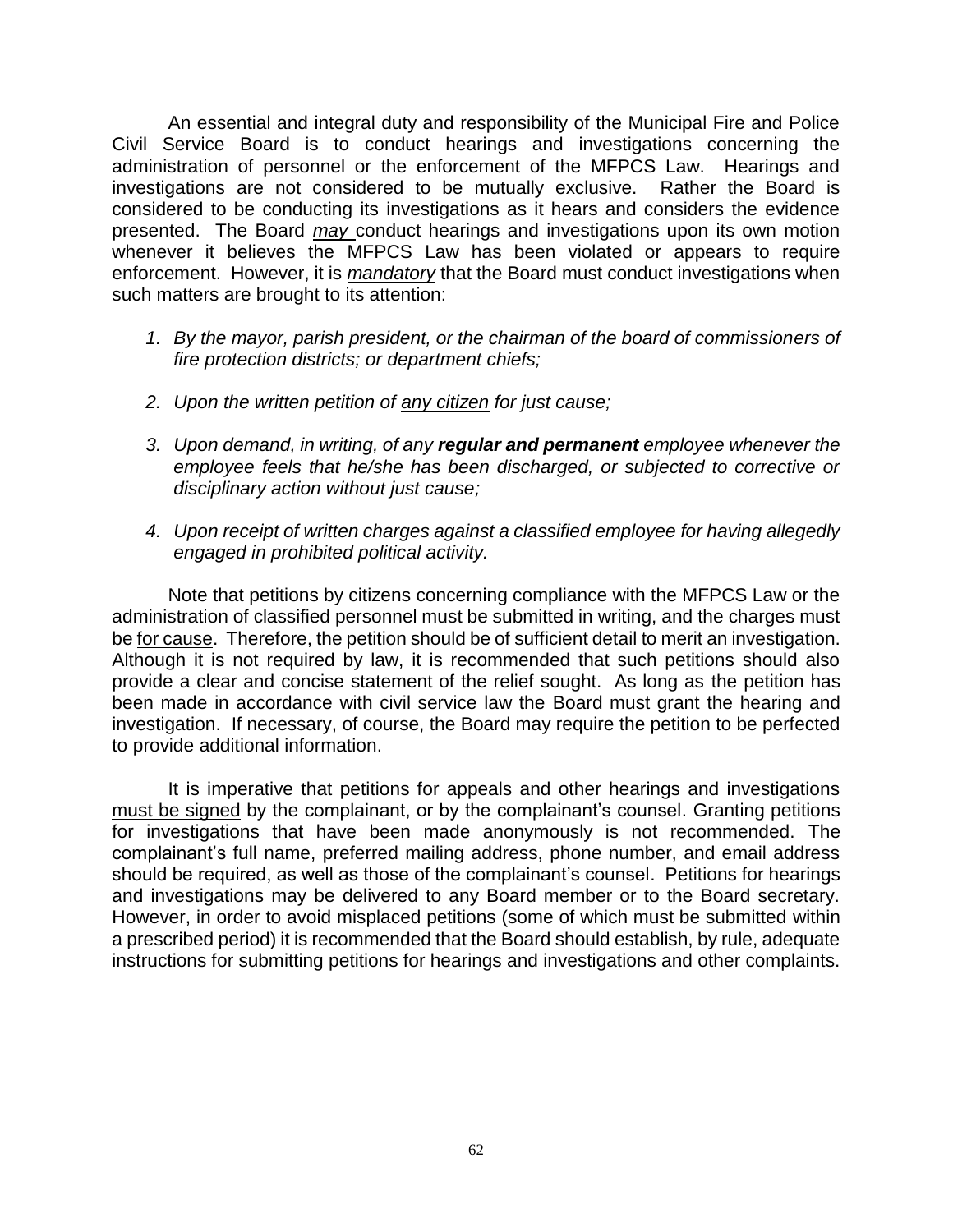An essential and integral duty and responsibility of the Municipal Fire and Police Civil Service Board is to conduct hearings and investigations concerning the administration of personnel or the enforcement of the MFPCS Law. Hearings and investigations are not considered to be mutually exclusive. Rather the Board is considered to be conducting its investigations as it hears and considers the evidence presented. The Board *may* conduct hearings and investigations upon its own motion whenever it believes the MFPCS Law has been violated or appears to require enforcement. However, it is ***mandatory*** that the Board must conduct investigations when such matters are brought to its attention:

1. *By the mayor, parish president, or the chairman of the board of commissioners of fire protection districts; or department chiefs;*
2. *Upon the written petition of any citizen for just cause;*
3. *Upon demand, in writing, of any **regular and permanent** employee whenever the employee feels that he/she has been discharged, or subjected to corrective or disciplinary action without just cause;*
4. *Upon receipt of written charges against a classified employee for having allegedly engaged in prohibited political activity.*

Note that petitions by citizens concerning compliance with the MFPCS Law or the administration of classified personnel must be submitted in writing, and the charges must be for cause. Therefore, the petition should be of sufficient detail to merit an investigation. Although it is not required by law, it is recommended that such petitions should also provide a clear and concise statement of the relief sought. As long as the petition has been made in accordance with civil service law the Board must grant the hearing and investigation. If necessary, of course, the Board may require the petition to be perfected to provide additional information.

It is imperative that petitions for appeals and other hearings and investigations must be signed by the complainant, or by the complainant's counsel. Granting petitions for investigations that have been made anonymously is not recommended. The complainant's full name, preferred mailing address, phone number, and email address should be required, as well as those of the complainant's counsel. Petitions for hearings and investigations may be delivered to any Board member or to the Board secretary. However, in order to avoid misplaced petitions (some of which must be submitted within a prescribed period) it is recommended that the Board should establish, by rule, adequate instructions for submitting petitions for hearings and investigations and other complaints.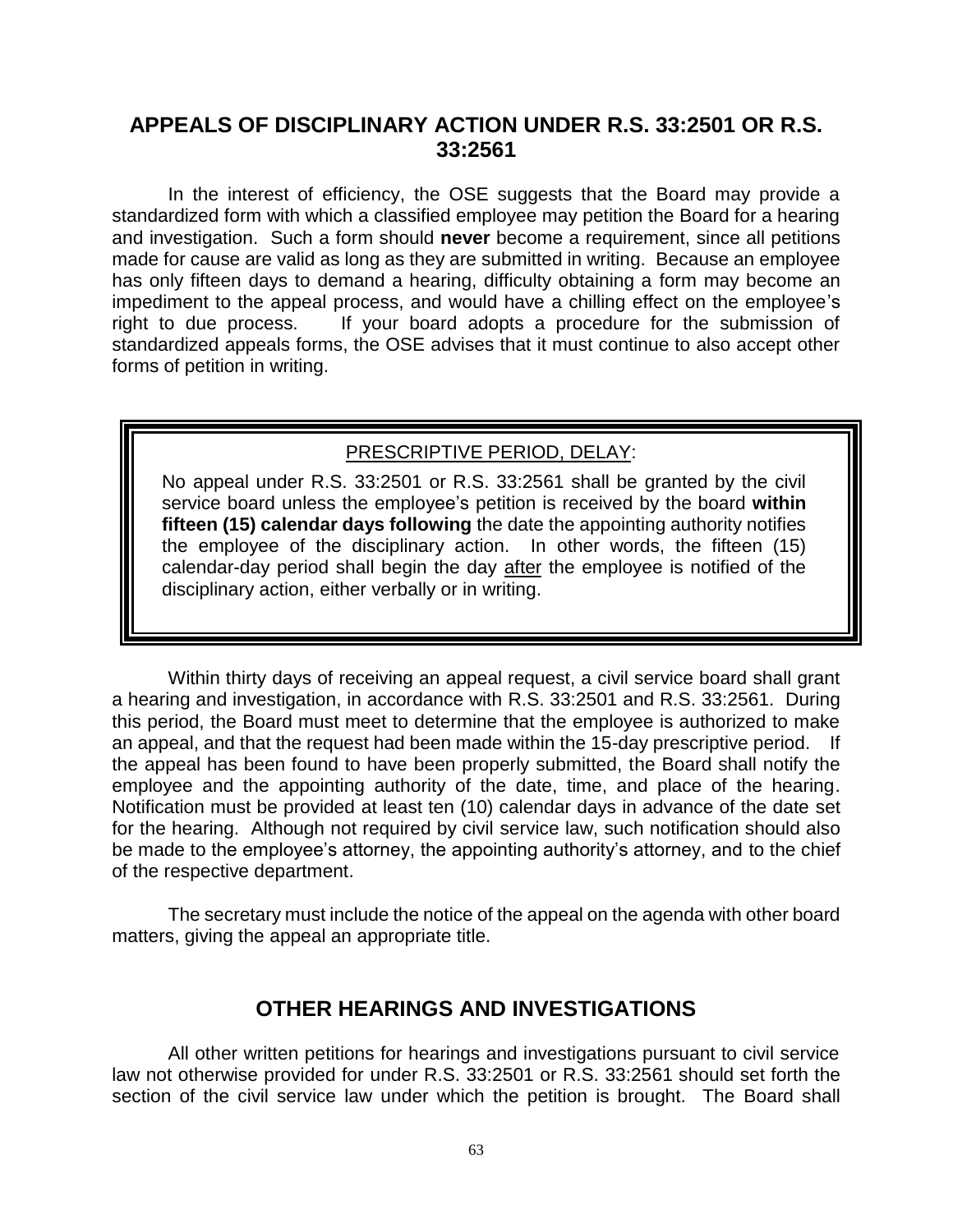## APPEALS OF DISCIPLINARY ACTION UNDER R.S. 33:2501 OR R.S. 33:2561

In the interest of efficiency, the OSE suggests that the Board may provide a standardized form with which a classified employee may petition the Board for a hearing and investigation. Such a form should **never** become a requirement, since all petitions made for cause are valid as long as they are submitted in writing. Because an employee has only fifteen days to demand a hearing, difficulty obtaining a form may become an impediment to the appeal process, and would have a chilling effect on the employee's right to due process. If your board adopts a procedure for the submission of standardized appeals forms, the OSE advises that it must continue to also accept other forms of petition in writing.

> PRESCRIPTIVE PERIOD, DELAY:
>
> No appeal under R.S. 33:2501 or R.S. 33:2561 shall be granted by the civil service board unless the employee's petition is received by the board **within fifteen (15) calendar days following** the date the appointing authority notifies the employee of the disciplinary action. In other words, the fifteen (15) calendar-day period shall begin the day after the employee is notified of the disciplinary action, either verbally or in writing.

Within thirty days of receiving an appeal request, a civil service board shall grant a hearing and investigation, in accordance with R.S. 33:2501 and R.S. 33:2561. During this period, the Board must meet to determine that the employee is authorized to make an appeal, and that the request had been made within the 15-day prescriptive period. If the appeal has been found to have been properly submitted, the Board shall notify the employee and the appointing authority of the date, time, and place of the hearing. Notification must be provided at least ten (10) calendar days in advance of the date set for the hearing. Although not required by civil service law, such notification should also be made to the employee's attorney, the appointing authority's attorney, and to the chief of the respective department.

The secretary must include the notice of the appeal on the agenda with other board matters, giving the appeal an appropriate title.

## OTHER HEARINGS AND INVESTIGATIONS

All other written petitions for hearings and investigations pursuant to civil service law not otherwise provided for under R.S. 33:2501 or R.S. 33:2561 should set forth the section of the civil service law under which the petition is brought. The Board shall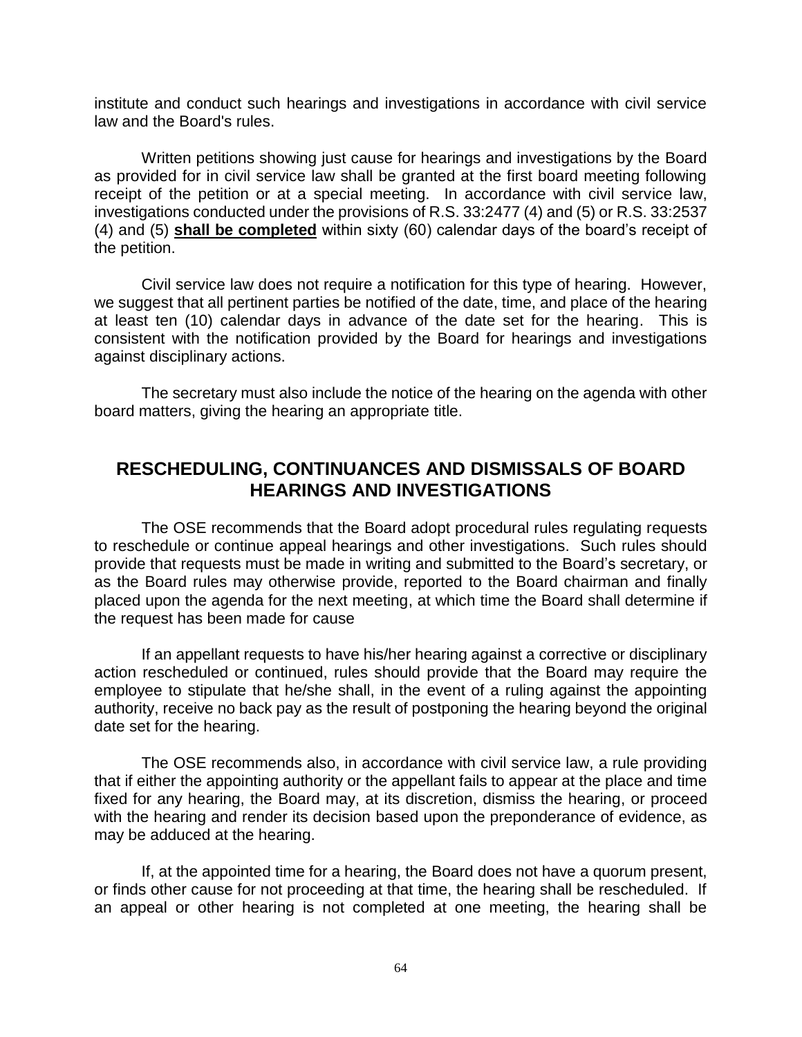institute and conduct such hearings and investigations in accordance with civil service law and the Board's rules.

Written petitions showing just cause for hearings and investigations by the Board as provided for in civil service law shall be granted at the first board meeting following receipt of the petition or at a special meeting. In accordance with civil service law, investigations conducted under the provisions of R.S. 33:2477 (4) and (5) or R.S. 33:2537 (4) and (5) **shall be completed** within sixty (60) calendar days of the board's receipt of the petition.

Civil service law does not require a notification for this type of hearing. However, we suggest that all pertinent parties be notified of the date, time, and place of the hearing at least ten (10) calendar days in advance of the date set for the hearing. This is consistent with the notification provided by the Board for hearings and investigations against disciplinary actions.

The secretary must also include the notice of the hearing on the agenda with other board matters, giving the hearing an appropriate title.

## RESCHEDULING, CONTINUANCES AND DISMISSALS OF BOARD HEARINGS AND INVESTIGATIONS

The OSE recommends that the Board adopt procedural rules regulating requests to reschedule or continue appeal hearings and other investigations. Such rules should provide that requests must be made in writing and submitted to the Board's secretary, or as the Board rules may otherwise provide, reported to the Board chairman and finally placed upon the agenda for the next meeting, at which time the Board shall determine if the request has been made for cause

If an appellant requests to have his/her hearing against a corrective or disciplinary action rescheduled or continued, rules should provide that the Board may require the employee to stipulate that he/she shall, in the event of a ruling against the appointing authority, receive no back pay as the result of postponing the hearing beyond the original date set for the hearing.

The OSE recommends also, in accordance with civil service law, a rule providing that if either the appointing authority or the appellant fails to appear at the place and time fixed for any hearing, the Board may, at its discretion, dismiss the hearing, or proceed with the hearing and render its decision based upon the preponderance of evidence, as may be adduced at the hearing.

If, at the appointed time for a hearing, the Board does not have a quorum present, or finds other cause for not proceeding at that time, the hearing shall be rescheduled. If an appeal or other hearing is not completed at one meeting, the hearing shall be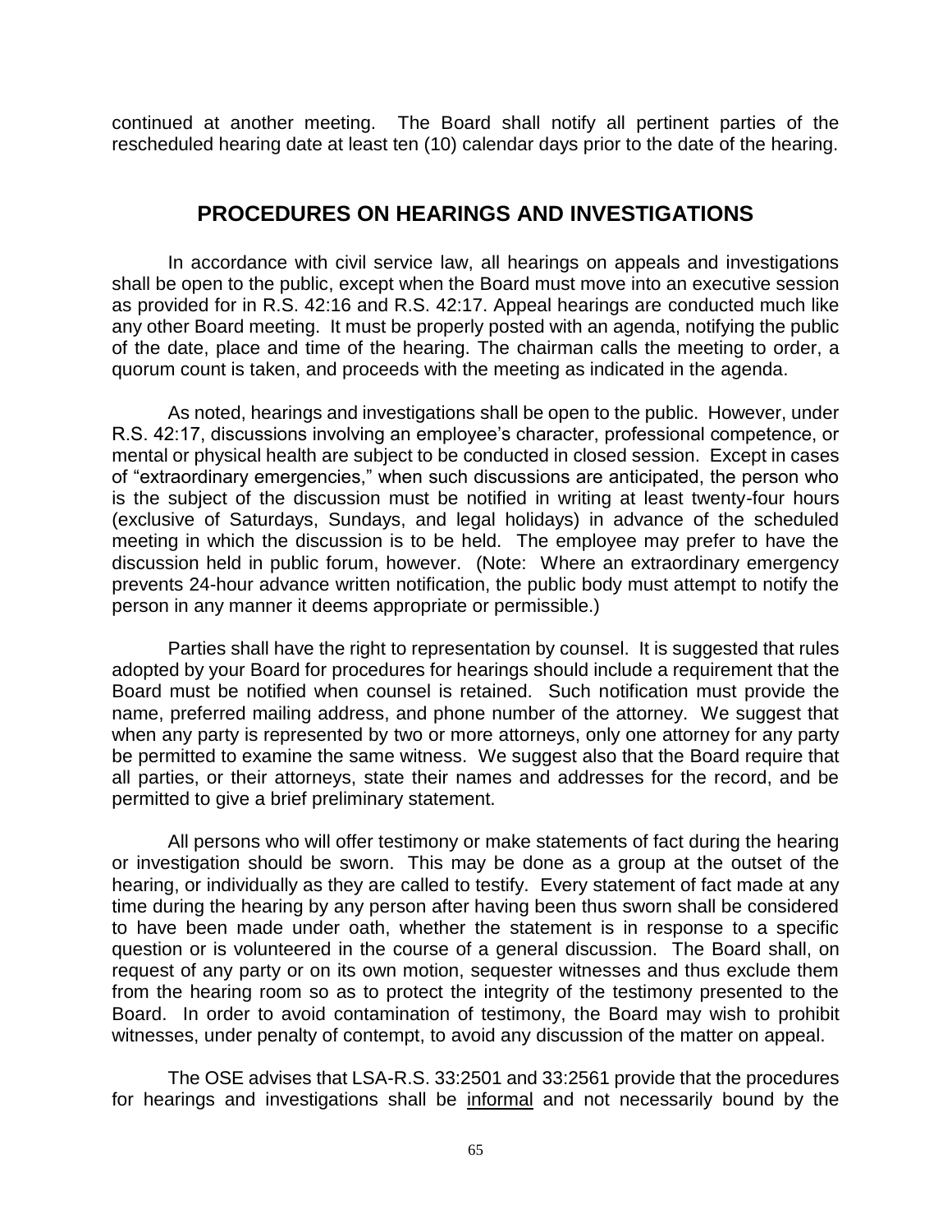continued at another meeting. The Board shall notify all pertinent parties of the rescheduled hearing date at least ten (10) calendar days prior to the date of the hearing.

## PROCEDURES ON HEARINGS AND INVESTIGATIONS

In accordance with civil service law, all hearings on appeals and investigations shall be open to the public, except when the Board must move into an executive session as provided for in R.S. 42:16 and R.S. 42:17. Appeal hearings are conducted much like any other Board meeting. It must be properly posted with an agenda, notifying the public of the date, place and time of the hearing. The chairman calls the meeting to order, a quorum count is taken, and proceeds with the meeting as indicated in the agenda.

As noted, hearings and investigations shall be open to the public. However, under R.S. 42:17, discussions involving an employee's character, professional competence, or mental or physical health are subject to be conducted in closed session. Except in cases of "extraordinary emergencies," when such discussions are anticipated, the person who is the subject of the discussion must be notified in writing at least twenty-four hours (exclusive of Saturdays, Sundays, and legal holidays) in advance of the scheduled meeting in which the discussion is to be held. The employee may prefer to have the discussion held in public forum, however. (Note: Where an extraordinary emergency prevents 24-hour advance written notification, the public body must attempt to notify the person in any manner it deems appropriate or permissible.)

Parties shall have the right to representation by counsel. It is suggested that rules adopted by your Board for procedures for hearings should include a requirement that the Board must be notified when counsel is retained. Such notification must provide the name, preferred mailing address, and phone number of the attorney. We suggest that when any party is represented by two or more attorneys, only one attorney for any party be permitted to examine the same witness. We suggest also that the Board require that all parties, or their attorneys, state their names and addresses for the record, and be permitted to give a brief preliminary statement.

All persons who will offer testimony or make statements of fact during the hearing or investigation should be sworn. This may be done as a group at the outset of the hearing, or individually as they are called to testify. Every statement of fact made at any time during the hearing by any person after having been thus sworn shall be considered to have been made under oath, whether the statement is in response to a specific question or is volunteered in the course of a general discussion. The Board shall, on request of any party or on its own motion, sequester witnesses and thus exclude them from the hearing room so as to protect the integrity of the testimony presented to the Board. In order to avoid contamination of testimony, the Board may wish to prohibit witnesses, under penalty of contempt, to avoid any discussion of the matter on appeal.

The OSE advises that LSA-R.S. 33:2501 and 33:2561 provide that the procedures for hearings and investigations shall be <u>informal</u> and not necessarily bound by the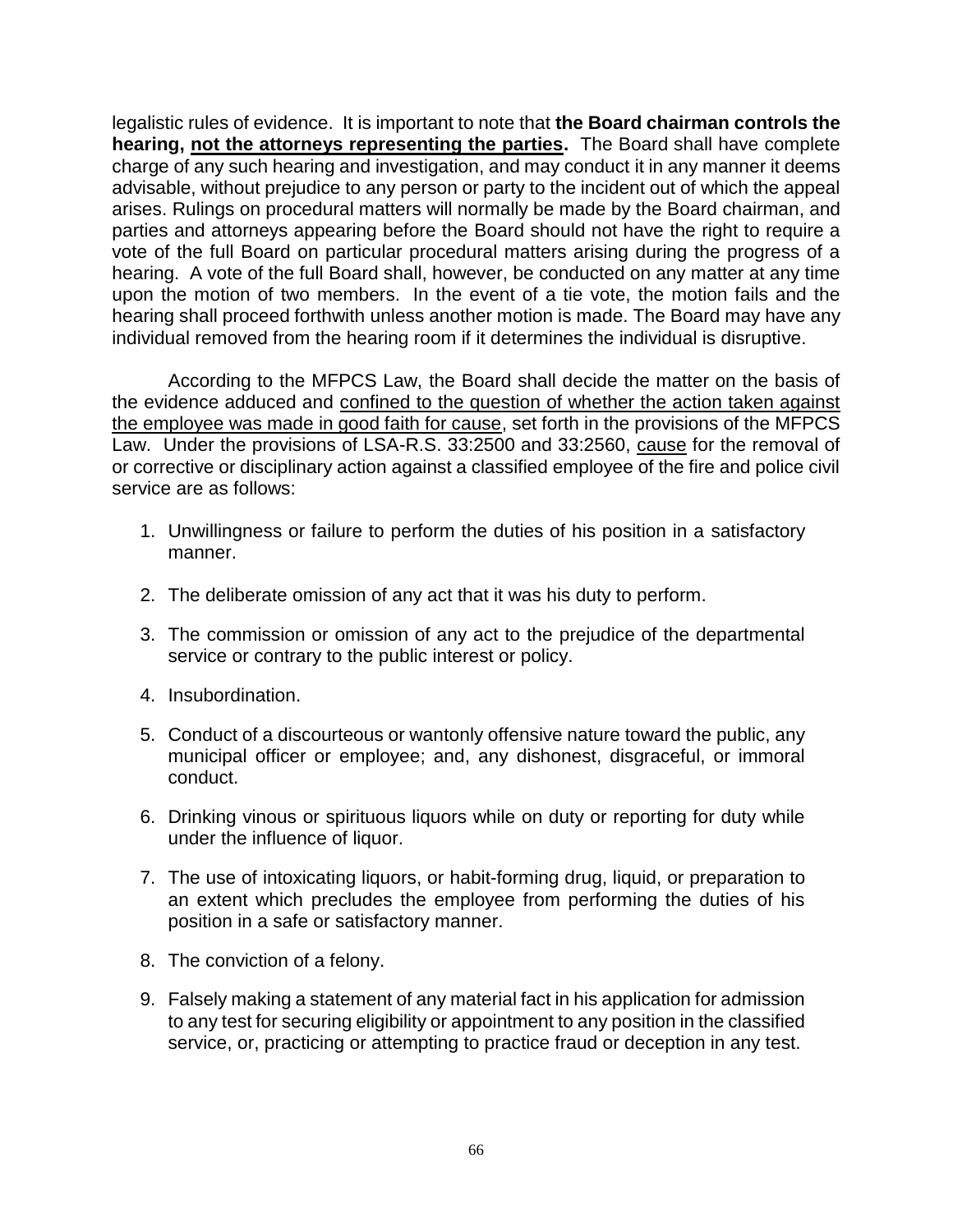legalistic rules of evidence. It is important to note that **the Board chairman controls the hearing, <u>not the attorneys representing the parties</u>.** The Board shall have complete charge of any such hearing and investigation, and may conduct it in any manner it deems advisable, without prejudice to any person or party to the incident out of which the appeal arises. Rulings on procedural matters will normally be made by the Board chairman, and parties and attorneys appearing before the Board should not have the right to require a vote of the full Board on particular procedural matters arising during the progress of a hearing. A vote of the full Board shall, however, be conducted on any matter at any time upon the motion of two members. In the event of a tie vote, the motion fails and the hearing shall proceed forthwith unless another motion is made. The Board may have any individual removed from the hearing room if it determines the individual is disruptive.

According to the MFPCS Law, the Board shall decide the matter on the basis of the evidence adduced and <u>confined to the question of whether the action taken against the employee was made in good faith for cause</u>, set forth in the provisions of the MFPCS Law. Under the provisions of LSA-R.S. 33:2500 and 33:2560, <u>cause</u> for the removal of or corrective or disciplinary action against a classified employee of the fire and police civil service are as follows:

1. Unwillingness or failure to perform the duties of his position in a satisfactory manner.
2. The deliberate omission of any act that it was his duty to perform.
3. The commission or omission of any act to the prejudice of the departmental service or contrary to the public interest or policy.
4. Insubordination.
5. Conduct of a discourteous or wantonly offensive nature toward the public, any municipal officer or employee; and, any dishonest, disgraceful, or immoral conduct.
6. Drinking vinous or spirituous liquors while on duty or reporting for duty while under the influence of liquor.
7. The use of intoxicating liquors, or habit-forming drug, liquid, or preparation to an extent which precludes the employee from performing the duties of his position in a safe or satisfactory manner.
8. The conviction of a felony.
9. Falsely making a statement of any material fact in his application for admission to any test for securing eligibility or appointment to any position in the classified service, or, practicing or attempting to practice fraud or deception in any test.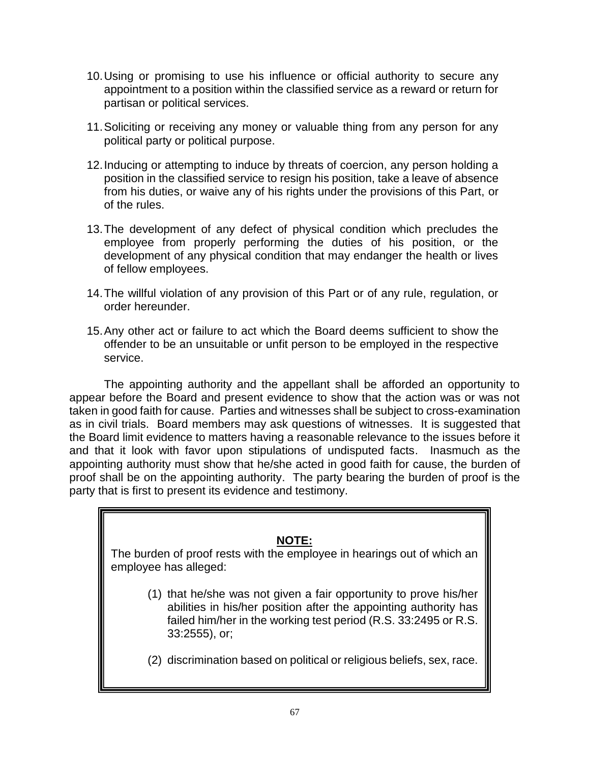10. Using or promising to use his influence or official authority to secure any appointment to a position within the classified service as a reward or return for partisan or political services.

11. Soliciting or receiving any money or valuable thing from any person for any political party or political purpose.

12. Inducing or attempting to induce by threats of coercion, any person holding a position in the classified service to resign his position, take a leave of absence from his duties, or waive any of his rights under the provisions of this Part, or of the rules.

13. The development of any defect of physical condition which precludes the employee from properly performing the duties of his position, or the development of any physical condition that may endanger the health or lives of fellow employees.

14. The willful violation of any provision of this Part or of any rule, regulation, or order hereunder.

15. Any other act or failure to act which the Board deems sufficient to show the offender to be an unsuitable or unfit person to be employed in the respective service.

The appointing authority and the appellant shall be afforded an opportunity to appear before the Board and present evidence to show that the action was or was not taken in good faith for cause. Parties and witnesses shall be subject to cross-examination as in civil trials. Board members may ask questions of witnesses. It is suggested that the Board limit evidence to matters having a reasonable relevance to the issues before it and that it look with favor upon stipulations of undisputed facts. Inasmuch as the appointing authority must show that he/she acted in good faith for cause, the burden of proof shall be on the appointing authority. The party bearing the burden of proof is the party that is first to present its evidence and testimony.

> **NOTE:**
>
> The burden of proof rests with the employee in hearings out of which an employee has alleged:
>
> (1) that he/she was not given a fair opportunity to prove his/her abilities in his/her position after the appointing authority has failed him/her in the working test period (R.S. 33:2495 or R.S. 33:2555), or;
>
> (2) discrimination based on political or religious beliefs, sex, race.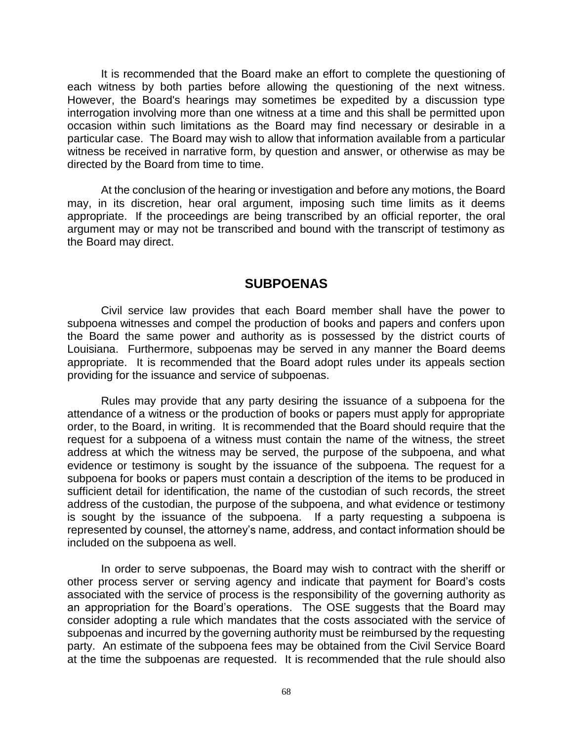It is recommended that the Board make an effort to complete the questioning of each witness by both parties before allowing the questioning of the next witness. However, the Board's hearings may sometimes be expedited by a discussion type interrogation involving more than one witness at a time and this shall be permitted upon occasion within such limitations as the Board may find necessary or desirable in a particular case. The Board may wish to allow that information available from a particular witness be received in narrative form, by question and answer, or otherwise as may be directed by the Board from time to time.

At the conclusion of the hearing or investigation and before any motions, the Board may, in its discretion, hear oral argument, imposing such time limits as it deems appropriate. If the proceedings are being transcribed by an official reporter, the oral argument may or may not be transcribed and bound with the transcript of testimony as the Board may direct.

## SUBPOENAS

Civil service law provides that each Board member shall have the power to subpoena witnesses and compel the production of books and papers and confers upon the Board the same power and authority as is possessed by the district courts of Louisiana. Furthermore, subpoenas may be served in any manner the Board deems appropriate. It is recommended that the Board adopt rules under its appeals section providing for the issuance and service of subpoenas.

Rules may provide that any party desiring the issuance of a subpoena for the attendance of a witness or the production of books or papers must apply for appropriate order, to the Board, in writing. It is recommended that the Board should require that the request for a subpoena of a witness must contain the name of the witness, the street address at which the witness may be served, the purpose of the subpoena, and what evidence or testimony is sought by the issuance of the subpoena. The request for a subpoena for books or papers must contain a description of the items to be produced in sufficient detail for identification, the name of the custodian of such records, the street address of the custodian, the purpose of the subpoena, and what evidence or testimony is sought by the issuance of the subpoena. If a party requesting a subpoena is represented by counsel, the attorney's name, address, and contact information should be included on the subpoena as well.

In order to serve subpoenas, the Board may wish to contract with the sheriff or other process server or serving agency and indicate that payment for Board's costs associated with the service of process is the responsibility of the governing authority as an appropriation for the Board's operations. The OSE suggests that the Board may consider adopting a rule which mandates that the costs associated with the service of subpoenas and incurred by the governing authority must be reimbursed by the requesting party. An estimate of the subpoena fees may be obtained from the Civil Service Board at the time the subpoenas are requested. It is recommended that the rule should also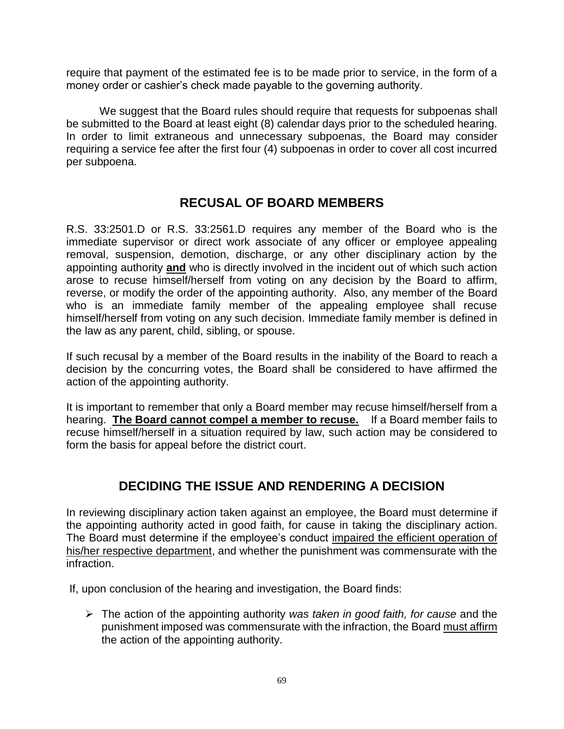require that payment of the estimated fee is to be made prior to service, in the form of a money order or cashier's check made payable to the governing authority.

We suggest that the Board rules should require that requests for subpoenas shall be submitted to the Board at least eight (8) calendar days prior to the scheduled hearing. In order to limit extraneous and unnecessary subpoenas, the Board may consider requiring a service fee after the first four (4) subpoenas in order to cover all cost incurred per subpoena.

## RECUSAL OF BOARD MEMBERS

R.S. 33:2501.D or R.S. 33:2561.D requires any member of the Board who is the immediate supervisor or direct work associate of any officer or employee appealing removal, suspension, demotion, discharge, or any other disciplinary action by the appointing authority **and** who is directly involved in the incident out of which such action arose to recuse himself/herself from voting on any decision by the Board to affirm, reverse, or modify the order of the appointing authority. Also, any member of the Board who is an immediate family member of the appealing employee shall recuse himself/herself from voting on any such decision. Immediate family member is defined in the law as any parent, child, sibling, or spouse.

If such recusal by a member of the Board results in the inability of the Board to reach a decision by the concurring votes, the Board shall be considered to have affirmed the action of the appointing authority.

It is important to remember that only a Board member may recuse himself/herself from a hearing. **The Board cannot compel a member to recuse.** If a Board member fails to recuse himself/herself in a situation required by law, such action may be considered to form the basis for appeal before the district court.

## DECIDING THE ISSUE AND RENDERING A DECISION

In reviewing disciplinary action taken against an employee, the Board must determine if the appointing authority acted in good faith, for cause in taking the disciplinary action. The Board must determine if the employee's conduct impaired the efficient operation of his/her respective department, and whether the punishment was commensurate with the infraction.

If, upon conclusion of the hearing and investigation, the Board finds:

- The action of the appointing authority *was taken in good faith, for cause* and the punishment imposed was commensurate with the infraction, the Board must affirm the action of the appointing authority.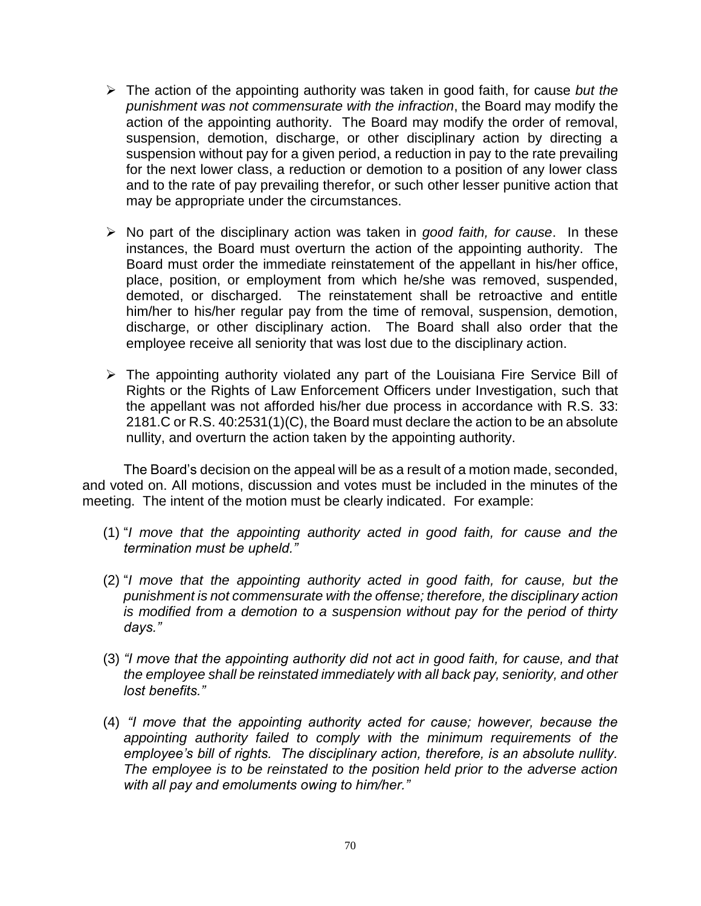- The action of the appointing authority was taken in good faith, for cause *but the punishment was not commensurate with the infraction*, the Board may modify the action of the appointing authority. The Board may modify the order of removal, suspension, demotion, discharge, or other disciplinary action by directing a suspension without pay for a given period, a reduction in pay to the rate prevailing for the next lower class, a reduction or demotion to a position of any lower class and to the rate of pay prevailing therefor, or such other lesser punitive action that may be appropriate under the circumstances.

- No part of the disciplinary action was taken in *good faith, for cause*. In these instances, the Board must overturn the action of the appointing authority. The Board must order the immediate reinstatement of the appellant in his/her office, place, position, or employment from which he/she was removed, suspended, demoted, or discharged. The reinstatement shall be retroactive and entitle him/her to his/her regular pay from the time of removal, suspension, demotion, discharge, or other disciplinary action. The Board shall also order that the employee receive all seniority that was lost due to the disciplinary action.

- The appointing authority violated any part of the Louisiana Fire Service Bill of Rights or the Rights of Law Enforcement Officers under Investigation, such that the appellant was not afforded his/her due process in accordance with R.S. 33: 2181.C or R.S. 40:2531(1)(C), the Board must declare the action to be an absolute nullity, and overturn the action taken by the appointing authority.

The Board's decision on the appeal will be as a result of a motion made, seconded, and voted on. All motions, discussion and votes must be included in the minutes of the meeting. The intent of the motion must be clearly indicated. For example:

(1) "*I move that the appointing authority acted in good faith, for cause and the termination must be upheld.*"

(2) "*I move that the appointing authority acted in good faith, for cause, but the punishment is not commensurate with the offense; therefore, the disciplinary action is modified from a demotion to a suspension without pay for the period of thirty days.*"

(3) *"I move that the appointing authority did not act in good faith, for cause, and that the employee shall be reinstated immediately with all back pay, seniority, and other lost benefits."*

(4) *"I move that the appointing authority acted for cause; however, because the appointing authority failed to comply with the minimum requirements of the employee's bill of rights. The disciplinary action, therefore, is an absolute nullity. The employee is to be reinstated to the position held prior to the adverse action with all pay and emoluments owing to him/her."*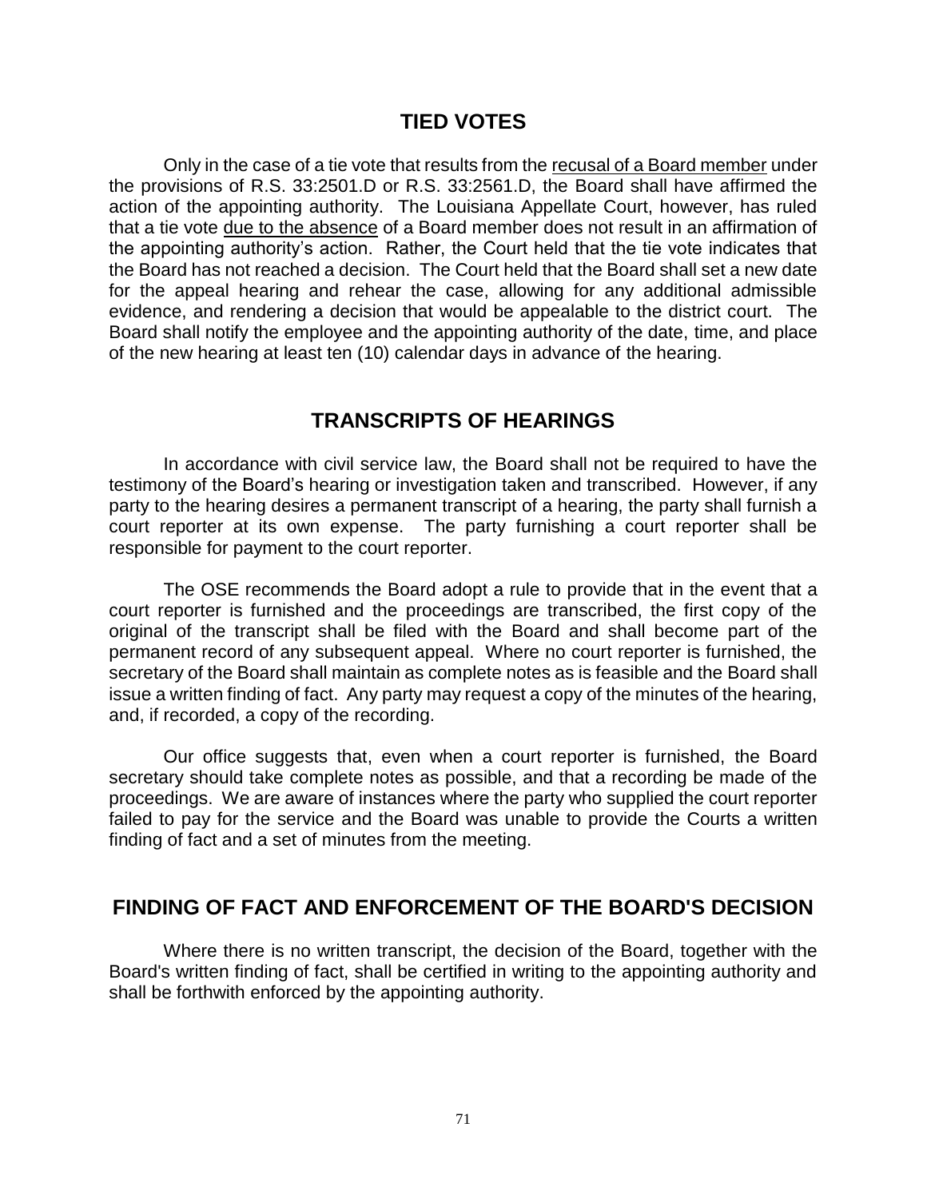## TIED VOTES

Only in the case of a tie vote that results from the <u>recusal of a Board member</u> under the provisions of R.S. 33:2501.D or R.S. 33:2561.D, the Board shall have affirmed the action of the appointing authority. The Louisiana Appellate Court, however, has ruled that a tie vote <u>due to the absence</u> of a Board member does not result in an affirmation of the appointing authority's action. Rather, the Court held that the tie vote indicates that the Board has not reached a decision. The Court held that the Board shall set a new date for the appeal hearing and rehear the case, allowing for any additional admissible evidence, and rendering a decision that would be appealable to the district court. The Board shall notify the employee and the appointing authority of the date, time, and place of the new hearing at least ten (10) calendar days in advance of the hearing.

## TRANSCRIPTS OF HEARINGS

In accordance with civil service law, the Board shall not be required to have the testimony of the Board's hearing or investigation taken and transcribed. However, if any party to the hearing desires a permanent transcript of a hearing, the party shall furnish a court reporter at its own expense. The party furnishing a court reporter shall be responsible for payment to the court reporter.

The OSE recommends the Board adopt a rule to provide that in the event that a court reporter is furnished and the proceedings are transcribed, the first copy of the original of the transcript shall be filed with the Board and shall become part of the permanent record of any subsequent appeal. Where no court reporter is furnished, the secretary of the Board shall maintain as complete notes as is feasible and the Board shall issue a written finding of fact. Any party may request a copy of the minutes of the hearing, and, if recorded, a copy of the recording.

Our office suggests that, even when a court reporter is furnished, the Board secretary should take complete notes as possible, and that a recording be made of the proceedings. We are aware of instances where the party who supplied the court reporter failed to pay for the service and the Board was unable to provide the Courts a written finding of fact and a set of minutes from the meeting.

## FINDING OF FACT AND ENFORCEMENT OF THE BOARD'S DECISION

Where there is no written transcript, the decision of the Board, together with the Board's written finding of fact, shall be certified in writing to the appointing authority and shall be forthwith enforced by the appointing authority.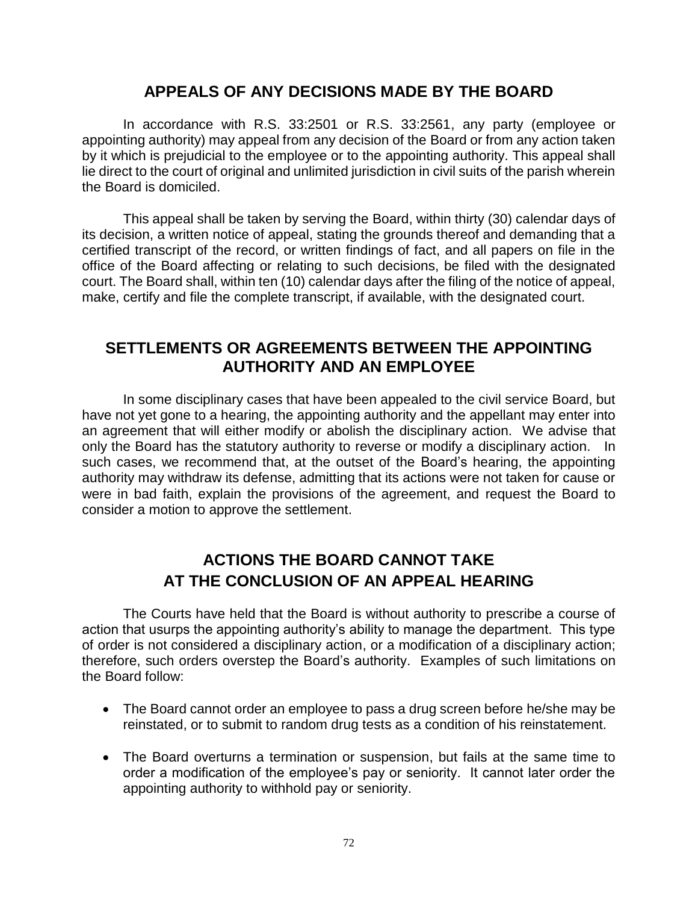## APPEALS OF ANY DECISIONS MADE BY THE BOARD

In accordance with R.S. 33:2501 or R.S. 33:2561, any party (employee or appointing authority) may appeal from any decision of the Board or from any action taken by it which is prejudicial to the employee or to the appointing authority. This appeal shall lie direct to the court of original and unlimited jurisdiction in civil suits of the parish wherein the Board is domiciled.

This appeal shall be taken by serving the Board, within thirty (30) calendar days of its decision, a written notice of appeal, stating the grounds thereof and demanding that a certified transcript of the record, or written findings of fact, and all papers on file in the office of the Board affecting or relating to such decisions, be filed with the designated court. The Board shall, within ten (10) calendar days after the filing of the notice of appeal, make, certify and file the complete transcript, if available, with the designated court.

## SETTLEMENTS OR AGREEMENTS BETWEEN THE APPOINTING AUTHORITY AND AN EMPLOYEE

In some disciplinary cases that have been appealed to the civil service Board, but have not yet gone to a hearing, the appointing authority and the appellant may enter into an agreement that will either modify or abolish the disciplinary action. We advise that only the Board has the statutory authority to reverse or modify a disciplinary action. In such cases, we recommend that, at the outset of the Board's hearing, the appointing authority may withdraw its defense, admitting that its actions were not taken for cause or were in bad faith, explain the provisions of the agreement, and request the Board to consider a motion to approve the settlement.

## ACTIONS THE BOARD CANNOT TAKE AT THE CONCLUSION OF AN APPEAL HEARING

The Courts have held that the Board is without authority to prescribe a course of action that usurps the appointing authority's ability to manage the department. This type of order is not considered a disciplinary action, or a modification of a disciplinary action; therefore, such orders overstep the Board's authority. Examples of such limitations on the Board follow:

- The Board cannot order an employee to pass a drug screen before he/she may be reinstated, or to submit to random drug tests as a condition of his reinstatement.
- The Board overturns a termination or suspension, but fails at the same time to order a modification of the employee's pay or seniority. It cannot later order the appointing authority to withhold pay or seniority.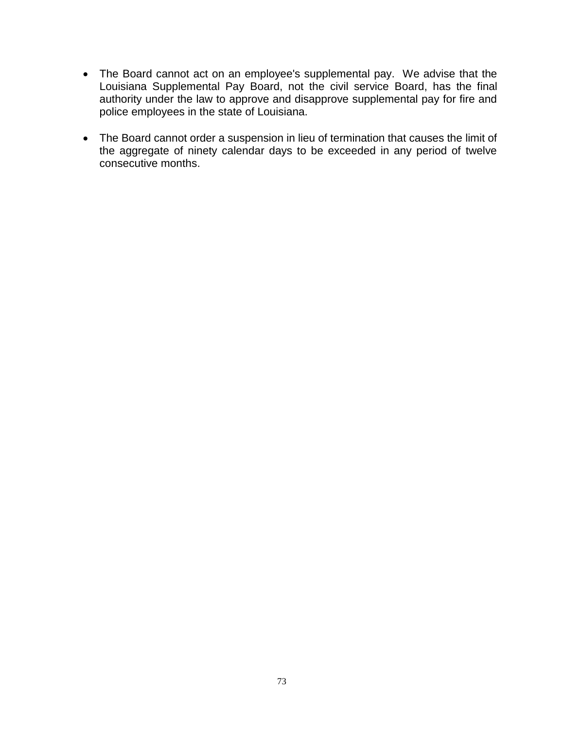- The Board cannot act on an employee's supplemental pay. We advise that the Louisiana Supplemental Pay Board, not the civil service Board, has the final authority under the law to approve and disapprove supplemental pay for fire and police employees in the state of Louisiana.

- The Board cannot order a suspension in lieu of termination that causes the limit of the aggregate of ninety calendar days to be exceeded in any period of twelve consecutive months.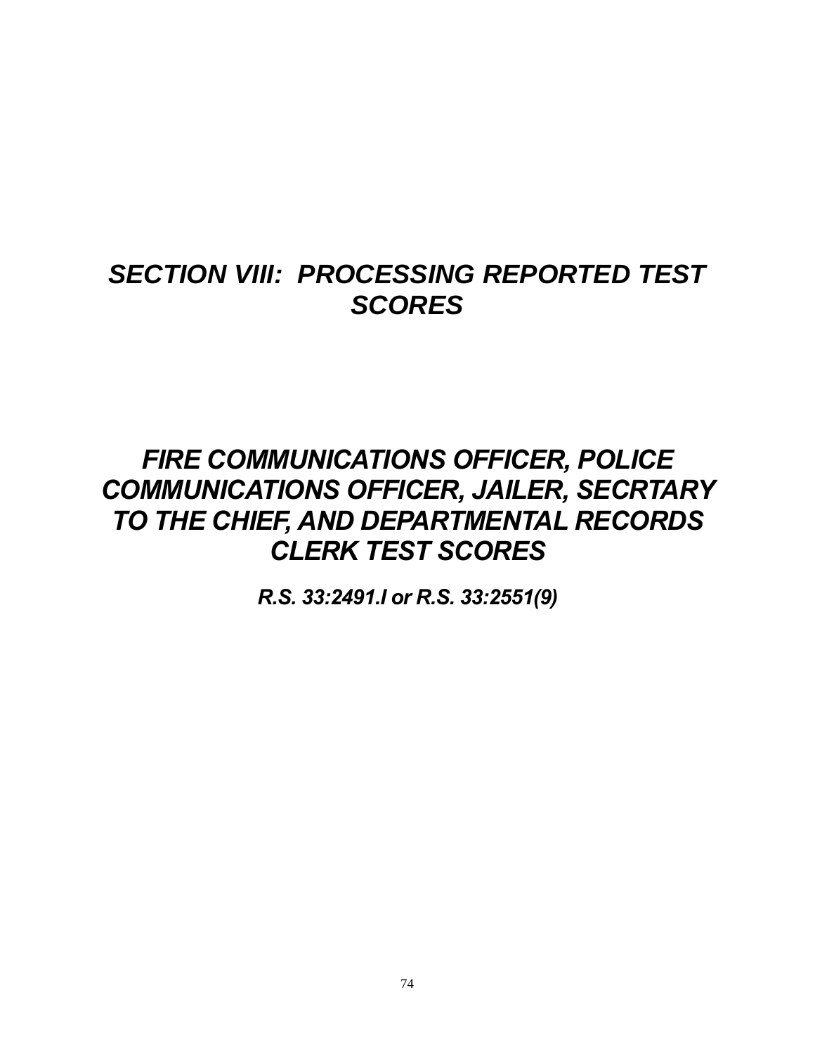# *SECTION VIII: PROCESSING REPORTED TEST SCORES*

## *FIRE COMMUNICATIONS OFFICER, POLICE COMMUNICATIONS OFFICER, JAILER, SECRTARY TO THE CHIEF, AND DEPARTMENTAL RECORDS CLERK TEST SCORES*

***R.S. 33:2491.I or R.S. 33:2551(9)***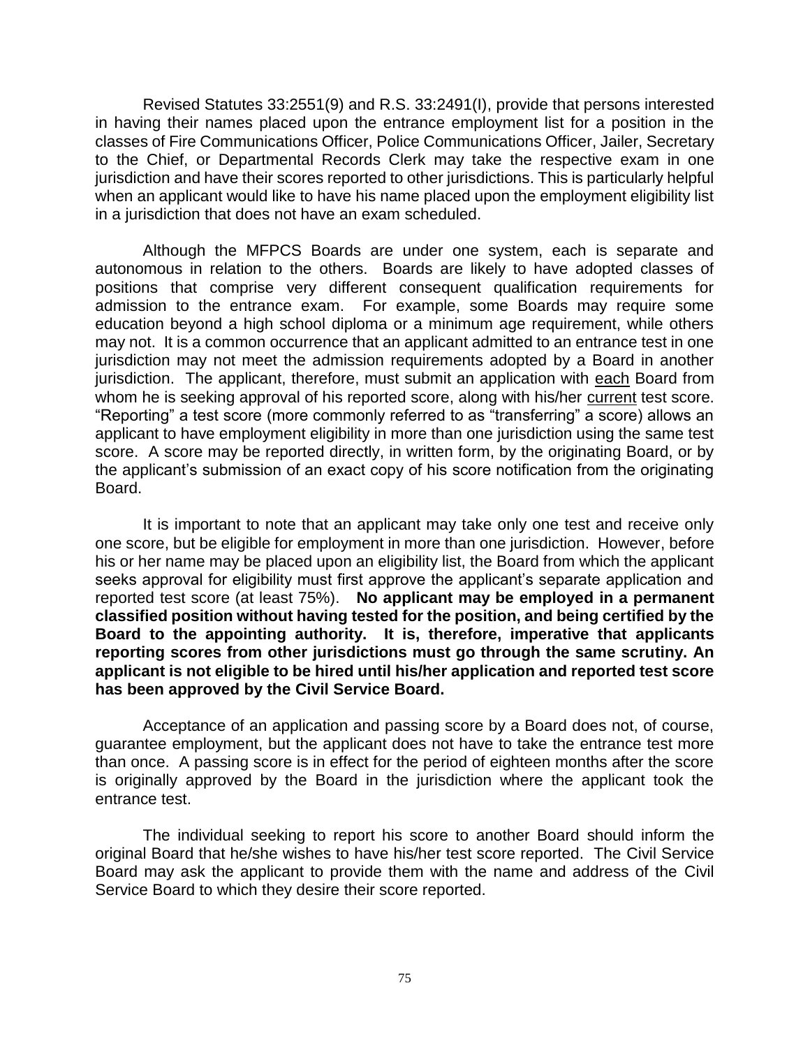Revised Statutes 33:2551(9) and R.S. 33:2491(I), provide that persons interested in having their names placed upon the entrance employment list for a position in the classes of Fire Communications Officer, Police Communications Officer, Jailer, Secretary to the Chief, or Departmental Records Clerk may take the respective exam in one jurisdiction and have their scores reported to other jurisdictions. This is particularly helpful when an applicant would like to have his name placed upon the employment eligibility list in a jurisdiction that does not have an exam scheduled.

Although the MFPCS Boards are under one system, each is separate and autonomous in relation to the others. Boards are likely to have adopted classes of positions that comprise very different consequent qualification requirements for admission to the entrance exam. For example, some Boards may require some education beyond a high school diploma or a minimum age requirement, while others may not. It is a common occurrence that an applicant admitted to an entrance test in one jurisdiction may not meet the admission requirements adopted by a Board in another jurisdiction. The applicant, therefore, must submit an application with each Board from whom he is seeking approval of his reported score, along with his/her current test score. "Reporting" a test score (more commonly referred to as "transferring" a score) allows an applicant to have employment eligibility in more than one jurisdiction using the same test score. A score may be reported directly, in written form, by the originating Board, or by the applicant's submission of an exact copy of his score notification from the originating Board.

It is important to note that an applicant may take only one test and receive only one score, but be eligible for employment in more than one jurisdiction. However, before his or her name may be placed upon an eligibility list, the Board from which the applicant seeks approval for eligibility must first approve the applicant's separate application and reported test score (at least 75%). **No applicant may be employed in a permanent classified position without having tested for the position, and being certified by the Board to the appointing authority. It is, therefore, imperative that applicants reporting scores from other jurisdictions must go through the same scrutiny. An applicant is not eligible to be hired until his/her application and reported test score has been approved by the Civil Service Board.**

Acceptance of an application and passing score by a Board does not, of course, guarantee employment, but the applicant does not have to take the entrance test more than once. A passing score is in effect for the period of eighteen months after the score is originally approved by the Board in the jurisdiction where the applicant took the entrance test.

The individual seeking to report his score to another Board should inform the original Board that he/she wishes to have his/her test score reported. The Civil Service Board may ask the applicant to provide them with the name and address of the Civil Service Board to which they desire their score reported.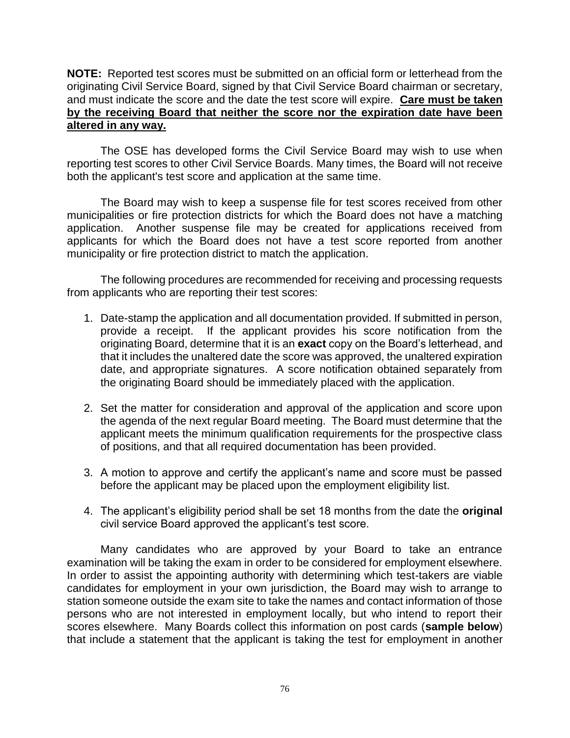**NOTE:** Reported test scores must be submitted on an official form or letterhead from the originating Civil Service Board, signed by that Civil Service Board chairman or secretary, and must indicate the score and the date the test score will expire. **Care must be taken by the receiving Board that neither the score nor the expiration date have been altered in any way.**

The OSE has developed forms the Civil Service Board may wish to use when reporting test scores to other Civil Service Boards. Many times, the Board will not receive both the applicant's test score and application at the same time.

The Board may wish to keep a suspense file for test scores received from other municipalities or fire protection districts for which the Board does not have a matching application. Another suspense file may be created for applications received from applicants for which the Board does not have a test score reported from another municipality or fire protection district to match the application.

The following procedures are recommended for receiving and processing requests from applicants who are reporting their test scores:

1. Date-stamp the application and all documentation provided. If submitted in person, provide a receipt. If the applicant provides his score notification from the originating Board, determine that it is an **exact** copy on the Board's letterhead, and that it includes the unaltered date the score was approved, the unaltered expiration date, and appropriate signatures. A score notification obtained separately from the originating Board should be immediately placed with the application.

2. Set the matter for consideration and approval of the application and score upon the agenda of the next regular Board meeting. The Board must determine that the applicant meets the minimum qualification requirements for the prospective class of positions, and that all required documentation has been provided.

3. A motion to approve and certify the applicant's name and score must be passed before the applicant may be placed upon the employment eligibility list.

4. The applicant's eligibility period shall be set 18 months from the date the **original** civil service Board approved the applicant's test score.

Many candidates who are approved by your Board to take an entrance examination will be taking the exam in order to be considered for employment elsewhere. In order to assist the appointing authority with determining which test-takers are viable candidates for employment in your own jurisdiction, the Board may wish to arrange to station someone outside the exam site to take the names and contact information of those persons who are not interested in employment locally, but who intend to report their scores elsewhere. Many Boards collect this information on post cards (**sample below**) that include a statement that the applicant is taking the test for employment in another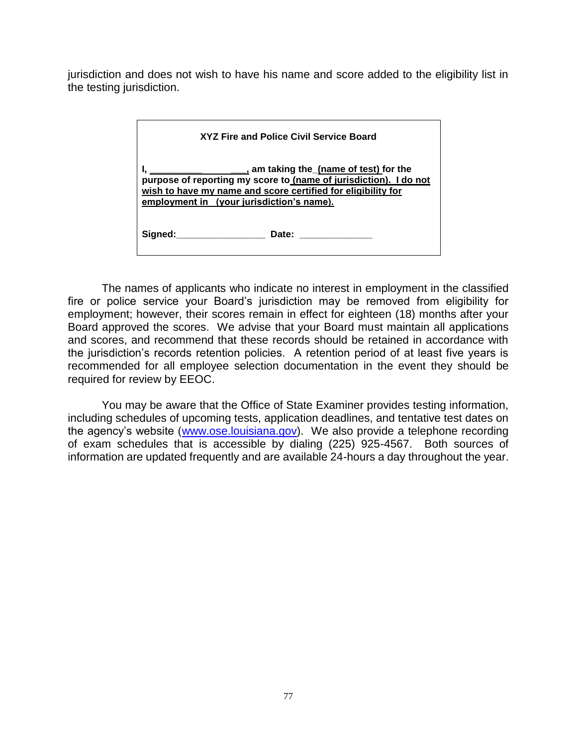jurisdiction and does not wish to have his name and score added to the eligibility list in the testing jurisdiction.

> **XYZ Fire and Police Civil Service Board**
>
> **I, _____________ ___, am taking the <u>(name of test)</u> for the purpose of reporting my score to <u>(name of jurisdiction). I do not wish to have my name and score certified for eligibility for employment in (your jurisdiction's name).</u>**
>
> **Signed:_________________ Date: ______________**

The names of applicants who indicate no interest in employment in the classified fire or police service your Board's jurisdiction may be removed from eligibility for employment; however, their scores remain in effect for eighteen (18) months after your Board approved the scores. We advise that your Board must maintain all applications and scores, and recommend that these records should be retained in accordance with the jurisdiction's records retention policies. A retention period of at least five years is recommended for all employee selection documentation in the event they should be required for review by EEOC.

You may be aware that the Office of State Examiner provides testing information, including schedules of upcoming tests, application deadlines, and tentative test dates on the agency's website (www.ose.louisiana.gov). We also provide a telephone recording of exam schedules that is accessible by dialing (225) 925-4567. Both sources of information are updated frequently and are available 24-hours a day throughout the year.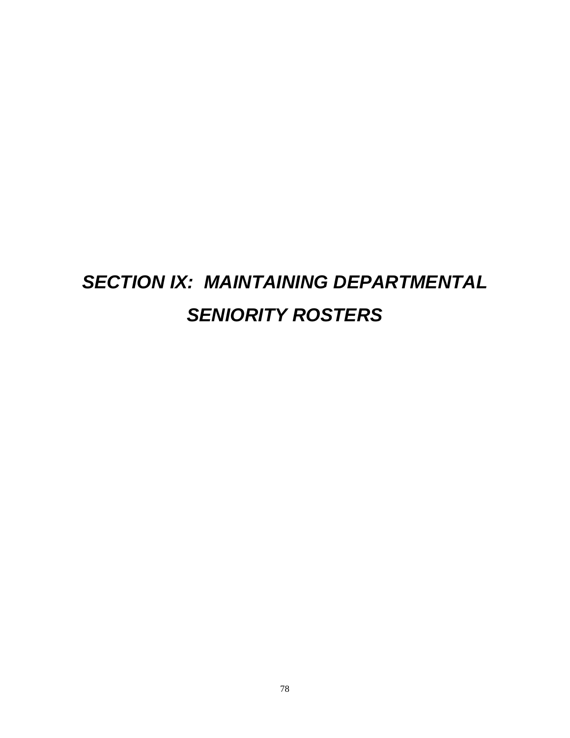# *SECTION IX: MAINTAINING DEPARTMENTAL SENIORITY ROSTERS*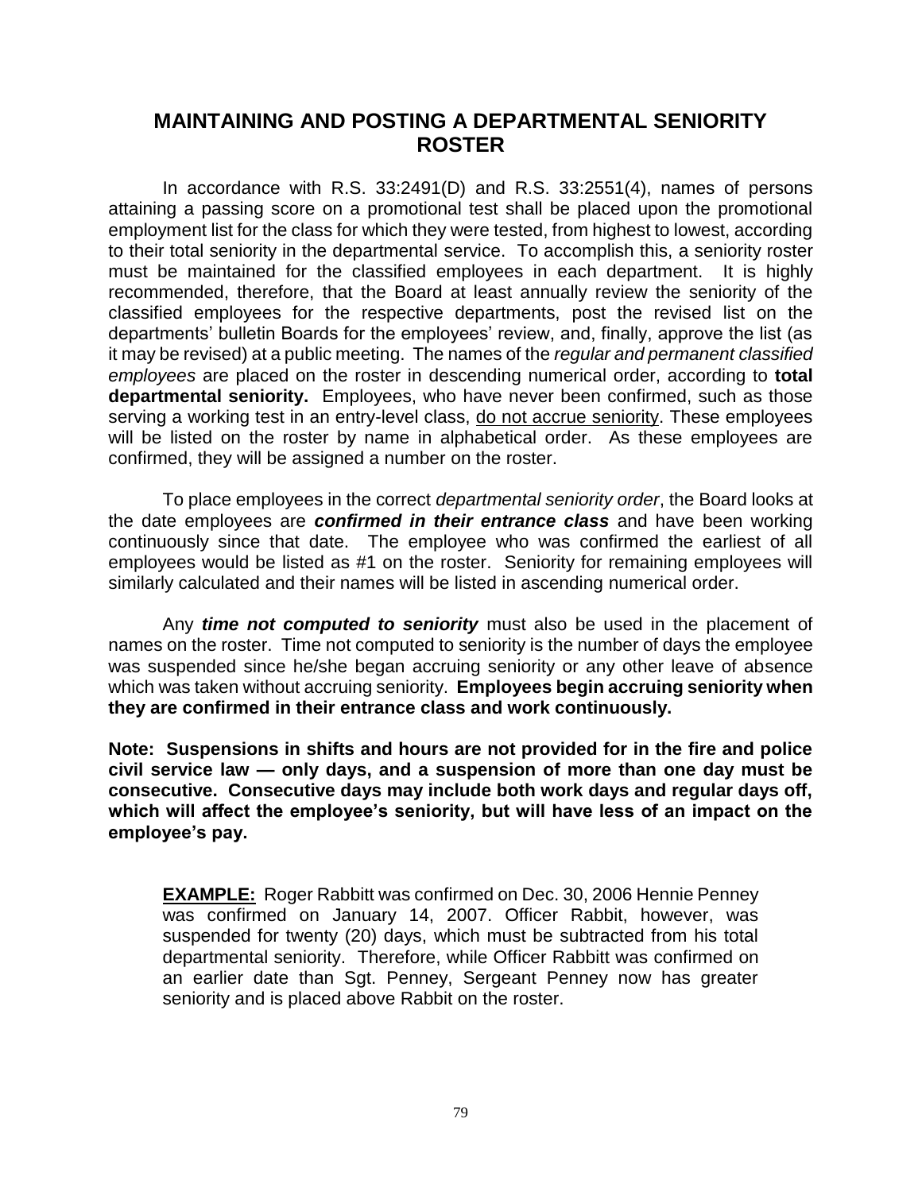# MAINTAINING AND POSTING A DEPARTMENTAL SENIORITY ROSTER

In accordance with R.S. 33:2491(D) and R.S. 33:2551(4), names of persons attaining a passing score on a promotional test shall be placed upon the promotional employment list for the class for which they were tested, from highest to lowest, according to their total seniority in the departmental service. To accomplish this, a seniority roster must be maintained for the classified employees in each department. It is highly recommended, therefore, that the Board at least annually review the seniority of the classified employees for the respective departments, post the revised list on the departments' bulletin Boards for the employees' review, and, finally, approve the list (as it may be revised) at a public meeting. The names of the *regular and permanent classified employees* are placed on the roster in descending numerical order, according to **total departmental seniority.** Employees, who have never been confirmed, such as those serving a working test in an entry-level class, <u>do not accrue seniority</u>. These employees will be listed on the roster by name in alphabetical order. As these employees are confirmed, they will be assigned a number on the roster.

To place employees in the correct *departmental seniority order*, the Board looks at the date employees are ***confirmed in their entrance class*** and have been working continuously since that date. The employee who was confirmed the earliest of all employees would be listed as #1 on the roster. Seniority for remaining employees will similarly calculated and their names will be listed in ascending numerical order.

Any ***time not computed to seniority*** must also be used in the placement of names on the roster. Time not computed to seniority is the number of days the employee was suspended since he/she began accruing seniority or any other leave of absence which was taken without accruing seniority. **Employees begin accruing seniority when they are confirmed in their entrance class and work continuously.**

**Note: Suspensions in shifts and hours are not provided for in the fire and police civil service law — only days, and a suspension of more than one day must be consecutive. Consecutive days may include both work days and regular days off, which will affect the employee's seniority, but will have less of an impact on the employee's pay.**

> **<u>EXAMPLE:</u>** Roger Rabbitt was confirmed on Dec. 30, 2006 Hennie Penney was confirmed on January 14, 2007. Officer Rabbit, however, was suspended for twenty (20) days, which must be subtracted from his total departmental seniority. Therefore, while Officer Rabbitt was confirmed on an earlier date than Sgt. Penney, Sergeant Penney now has greater seniority and is placed above Rabbit on the roster.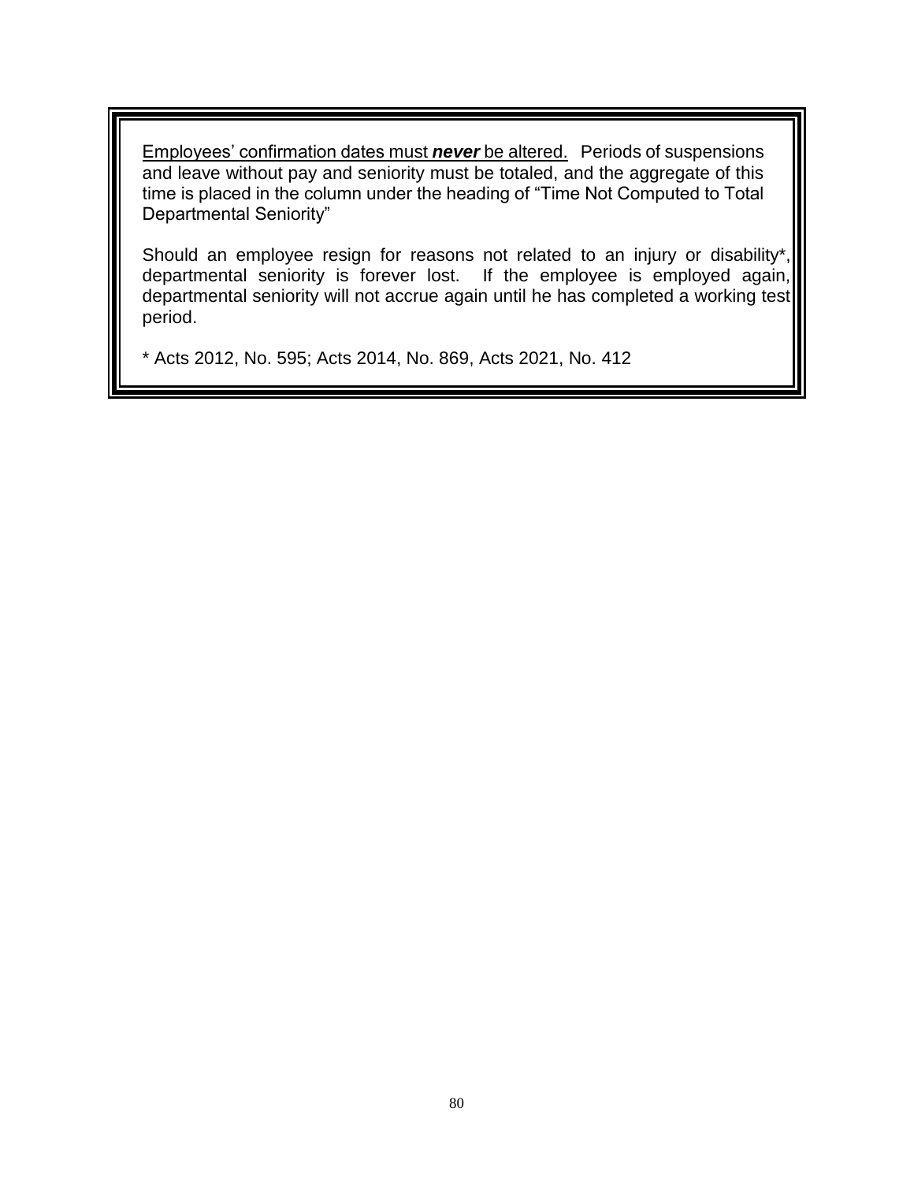<u>Employees' confirmation dates must ***never*** be altered.</u> Periods of suspensions and leave without pay and seniority must be totaled, and the aggregate of this time is placed in the column under the heading of "Time Not Computed to Total Departmental Seniority"

Should an employee resign for reasons not related to an injury or disability*, departmental seniority is forever lost. If the employee is employed again, departmental seniority will not accrue again until he has completed a working test period.

* Acts 2012, No. 595; Acts 2014, No. 869, Acts 2021, No. 412